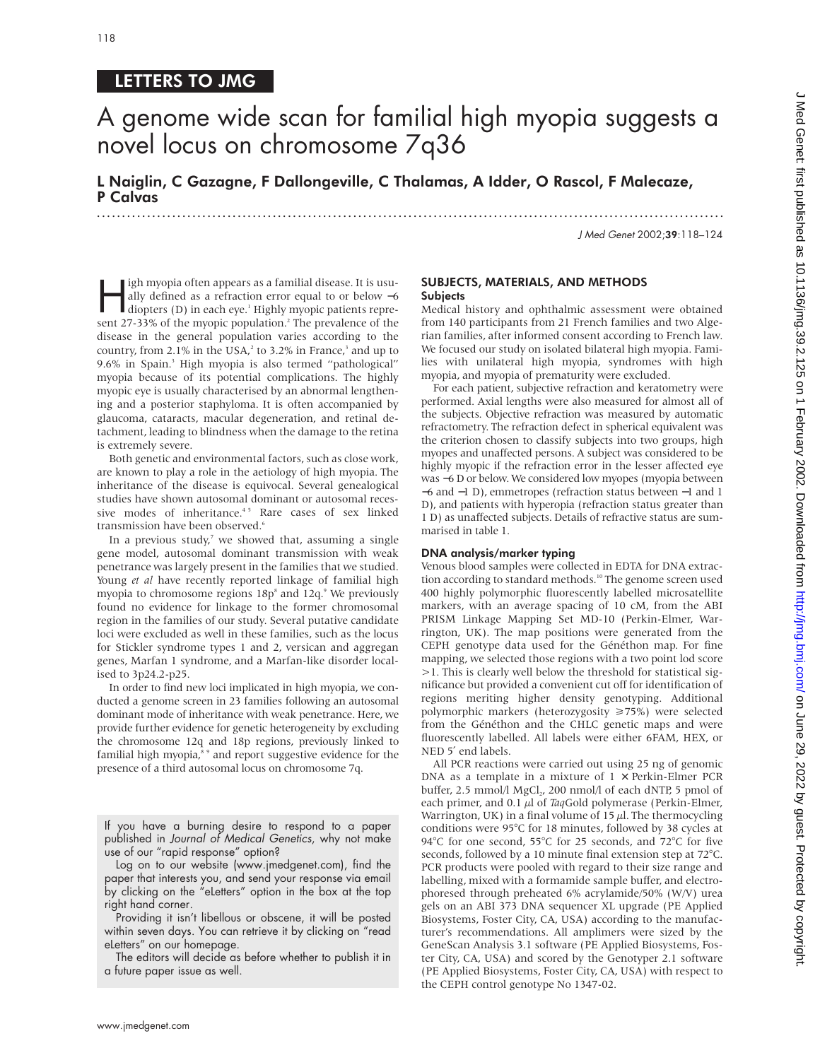LETTERS TO JMG

# A genome wide scan for familial high myopia suggests a novel locus on chromosome 7q36

**L Naiglin, C Gazagne, F Dallongeville, C Thalamas, A Idder, O Rascol, F Malecaze, P Calvas**

High myopia often appears as a familial disease. It is usually defined as a refraction error equal to or below −6 diopters (D) in each eye.[1] Highly myopic patients represent 27-33% of the myopic population.[2] The prevalence of the disease in the general population varies according to the country, from 2.1% in the USA,[2] to 3.2% in France,[3] and up to 9.6% in Spain.[3] High myopia is also termed "pathological" myopia because of its potential complications. The highly myopic eye is usually characterised by an abnormal lengthening and a posterior staphyloma. It is often accompanied by glaucoma, cataracts, macular degeneration, and retinal detachment, leading to blindness when the damage to the retina is extremely severe.

Both genetic and environmental factors, such as close work, are known to play a role in the aetiology of high myopia. The inheritance of the disease is equivocal. Several genealogical studies have shown autosomal dominant or autosomal recessive modes of inheritance.[4,5] Rare cases of sex linked transmission have been observed.[6]

In a previous study,[7] we showed that, assuming a single gene model, autosomal dominant transmission with weak penetrance was largely present in the families that we studied. Young *et al* have recently reported linkage of familial high myopia to chromosome regions 18p[8] and 12q.[9] We previously found no evidence for linkage to the former chromosomal region in the families of our study. Several putative candidate loci were excluded as well in these families, such as the locus for Stickler syndrome types 1 and 2, versican and aggregan genes, Marfan 1 syndrome, and a Marfan-like disorder localised to 3p24.2-p25.

In order to find new loci implicated in high myopia, we conducted a genome screen in 23 families following an autosomal dominant mode of inheritance with weak penetrance. Here, we provide further evidence for genetic heterogeneity by excluding the chromosome 12q and 18p regions, previously linked to familial high myopia,[8,9] and report suggestive evidence for the presence of a third autosomal locus on chromosome 7q.

If you have a burning desire to respond to a paper published in *Journal of Medical Genetics*, why not make use of our "rapid response" option?

Log on to our website (www.jmedgenet.com), find the paper that interests you, and send your response via email by clicking on the "eLetters" option in the box at the top right hand corner.

Providing it isn't libellous or obscene, it will be posted within seven days. You can retrieve it by clicking on "read eLetters" on our homepage.

The editors will decide as before whether to publish it in a future paper issue as well.

## SUBJECTS, MATERIALS, AND METHODS

### Subjects

Medical history and ophthalmic assessment were obtained from 140 participants from 21 French families and two Algerian families, after informed consent according to French law. We focused our study on isolated bilateral high myopia. Families with unilateral high myopia, syndromes with high myopia, and myopia of prematurity were excluded.

For each patient, subjective refraction and keratometry were performed. Axial lengths were also measured for almost all of the subjects. Objective refraction was measured by automatic refractometry. The refraction defect in spherical equivalent was the criterion chosen to classify subjects into two groups, high myopes and unaffected persons. A subject was considered to be highly myopic if the refraction error in the lesser affected eye was −6 D or below. We considered low myopes (myopia between −6 and −1 D), emmetropes (refraction status between −1 and 1 D), and patients with hyperopia (refraction status greater than 1 D) as unaffected subjects. Details of refractive status are summarised in table 1.

### DNA analysis/marker typing

Venous blood samples were collected in EDTA for DNA extraction according to standard methods.[10] The genome screen used 400 highly polymorphic fluorescently labelled microsatellite markers, with an average spacing of 10 cM, from the ABI PRISM Linkage Mapping Set MD-10 (Perkin-Elmer, Warrington, UK). The map positions were generated from the CEPH genotype data used for the Généthon map. For fine mapping, we selected those regions with a two point lod score >1. This is clearly well below the threshold for statistical significance but provided a convenient cut off for identification of regions meriting higher density genotyping. Additional polymorphic markers (heterozygosity ⩾75%) were selected from the Généthon and the CHLC genetic maps and were fluorescently labelled. All labels were either 6FAM, HEX, or NED 5′ end labels.

All PCR reactions were carried out using 25 ng of genomic DNA as a template in a mixture of 1 × Perkin-Elmer PCR buffer, 2.5 mmol/l $MgCl_2$, 200 nmol/l of each dNTP, 5 pmol of each primer, and 0.1 µl of *Taq*Gold polymerase (Perkin-Elmer, Warrington, UK) in a final volume of 15 µl. The thermocycling conditions were 95°C for 18 minutes, followed by 38 cycles at 94°C for one second, 55°C for 25 seconds, and 72°C for five seconds, followed by a 10 minute final extension step at 72°C. PCR products were pooled with regard to their size range and labelling, mixed with a formamide sample buffer, and electrophoresed through preheated 6% acrylamide/50% (W/V) urea gels on an ABI 373 DNA sequencer XL upgrade (PE Applied Biosystems, Foster City, CA, USA) according to the manufacturer's recommendations. All amplimers were sized by the GeneScan Analysis 3.1 software (PE Applied Biosystems, Foster City, CA, USA) and scored by the Genotyper 2.1 software (PE Applied Biosystems, Foster City, CA, USA) with respect to the CEPH control genotype No 1347-02.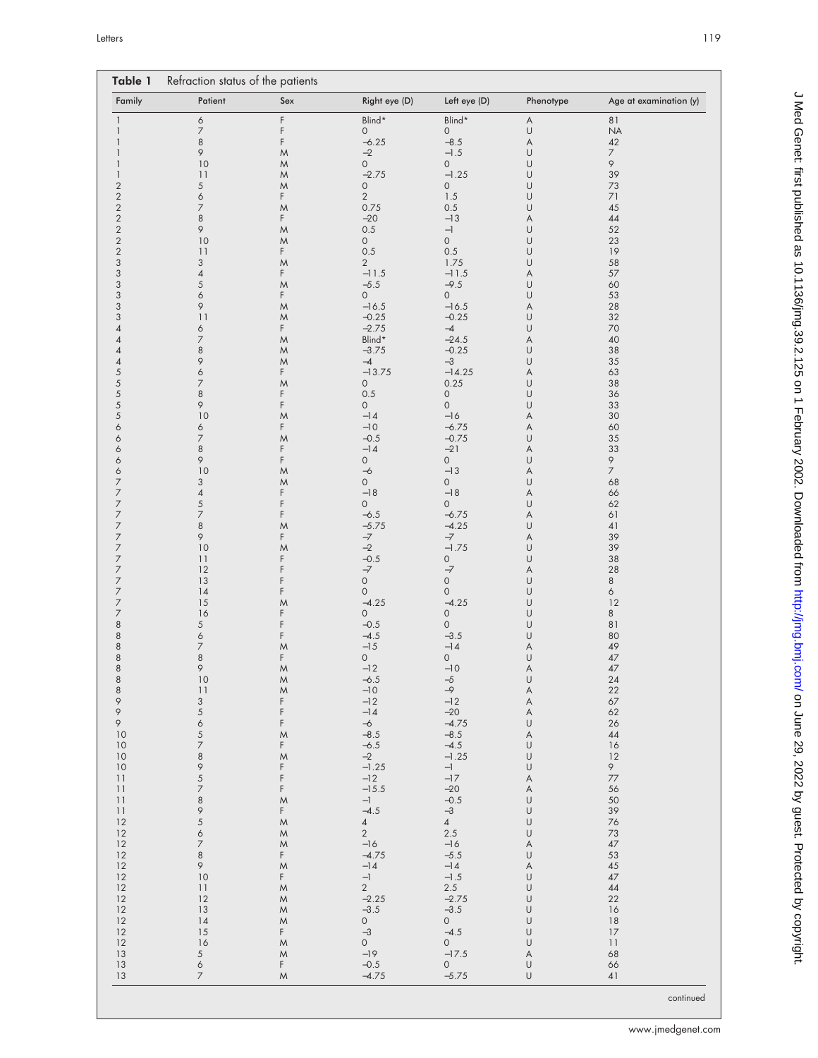**Table 1** Refraction status of the patients

| Family | Patient | Sex | Right eye (D) | Left eye (D) | Phenotype | Age at examination (y) |
|---|---|---|---|---|---|---|
| 1 | 6 | F | Blind* | Blind* | A | 81 |
| 1 | 7 | F | 0 | 0 | U | NA |
| 1 | 8 | F | −6.25 | −8.5 | A | 42 |
| 1 | 9 | M | −2 | −1.5 | U | 7 |
| 1 | 10 | M | 0 | 0 | U | 9 |
| 1 | 11 | M | −2.75 | −1.25 | U | 39 |
| 2 | 5 | M | 0 | 0 | U | 73 |
| 2 | 6 | F | 2 | 1.5 | U | 71 |
| 2 | 7 | M | 0.75 | 0.5 | U | 45 |
| 2 | 8 | F | −20 | −13 | A | 44 |
| 2 | 9 | M | 0.5 | −1 | U | 52 |
| 2 | 10 | M | 0 | 0 | U | 23 |
| 2 | 11 | F | 0.5 | 0.5 | U | 19 |
| 3 | 3 | M | 2 | 1.75 | U | 58 |
| 3 | 4 | F | −11.5 | −11.5 | A | 57 |
| 3 | 5 | M | −5.5 | −9.5 | U | 60 |
| 3 | 6 | F | 0 | 0 | U | 53 |
| 3 | 9 | M | −16.5 | −16.5 | A | 28 |
| 3 | 11 | M | −0.25 | −0.25 | U | 32 |
| 4 | 6 | F | −2.75 | −4 | U | 70 |
| 4 | 7 | M | Blind* | −24.5 | A | 40 |
| 4 | 8 | M | −3.75 | −0.25 | U | 38 |
| 4 | 9 | M | −4 | −3 | U | 35 |
| 5 | 6 | F | −13.75 | −14.25 | A | 63 |
| 5 | 7 | M | 0 | 0.25 | U | 38 |
| 5 | 8 | F | 0.5 | 0 | U | 36 |
| 5 | 9 | F | 0 | 0 | U | 33 |
| 5 | 10 | M | −14 | −16 | A | 30 |
| 6 | 6 | F | −10 | −6.75 | A | 60 |
| 6 | 7 | M | −0.5 | −0.75 | U | 35 |
| 6 | 8 | F | −14 | −21 | A | 33 |
| 6 | 9 | F | 0 | 0 | U | 9 |
| 6 | 10 | M | −6 | −13 | A | 7 |
| 7 | 3 | M | 0 | 0 | U | 68 |
| 7 | 4 | F | −18 | −18 | A | 66 |
| 7 | 5 | F | 0 | 0 | U | 62 |
| 7 | 7 | F | −6.5 | −6.75 | A | 61 |
| 7 | 8 | M | −5.75 | −4.25 | U | 41 |
| 7 | 9 | F | −7 | −7 | A | 39 |
| 7 | 10 | M | −2 | −1.75 | U | 39 |
| 7 | 11 | F | −0.5 | 0 | U | 38 |
| 7 | 12 | F | −7 | −7 | A | 28 |
| 7 | 13 | F | 0 | 0 | U | 8 |
| 7 | 14 | F | 0 | 0 | U | 6 |
| 7 | 15 | M | −4.25 | −4.25 | U | 12 |
| 7 | 16 | F | 0 | 0 | U | 8 |
| 8 | 5 | F | −0.5 | 0 | U | 81 |
| 8 | 6 | F | −4.5 | −3.5 | U | 80 |
| 8 | 7 | M | −15 | −14 | A | 49 |
| 8 | 8 | F | 0 | 0 | U | 47 |
| 8 | 9 | M | −12 | −10 | A | 47 |
| 8 | 10 | M | −6.5 | −5 | U | 24 |
| 8 | 11 | M | −10 | −9 | A | 22 |
| 9 | 3 | F | −12 | −12 | A | 67 |
| 9 | 5 | F | −14 | −20 | A | 62 |
| 9 | 6 | F | −6 | −4.75 | U | 26 |
| 10 | 5 | M | −8.5 | −8.5 | A | 44 |
| 10 | 7 | F | −6.5 | −4.5 | U | 16 |
| 10 | 8 | M | −2 | −1.25 | U | 12 |
| 10 | 9 | F | −1.25 | −1 | U | 9 |
| 11 | 5 | F | −12 | −17 | A | 77 |
| 11 | 7 | F | −15.5 | −20 | A | 56 |
| 11 | 8 | M | −1 | −0.5 | U | 50 |
| 11 | 9 | F | −4.5 | −3 | U | 39 |
| 12 | 5 | M | 4 | 4 | U | 76 |
| 12 | 6 | M | 2 | 2.5 | U | 73 |
| 12 | 7 | M | −16 | −16 | A | 47 |
| 12 | 8 | F | −4.75 | −5.5 | U | 53 |
| 12 | 9 | M | −14 | −14 | A | 45 |
| 12 | 10 | F | −1 | −1.5 | U | 47 |
| 12 | 11 | M | 2 | 2.5 | U | 44 |
| 12 | 12 | M | −2.25 | −2.75 | U | 22 |
| 12 | 13 | M | −3.5 | −3.5 | U | 16 |
| 12 | 14 | M | 0 | 0 | U | 18 |
| 12 | 15 | F | −3 | −4.5 | U | 17 |
| 12 | 16 | M | 0 | 0 | U | 11 |
| 13 | 5 | M | −19 | −17.5 | A | 68 |
| 13 | 6 | F | −0.5 | 0 | U | 66 |
| 13 | 7 | M | −4.75 | −5.75 | U | 41 |

continued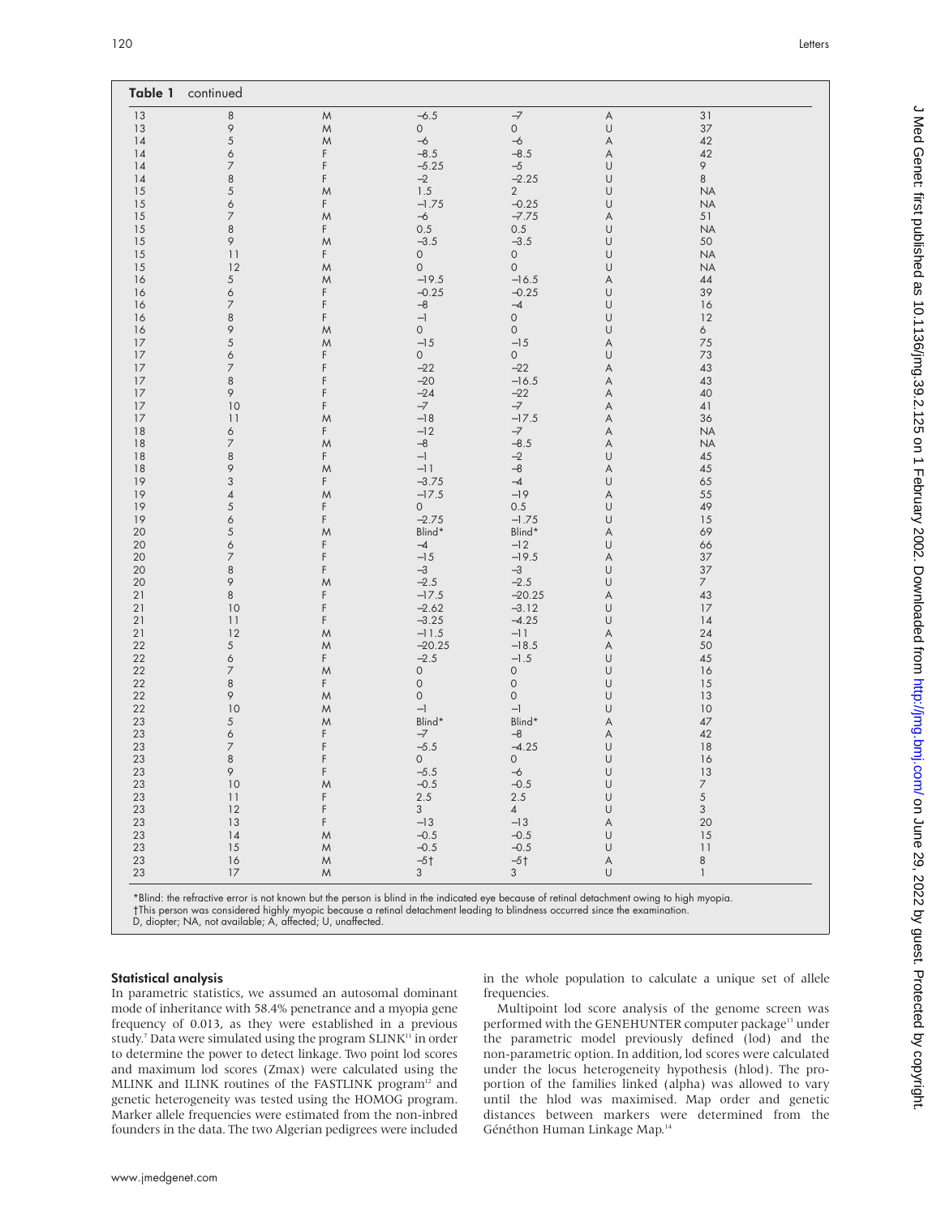**Table 1** continued

| | | | | | | |
|---|---|---|---|---|---|---|
| 13 | 8 | M | −6.5 | −7 | A | 31 |
| 13 | 9 | M | 0 | 0 | U | 37 |
| 14 | 5 | M | −6 | −6 | A | 42 |
| 14 | 6 | F | −8.5 | −8.5 | A | 42 |
| 14 | 7 | F | −5.25 | −5 | U | 9 |
| 14 | 8 | F | −2 | −2.25 | U | 8 |
| 15 | 5 | M | 1.5 | 2 | U | NA |
| 15 | 6 | F | −1.75 | −0.25 | U | NA |
| 15 | 7 | M | −6 | −7.75 | A | 51 |
| 15 | 8 | F | 0.5 | 0.5 | U | NA |
| 15 | 9 | M | −3.5 | −3.5 | U | 50 |
| 15 | 11 | F | 0 | 0 | U | NA |
| 15 | 12 | M | 0 | 0 | U | NA |
| 16 | 5 | M | −19.5 | −16.5 | A | 44 |
| 16 | 6 | F | −0.25 | −0.25 | U | 39 |
| 16 | 7 | F | −8 | −4 | U | 16 |
| 16 | 8 | F | −1 | 0 | U | 12 |
| 16 | 9 | M | 0 | 0 | U | 6 |
| 17 | 5 | M | −15 | −15 | A | 75 |
| 17 | 6 | F | 0 | 0 | U | 73 |
| 17 | 7 | F | −22 | −22 | A | 43 |
| 17 | 8 | F | −20 | −16.5 | A | 43 |
| 17 | 9 | F | −24 | −22 | A | 40 |
| 17 | 10 | F | −7 | −7 | A | 41 |
| 17 | 11 | M | −18 | −17.5 | A | 36 |
| 18 | 6 | F | −12 | −7 | A | NA |
| 18 | 7 | M | −8 | −8.5 | A | NA |
| 18 | 8 | F | −1 | −2 | U | 45 |
| 18 | 9 | M | −11 | −8 | A | 45 |
| 19 | 3 | F | −3.75 | −4 | U | 65 |
| 19 | 4 | M | −17.5 | −19 | A | 55 |
| 19 | 5 | F | 0 | 0.5 | U | 49 |
| 19 | 6 | F | −2.75 | −1.75 | U | 15 |
| 20 | 5 | M | Blind* | Blind* | A | 69 |
| 20 | 6 | F | −4 | −12 | U | 66 |
| 20 | 7 | F | −15 | −19.5 | A | 37 |
| 20 | 8 | F | −3 | −3 | U | 37 |
| 20 | 9 | M | −2.5 | −2.5 | U | 7 |
| 21 | 8 | F | −17.5 | −20.25 | A | 43 |
| 21 | 10 | F | −2.62 | −3.12 | U | 17 |
| 21 | 11 | F | −3.25 | −4.25 | U | 14 |
| 21 | 12 | M | −11.5 | −11 | A | 24 |
| 22 | 5 | M | −20.25 | −18.5 | A | 50 |
| 22 | 6 | F | −2.5 | −1.5 | U | 45 |
| 22 | 7 | M | 0 | 0 | U | 16 |
| 22 | 8 | F | 0 | 0 | U | 15 |
| 22 | 9 | M | 0 | 0 | U | 13 |
| 22 | 10 | M | −1 | −1 | U | 10 |
| 23 | 5 | M | Blind* | Blind* | A | 47 |
| 23 | 6 | F | −7 | −8 | A | 42 |
| 23 | 7 | F | −5.5 | −4.25 | U | 18 |
| 23 | 8 | F | 0 | 0 | U | 16 |
| 23 | 9 | F | −5.5 | −6 | U | 13 |
| 23 | 10 | M | −0.5 | −0.5 | U | 7 |
| 23 | 11 | F | 2.5 | 2.5 | U | 5 |
| 23 | 12 | F | 3 | 4 | U | 3 |
| 23 | 13 | F | −13 | −13 | A | 20 |
| 23 | 14 | M | −0.5 | −0.5 | U | 15 |
| 23 | 15 | M | −0.5 | −0.5 | U | 11 |
| 23 | 16 | M | −5† | −5† | A | 8 |
| 23 | 17 | M | 3 | 3 | U | 1 |

*Blind: the refractive error is not known but the person is blind in the indicated eye because of retinal detachment owing to high myopia.
†This person was considered highly myopic because a retinal detachment leading to blindness occurred since the examination.
D, diopter; NA, not available; A, affected; U, unaffected.

### Statistical analysis

In parametric statistics, we assumed an autosomal dominant mode of inheritance with 58.4% penetrance and a myopia gene frequency of 0.013, as they were established in a previous study.[7] Data were simulated using the program SLINK[11] in order to determine the power to detect linkage. Two point lod scores and maximum lod scores (Zmax) were calculated using the MLINK and ILINK routines of the FASTLINK program[12] and genetic heterogeneity was tested using the HOMOG program. Marker allele frequencies were estimated from the non-inbred founders in the data. The two Algerian pedigrees were included in the whole population to calculate a unique set of allele frequencies.

Multipoint lod score analysis of the genome screen was performed with the GENEHUNTER computer package[13] under the parametric model previously defined (lod) and the non-parametric option. In addition, lod scores were calculated under the locus heterogeneity hypothesis (hlod). The proportion of the families linked (alpha) was allowed to vary until the hlod was maximised. Map order and genetic distances between markers were determined from the Généthon Human Linkage Map.[14]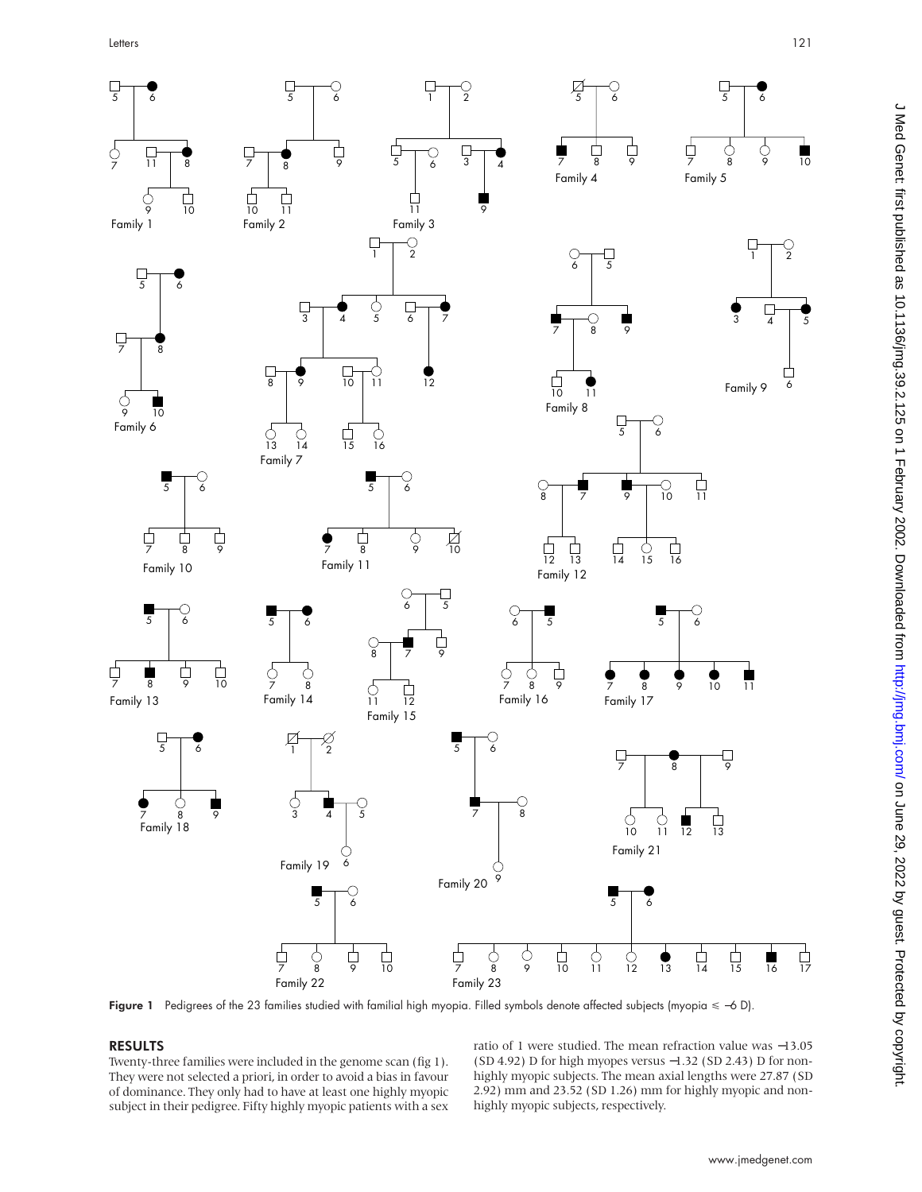Figure 1 Pedigrees of the 23 families studied with familial high myopia. Filled symbols denote affected subjects (myopia ≤ −6 D).

## RESULTS

Twenty-three families were included in the genome scan (fig 1). They were not selected a priori, in order to avoid a bias in favour of dominance. They only had to have at least one highly myopic subject in their pedigree. Fifty highly myopic patients with a sex ratio of 1 were studied. The mean refraction value was −13.05 (SD 4.92) D for high myopes versus −1.32 (SD 2.43) D for non-highly myopic subjects. The mean axial lengths were 27.87 (SD 2.92) mm and 23.52 (SD 1.26) mm for highly myopic and non-highly myopic subjects, respectively.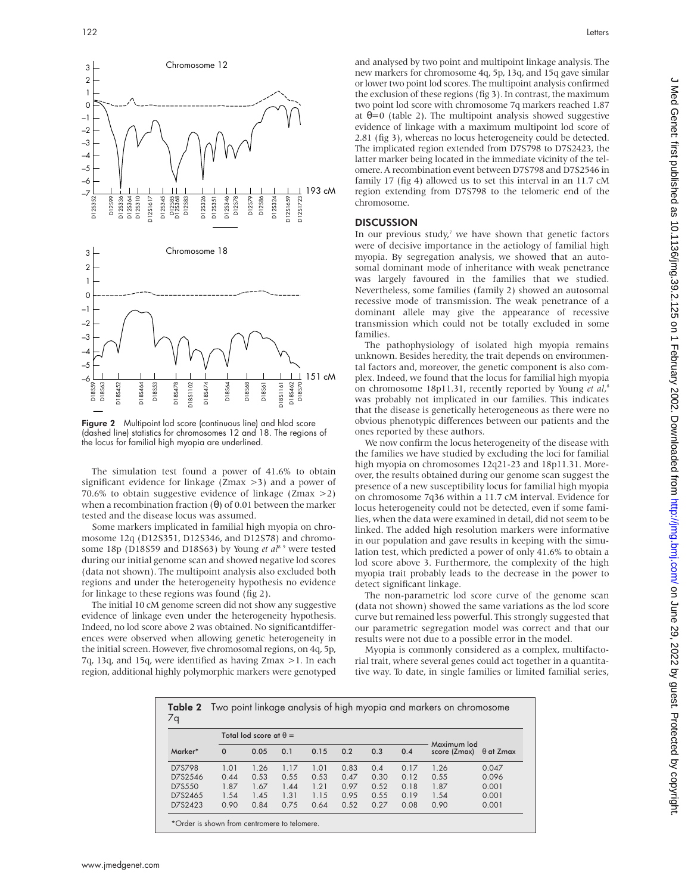Figure 2 Multipoint lod score (continuous line) and hlod score (dashed line) statistics for chromosomes 12 and 18. The regions of the locus for familial high myopia are underlined.

The simulation test found a power of 41.6% to obtain significant evidence for linkage (Zmax >3) and a power of 70.6% to obtain suggestive evidence of linkage (Zmax >2) when a recombination fraction (θ) of 0.01 between the marker tested and the disease locus was assumed.

Some markers implicated in familial high myopia on chromosome 12q (D12S351, D12S346, and D12S78) and chromosome 18p (D18S59 and D18S63) by Young *et al*[8 9] were tested during our initial genome scan and showed negative lod scores (data not shown). The multipoint analysis also excluded both regions and under the heterogeneity hypothesis no evidence for linkage to these regions was found (fig 2).

The initial 10 cM genome screen did not show any suggestive evidence of linkage even under the heterogeneity hypothesis. Indeed, no lod score above 2 was obtained. No significantdifferences were observed when allowing genetic heterogeneity in the initial screen. However, five chromosomal regions, on 4q, 5p, 7q, 13q, and 15q, were identified as having Zmax >1. In each region, additional highly polymorphic markers were genotyped and analysed by two point and multipoint linkage analysis. The new markers for chromosome 4q, 5p, 13q, and 15q gave similar or lower two point lod scores. The multipoint analysis confirmed the exclusion of these regions (fig 3). In contrast, the maximum two point lod score with chromosome 7q markers reached 1.87 at θ=0 (table 2). The multipoint analysis showed suggestive evidence of linkage with a maximum multipoint lod score of 2.81 (fig 3), whereas no locus heterogeneity could be detected. The implicated region extended from D7S798 to D7S2423, the latter marker being located in the immediate vicinity of the telomere. A recombination event between D7S798 and D7S2546 in family 17 (fig 4) allowed us to set this interval in an 11.7 cM region extending from D7S798 to the telomeric end of the chromosome.

## DISCUSSION

In our previous study,[7] we have shown that genetic factors were of decisive importance in the aetiology of familial high myopia. By segregation analysis, we showed that an autosomal dominant mode of inheritance with weak penetrance was largely favoured in the families that we studied. Nevertheless, some families (family 2) showed an autosomal recessive mode of transmission. The weak penetrance of a dominant allele may give the appearance of recessive transmission which could not be totally excluded in some families.

The pathophysiology of isolated high myopia remains unknown. Besides heredity, the trait depends on environmental factors and, moreover, the genetic component is also complex. Indeed, we found that the locus for familial high myopia on chromosome 18p11.31, recently reported by Young *et al*,[8] was probably not implicated in our families. This indicates that the disease is genetically heterogeneous as there were no obvious phenotypic differences between our patients and the ones reported by these authors.

We now confirm the locus heterogeneity of the disease with the families we have studied by excluding the loci for familial high myopia on chromosomes 12q21-23 and 18p11.31. Moreover, the results obtained during our genome scan suggest the presence of a new susceptibility locus for familial high myopia on chromosome 7q36 within a 11.7 cM interval. Evidence for locus heterogeneity could not be detected, even if some families, when the data were examined in detail, did not seem to be linked. The added high resolution markers were informative in our population and gave results in keeping with the simulation test, which predicted a power of only 41.6% to obtain a lod score above 3. Furthermore, the complexity of the high myopia trait probably leads to the decrease in the power to detect significant linkage.

The non-parametric lod score curve of the genome scan (data not shown) showed the same variations as the lod score curve but remained less powerful. This strongly suggested that our parametric segregation model was correct and that our results were not due to a possible error in the model.

Myopia is commonly considered as a complex, multifactorial trait, where several genes could act together in a quantitative way. To date, in single families or limited familial series,

**Table 2** Two point linkage analysis of high myopia and markers on chromosome 7q

| Marker* | Total lod score at θ = 0 | 0.05 | 0.1 | 0.15 | 0.2 | 0.3 | 0.4 | Maximum lod score (Zmax) | θ at Zmax |
|---|---|---|---|---|---|---|---|---|---|
| D7S798 | 1.01 | 1.26 | 1.17 | 1.01 | 0.83 | 0.4 | 0.17 | 1.26 | 0.047 |
| D7S2546 | 0.44 | 0.53 | 0.55 | 0.53 | 0.47 | 0.30 | 0.12 | 0.55 | 0.096 |
| D7S550 | 1.87 | 1.67 | 1.44 | 1.21 | 0.97 | 0.52 | 0.18 | 1.87 | 0.001 |
| D7S2465 | 1.54 | 1.45 | 1.31 | 1.15 | 0.95 | 0.55 | 0.19 | 1.54 | 0.001 |
| D7S2423 | 0.90 | 0.84 | 0.75 | 0.64 | 0.52 | 0.27 | 0.08 | 0.90 | 0.001 |

*Order is shown from centromere to telomere.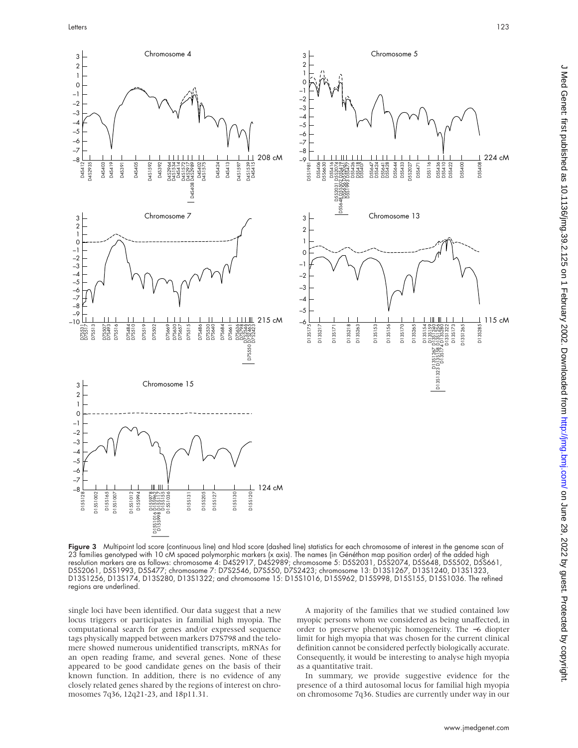Figure 3 Multipoint lod score (continuous line) and hlod score (dashed line) statistics for each chromosome of interest in the genome scan of 23 families genotyped with 10 cM spaced polymorphic markers (x axis). The names (in Généthon map position order) of the added high resolution markers are as follows: chromosome 4: D4S2917, D4S2989; chromosome 5: D5S2031, D5S2074, D5S648, D5S502, D5S661, D5S2061, D5S1993, D5S477; chromosome 7: D7S2546, D7S550, D7S2423; chromosome 13: D13S1267, D13S1240, D13S1323, D13S1256, D13S174, D13S280, D13S1322; and chromosome 15: D15S1016, D15S962, D15S998, D15S155, D15S1036. The refined regions are underlined.

single loci have been identified. Our data suggest that a new locus triggers or participates in familial high myopia. The computational search for genes and/or expressed sequence tags physically mapped between markers D7S798 and the telomere showed numerous unidentified transcripts, mRNAs for an open reading frame, and several genes. None of these appeared to be good candidate genes on the basis of their known function. In addition, there is no evidence of any closely related genes shared by the regions of interest on chromosomes 7q36, 12q21-23, and 18p11.31.

A majority of the families that we studied contained low myopic persons whom we considered as being unaffected, in order to preserve phenotypic homogeneity. The −6 diopter limit for high myopia that was chosen for the current clinical definition cannot be considered perfectly biologically accurate. Consequently, it would be interesting to analyse high myopia as a quantitative trait.

In summary, we provide suggestive evidence for the presence of a third autosomal locus for familial high myopia on chromosome 7q36. Studies are currently under way in our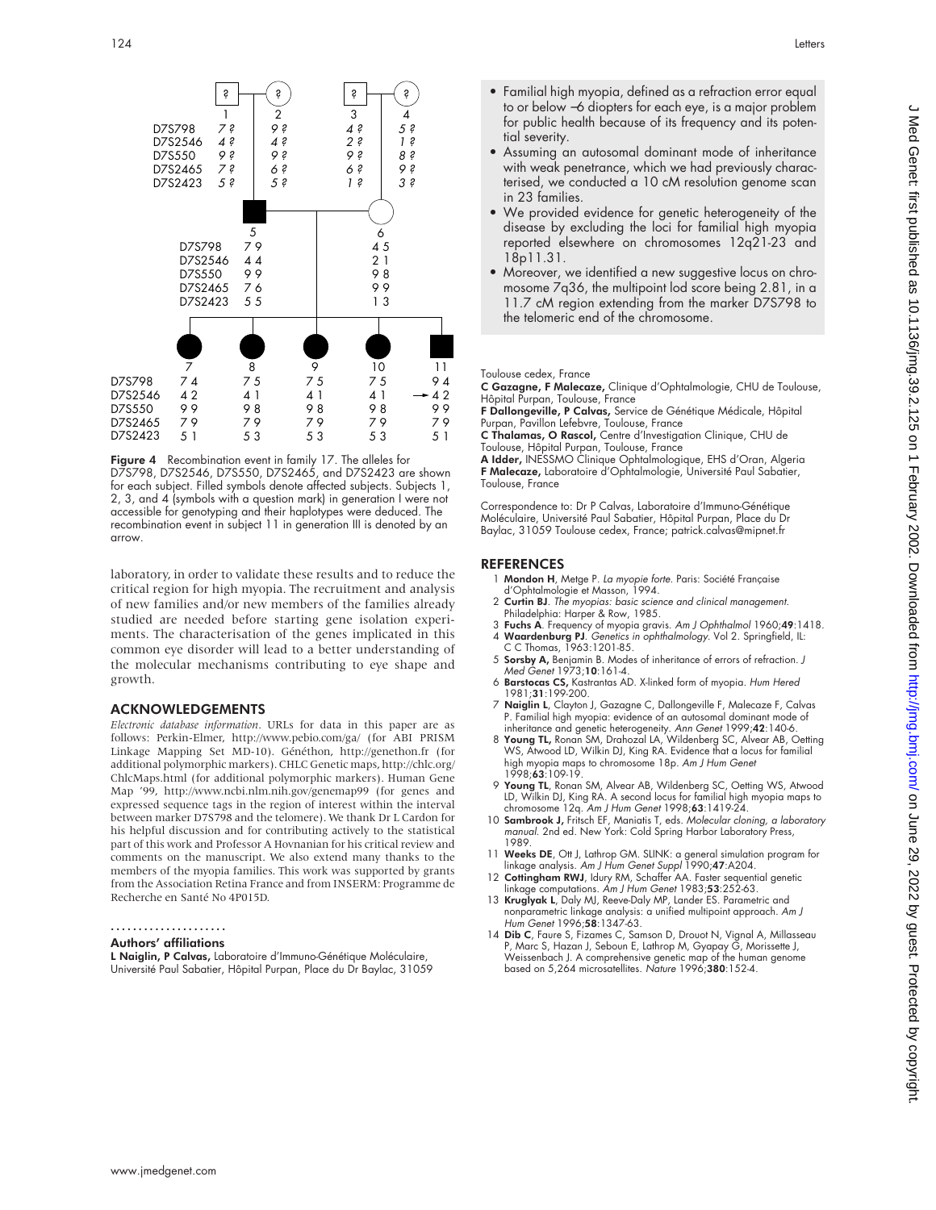Figure 4 Recombination event in family 17. The alleles for D7S798, D7S2546, D7S550, D7S2465, and D7S2423 are shown for each subject. Filled symbols denote affected subjects. Subjects 1, 2, 3, and 4 (symbols with a question mark) in generation I were not accessible for genotyping and their haplotypes were deduced. The recombination event in subject 11 in generation III is denoted by an arrow.

laboratory, in order to validate these results and to reduce the critical region for high myopia. The recruitment and analysis of new families and/or new members of the families already studied are needed before starting gene isolation experiments. The characterisation of the genes implicated in this common eye disorder will lead to a better understanding of the molecular mechanisms contributing to eye shape and growth.

## ACKNOWLEDGEMENTS

*Electronic database information*. URLs for data in this paper are as follows: Perkin-Elmer, http://www.pebio.com/ga/ (for ABI PRISM Linkage Mapping Set MD-10). Généthon, http://genethon.fr (for additional polymorphic markers). CHLC Genetic maps, http://chlc.org/ChlcMaps.html (for additional polymorphic markers). Human Gene Map '99, http://www.ncbi.nlm.nih.gov/genemap99 (for genes and expressed sequence tags in the region of interest within the interval between marker D7S798 and the telomere). We thank Dr L Cardon for his helpful discussion and for contributing actively to the statistical part of this work and Professor A Hovnanian for his critical review and comments on the manuscript. We also extend many thanks to the members of the myopia families. This work was supported by grants from the Association Retina France and from INSERM: Programme de Recherche en Santé No 4P015D.

### Authors' affiliations

**L Naiglin, P Calvas,** Laboratoire d'Immuno-Génétique Moléculaire, Université Paul Sabatier, Hôpital Purpan, Place du Dr Baylac, 31059 Toulouse cedex, France
**C Gazagne, F Malecaze,** Clinique d'Ophtalmologie, CHU de Toulouse, Hôpital Purpan, Toulouse, France
**F Dallongeville, P Calvas,** Service de Génétique Médicale, Hôpital Purpan, Pavillon Lefebvre, Toulouse, France
**C Thalamas, O Rascol,** Centre d'Investigation Clinique, CHU de Toulouse, Hôpital Purpan, Toulouse, France
**A Idder,** INESSMO Clinique Ophtalmologique, EHS d'Oran, Algeria
**F Malecaze,** Laboratoire d'Ophtalmologie, Université Paul Sabatier, Toulouse, France

Correspondence to: Dr P Calvas, Laboratoire d'Immuno-Génétique Moléculaire, Université Paul Sabatier, Hôpital Purpan, Place du Dr Baylac, 31059 Toulouse cedex, France; patrick.calvas@mipnet.fr

- Familial high myopia, defined as a refraction error equal to or below −6 diopters for each eye, is a major problem for public health because of its frequency and its potential severity.
- Assuming an autosomal dominant mode of inheritance with weak penetrance, which we had previously characterised, we conducted a 10 cM resolution genome scan in 23 families.
- We provided evidence for genetic heterogeneity of the disease by excluding the loci for familial high myopia reported elsewhere on chromosomes 12q21-23 and 18p11.31.
- Moreover, we identified a new suggestive locus on chromosome 7q36, the multipoint lod score being 2.81, in a 11.7 cM region extending from the marker D7S798 to the telomeric end of the chromosome.

## REFERENCES

1. **Mondon H**, Metge P. *La myopie forte*. Paris: Société Française d'Ophtalmologie et Masson, 1994.
2. **Curtin BJ**. *The myopias: basic science and clinical management*. Philadelphia: Harper & Row, 1985.
3. **Fuchs A**. Frequency of myopia gravis. *Am J Ophthalmol* 1960;**49**:1418.
4. **Waardenburg PJ**. *Genetics in ophthalmology*. Vol 2. Springfield, IL: C C Thomas, 1963:1201-85.
5. **Sorsby A,** Benjamin B. Modes of inheritance of errors of refraction. *J Med Genet* 1973;**10**:161-4.
6. **Barstocas CS,** Kastrantas AD. X-linked form of myopia. *Hum Hered* 1981;**31**:199-200.
7. **Naiglin L**, Clayton J, Gazagne C, Dallongeville F, Malecaze F, Calvas P. Familial high myopia: evidence of an autosomal dominant mode of inheritance and genetic heterogeneity. *Ann Genet* 1999;**42**:140-6.
8. **Young TL,** Ronan SM, Drahozal LA, Wildenberg SC, Alvear AB, Oetting WS, Atwood LD, Wilkin DJ, King RA. Evidence that a locus for familial high myopia maps to chromosome 18p. *Am J Hum Genet* 1998;**63**:109-19.
9. **Young TL**, Ronan SM, Alvear AB, Wildenberg SC, Oetting WS, Atwood LD, Wilkin DJ, King RA. A second locus for familial high myopia maps to chromosome 12q. *Am J Hum Genet* 1998;**63**:1419-24.
10. **Sambrook J,** Fritsch EF, Maniatis T, eds. *Molecular cloning, a laboratory manual*. 2nd ed. New York: Cold Spring Harbor Laboratory Press, 1989.
11. **Weeks DE**, Ott J, Lathrop GM. SLINK: a general simulation program for linkage analysis. *Am J Hum Genet Suppl* 1990;**47**:A204.
12. **Cottingham RWJ**, Idury RM, Schaffer AA. Faster sequential genetic linkage computations. *Am J Hum Genet* 1983;**53**:252-63.
13. **Kruglyak L**, Daly MJ, Reeve-Daly MP, Lander ES. Parametric and nonparametric linkage analysis: a unified multipoint approach. *Am J Hum Genet* 1996;**58**:1347-63.
14. **Dib C**, Faure S, Fizames C, Samson D, Drouot N, Vignal A, Millasseau P, Marc S, Hazan J, Seboun E, Lathrop M, Gyapay G, Morissette J, Weissenbach J. A comprehensive genetic map of the human genome based on 5,264 microsatellites. *Nature* 1996;**380**:152-4.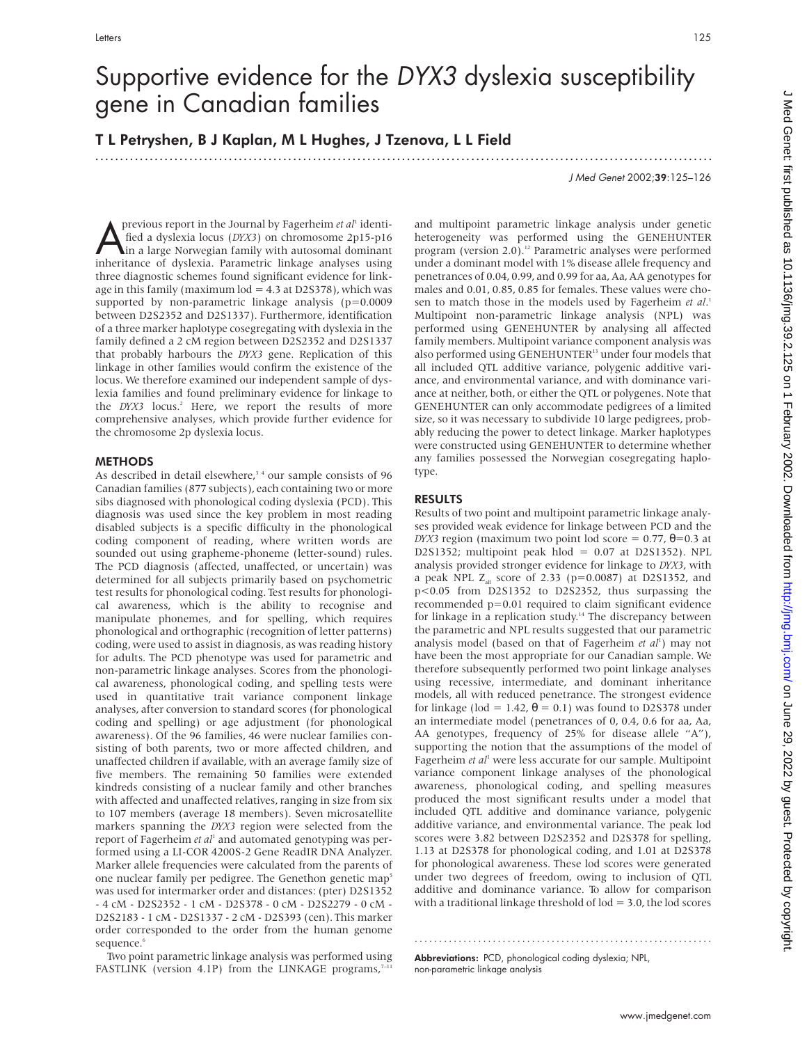# Supportive evidence for the *DYX3* dyslexia susceptibility gene in Canadian families

## T L Petryshen, B J Kaplan, M L Hughes, J Tzenova, L L Field

A previous report in the Journal by Fagerheim *et al*[1] identified a dyslexia locus (*DYX3*) on chromosome 2p15-p16 in a large Norwegian family with autosomal dominant inheritance of dyslexia. Parametric linkage analyses using three diagnostic schemes found significant evidence for linkage in this family (maximum lod = 4.3 at D2S378), which was supported by non-parametric linkage analysis (p=0.0009 between D2S2352 and D2S1337). Furthermore, identification of a three marker haplotype cosegregating with dyslexia in the family defined a 2 cM region between D2S2352 and D2S1337 that probably harbours the *DYX3* gene. Replication of this linkage in other families would confirm the existence of the locus. We therefore examined our independent sample of dyslexia families and found preliminary evidence for linkage to the *DYX3* locus.[2] Here, we report the results of more comprehensive analyses, which provide further evidence for the chromosome 2p dyslexia locus.

### METHODS

As described in detail elsewhere,[3 4] our sample consists of 96 Canadian families (877 subjects), each containing two or more sibs diagnosed with phonological coding dyslexia (PCD). This diagnosis was used since the key problem in most reading disabled subjects is a specific difficulty in the phonological coding component of reading, where written words are sounded out using grapheme-phoneme (letter-sound) rules. The PCD diagnosis (affected, unaffected, or uncertain) was determined for all subjects primarily based on psychometric test results for phonological coding. Test results for phonological awareness, which is the ability to recognise and manipulate phonemes, and for spelling, which requires phonological and orthographic (recognition of letter patterns) coding, were used to assist in diagnosis, as was reading history for adults. The PCD phenotype was used for parametric and non-parametric linkage analyses. Scores from the phonological awareness, phonological coding, and spelling tests were used in quantitative trait variance component linkage analyses, after conversion to standard scores (for phonological coding and spelling) or age adjustment (for phonological awareness). Of the 96 families, 46 were nuclear families consisting of both parents, two or more affected children, and unaffected children if available, with an average family size of five members. The remaining 50 families were extended kindreds consisting of a nuclear family and other branches with affected and unaffected relatives, ranging in size from six to 107 members (average 18 members). Seven microsatellite markers spanning the *DYX3* region were selected from the report of Fagerheim *et al*[1] and automated genotyping was performed using a LI-COR 4200S-2 Gene ReadIR DNA Analyzer. Marker allele frequencies were calculated from the parents of one nuclear family per pedigree. The Genethon genetic map[5] was used for intermarker order and distances: (pter) D2S1352 - 4 cM - D2S2352 - 1 cM - D2S378 - 0 cM - D2S2279 - 0 cM - D2S2183 - 1 cM - D2S1337 - 2 cM - D2S393 (cen). This marker order corresponded to the order from the human genome sequence.[6]

Two point parametric linkage analysis was performed using FASTLINK (version 4.1P) from the LINKAGE programs,[7–11] and multipoint parametric linkage analysis under genetic heterogeneity was performed using the GENEHUNTER program (version 2.0).[12] Parametric analyses were performed under a dominant model with 1% disease allele frequency and penetrances of 0.04, 0.99, and 0.99 for aa, Aa, AA genotypes for males and 0.01, 0.85, 0.85 for females. These values were chosen to match those in the models used by Fagerheim *et al*.[1] Multipoint non-parametric linkage analysis (NPL) was performed using GENEHUNTER by analysing all affected family members. Multipoint variance component analysis was also performed using GENEHUNTER[13] under four models that all included QTL additive variance, polygenic additive variance, and environmental variance, and with dominance variance at neither, both, or either the QTL or polygenes. Note that GENEHUNTER can only accommodate pedigrees of a limited size, so it was necessary to subdivide 10 large pedigrees, probably reducing the power to detect linkage. Marker haplotypes were constructed using GENEHUNTER to determine whether any families possessed the Norwegian cosegregating haplotype.

### RESULTS

Results of two point and multipoint parametric linkage analyses provided weak evidence for linkage between PCD and the *DYX3* region (maximum two point lod score = 0.77, $\theta$=0.3 at D2S1352; multipoint peak hlod = 0.07 at D2S1352). NPL analysis provided stronger evidence for linkage to *DYX3*, with a peak NPL $Z_{all}$ score of 2.33 (p=0.0087) at D2S1352, and $p<0.05$ from D2S1352 to D2S2352, thus surpassing the recommended p=0.01 required to claim significant evidence for linkage in a replication study.[14] The discrepancy between the parametric and NPL results suggested that our parametric analysis model (based on that of Fagerheim *et al*[1]) may not have been the most appropriate for our Canadian sample. We therefore subsequently performed two point linkage analyses using recessive, intermediate, and dominant inheritance models, all with reduced penetrance. The strongest evidence for linkage (lod = 1.42, $\theta$ = 0.1) was found to D2S378 under an intermediate model (penetrances of 0, 0.4, 0.6 for aa, Aa, AA genotypes, frequency of 25% for disease allele "A"), supporting the notion that the assumptions of the model of Fagerheim *et al*[1] were less accurate for our sample. Multipoint variance component linkage analyses of the phonological awareness, phonological coding, and spelling measures produced the most significant results under a model that included QTL additive and dominance variance, polygenic additive variance, and environmental variance. The peak lod scores were 3.82 between D2S2352 and D2S378 for spelling, 1.13 at D2S378 for phonological coding, and 1.01 at D2S378 for phonological awareness. These lod scores were generated under two degrees of freedom, owing to inclusion of QTL additive and dominance variance. To allow for comparison with a traditional linkage threshold of lod = 3.0, the lod scores

**Abbreviations:** PCD, phonological coding dyslexia; NPL, non-parametric linkage analysis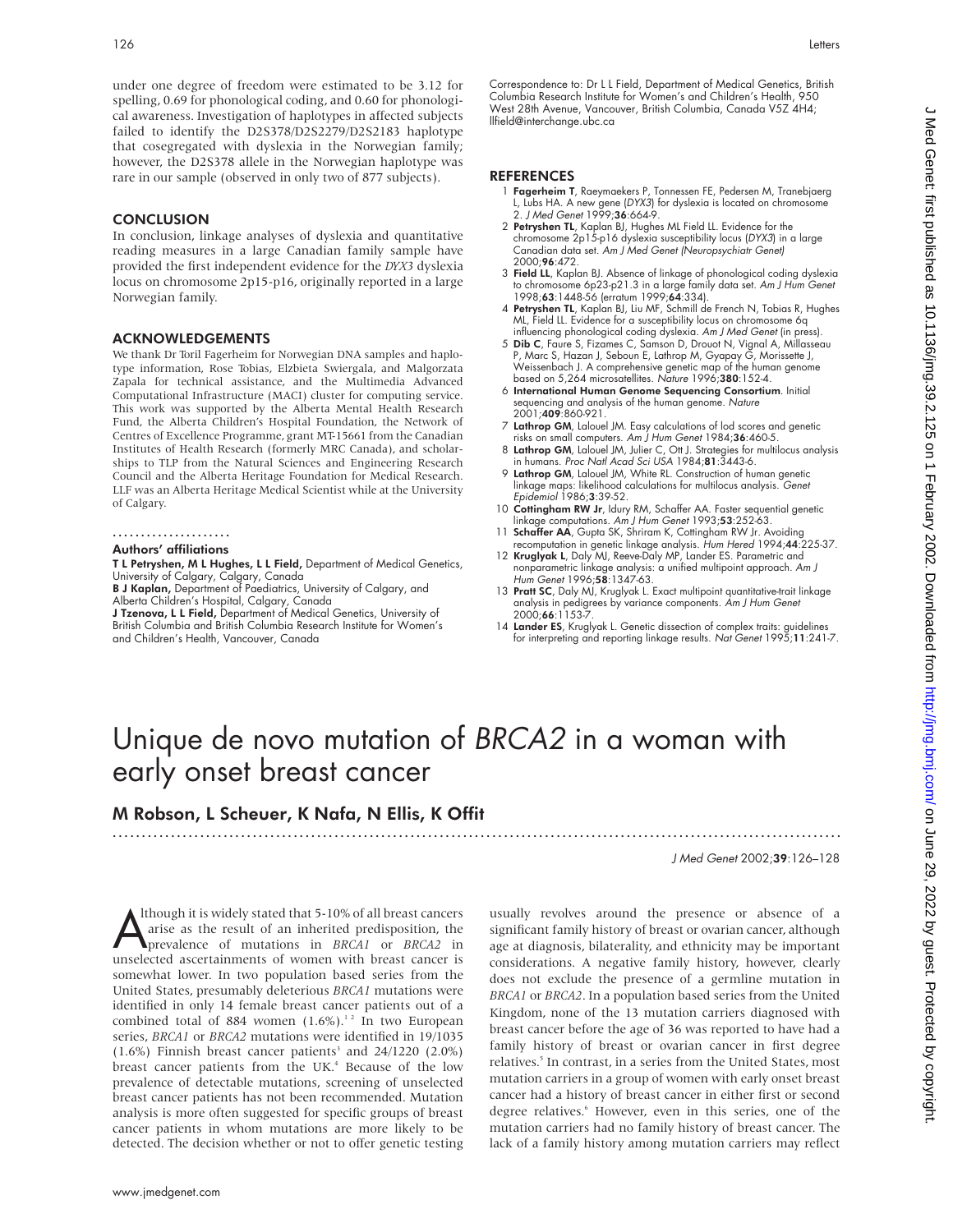under one degree of freedom were estimated to be 3.12 for spelling, 0.69 for phonological coding, and 0.60 for phonological awareness. Investigation of haplotypes in affected subjects failed to identify the D2S378/D2S2279/D2S2183 haplotype that cosegregated with dyslexia in the Norwegian family; however, the D2S378 allele in the Norwegian haplotype was rare in our sample (observed in only two of 877 subjects).

## CONCLUSION

In conclusion, linkage analyses of dyslexia and quantitative reading measures in a large Canadian family sample have provided the first independent evidence for the *DYX3* dyslexia locus on chromosome 2p15-p16, originally reported in a large Norwegian family.

## ACKNOWLEDGEMENTS

We thank Dr Toril Fagerheim for Norwegian DNA samples and haplotype information, Rose Tobias, Elzbieta Swiergala, and Malgorzata Zapala for technical assistance, and the Multimedia Advanced Computational Infrastructure (MACI) cluster for computing service. This work was supported by the Alberta Mental Health Research Fund, the Alberta Children's Hospital Foundation, the Network of Centres of Excellence Programme, grant MT-15661 from the Canadian Institutes of Health Research (formerly MRC Canada), and scholarships to TLP from the Natural Sciences and Engineering Research Council and the Alberta Heritage Foundation for Medical Research. LLF was an Alberta Heritage Medical Scientist while at the University of Calgary.

### Authors' affiliations

**T L Petryshen, M L Hughes, L L Field,** Department of Medical Genetics, University of Calgary, Calgary, Canada
**B J Kaplan,** Department of Paediatrics, University of Calgary, and Alberta Children's Hospital, Calgary, Canada
**J Tzenova, L L Field,** Department of Medical Genetics, University of British Columbia and British Columbia Research Institute for Women's and Children's Health, Vancouver, Canada

Correspondence to: Dr L L Field, Department of Medical Genetics, British Columbia Research Institute for Women's and Children's Health, 950 West 28th Avenue, Vancouver, British Columbia, Canada V5Z 4H4; llfield@interchange.ubc.ca

## REFERENCES

1. **Fagerheim T**, Raeymaekers P, Tonnessen FE, Pedersen M, Tranebjaerg L, Lubs HA. A new gene (*DYX3*) for dyslexia is located on chromosome 2. *J Med Genet* 1999;**36**:664-9.
2. **Petryshen TL**, Kaplan BJ, Hughes ML Field LL. Evidence for the chromosome 2p15-p16 dyslexia susceptibility locus (*DYX3*) in a large Canadian data set. *Am J Med Genet (Neuropsychiatr Genet)* 2000;**96**:472.
3. **Field LL**, Kaplan BJ. Absence of linkage of phonological coding dyslexia to chromosome 6p23-p21.3 in a large family data set. *Am J Hum Genet* 1998;**63**:1448-56 (erratum 1999;**64**:334).
4. **Petryshen TL**, Kaplan BJ, Liu MF, Schmill de French N, Tobias R, Hughes ML, Field LL. Evidence for a susceptibility locus on chromosome 6q influencing phonological coding dyslexia. *Am J Med Genet* (in press).
5. **Dib C**, Faure S, Fizames C, Samson D, Drouot N, Vignal A, Millasseau P, Marc S, Hazan J, Seboun E, Lathrop M, Gyapay G, Morissette J, Weissenbach J. A comprehensive genetic map of the human genome based on 5,264 microsatellites. *Nature* 1996;**380**:152-4.
6. **International Human Genome Sequencing Consortium**. Initial sequencing and analysis of the human genome. *Nature* 2001;**409**:860-921.
7. **Lathrop GM**, Lalouel JM. Easy calculations of lod scores and genetic risks on small computers. *Am J Hum Genet* 1984;**36**:460-5.
8. **Lathrop GM**, Lalouel JM, Julier C, Ott J. Strategies for multilocus analysis in humans. *Proc Natl Acad Sci USA* 1984;**81**:3443-6.
9. **Lathrop GM**, Lalouel JM, White RL. Construction of human genetic linkage maps: likelihood calculations for multilocus analysis. *Genet Epidemiol* 1986;**3**:39-52.
10. **Cottingham RW Jr**, Idury RM, Schaffer AA. Faster sequential genetic linkage computations. *Am J Hum Genet* 1993;**53**:252-63.
11. **Schaffer AA**, Gupta SK, Shriram K, Cottingham RW Jr. Avoiding recomputation in genetic linkage analysis. *Hum Hered* 1994;**44**:225-37.
12. **Kruglyak L**, Daly MJ, Reeve-Daly MP, Lander ES. Parametric and nonparametric linkage analysis: a unified multipoint approach. *Am J Hum Genet* 1996;**58**:1347-63.
13. **Pratt SC**, Daly MJ, Kruglyak L. Exact multipoint quantitative-trait linkage analysis in pedigrees by variance components. *Am J Hum Genet* 2000;**66**:1153-7.
14. **Lander ES**, Kruglyak L. Genetic dissection of complex traits: guidelines for interpreting and reporting linkage results. *Nat Genet* 1995;**11**:241-7.

# Unique de novo mutation of *BRCA2* in a woman with early onset breast cancer

## M Robson, L Scheuer, K Nafa, N Ellis, K Offit

*J Med Genet* 2002;**39**:126–128

Although it is widely stated that 5-10% of all breast cancers arise as the result of an inherited predisposition, the prevalence of mutations in *BRCA1* or *BRCA2* in unselected ascertainments of women with breast cancer is somewhat lower. In two population based series from the United States, presumably deleterious *BRCA1* mutations were identified in only 14 female breast cancer patients out of a combined total of 884 women (1.6%).[1,2] In two European series, *BRCA1* or *BRCA2* mutations were identified in 19/1035 (1.6%) Finnish breast cancer patients[3] and 24/1220 (2.0%) breast cancer patients from the UK.[4] Because of the low prevalence of detectable mutations, screening of unselected breast cancer patients has not been recommended. Mutation analysis is more often suggested for specific groups of breast cancer patients in whom mutations are more likely to be detected. The decision whether or not to offer genetic testing usually revolves around the presence or absence of a significant family history of breast or ovarian cancer, although age at diagnosis, bilaterality, and ethnicity may be important considerations. A negative family history, however, clearly does not exclude the presence of a germline mutation in *BRCA1* or *BRCA2*. In a population based series from the United Kingdom, none of the 13 mutation carriers diagnosed with breast cancer before the age of 36 was reported to have had a family history of breast or ovarian cancer in first degree relatives.[5] In contrast, in a series from the United States, most mutation carriers in a group of women with early onset breast cancer had a history of breast cancer in either first or second degree relatives.[6] However, even in this series, one of the mutation carriers had no family history of breast cancer. The lack of a family history among mutation carriers may reflect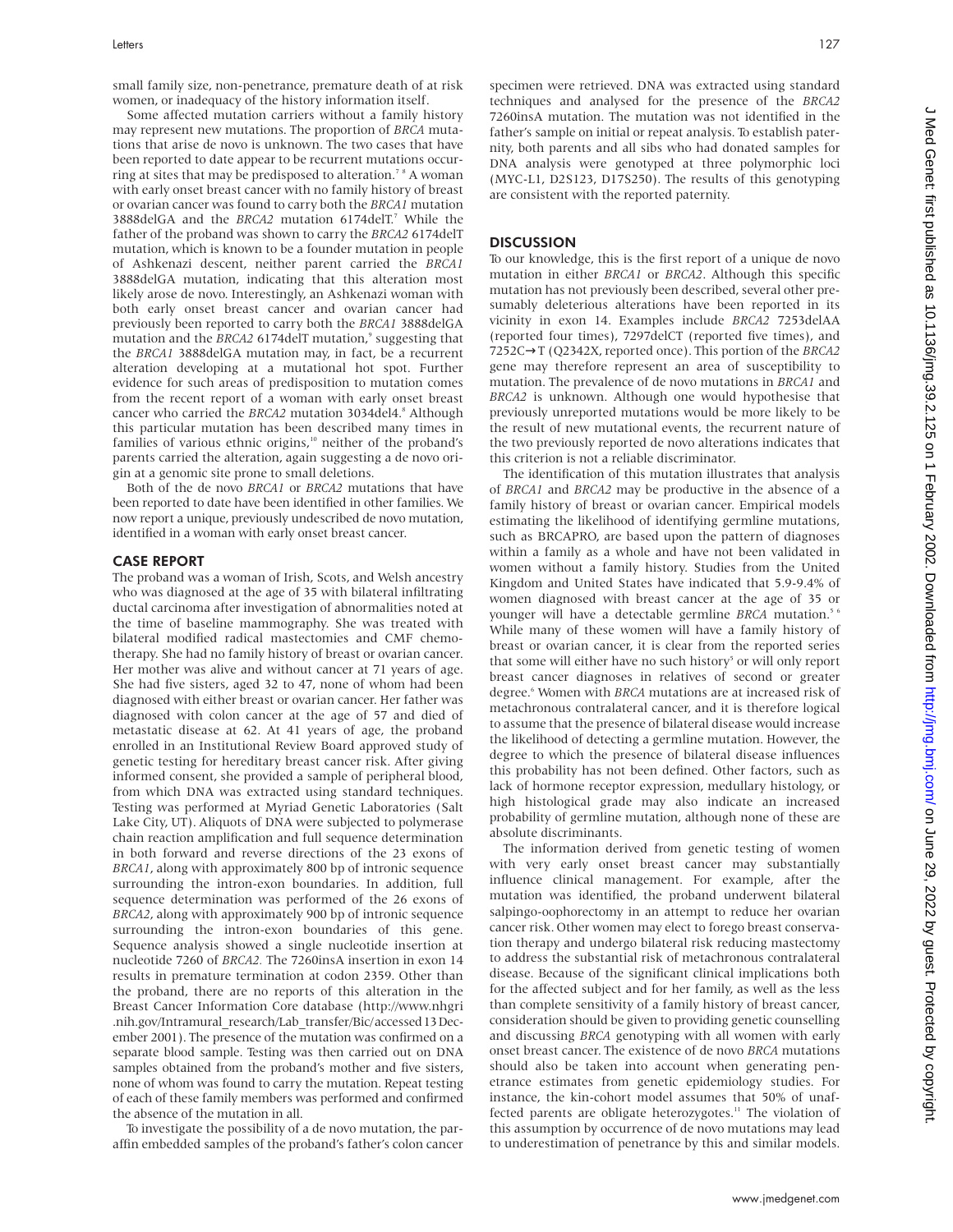small family size, non-penetrance, premature death of at risk women, or inadequacy of the history information itself.

Some affected mutation carriers without a family history may represent new mutations. The proportion of *BRCA* mutations that arise de novo is unknown. The two cases that have been reported to date appear to be recurrent mutations occurring at sites that may be predisposed to alteration.[7 8] A woman with early onset breast cancer with no family history of breast or ovarian cancer was found to carry both the *BRCA1* mutation 3888delGA and the *BRCA2* mutation 6174delT.[7] While the father of the proband was shown to carry the *BRCA2* 6174delT mutation, which is known to be a founder mutation in people of Ashkenazi descent, neither parent carried the *BRCA1* 3888delGA mutation, indicating that this alteration most likely arose de novo. Interestingly, an Ashkenazi woman with both early onset breast cancer and ovarian cancer had previously been reported to carry both the *BRCA1* 3888delGA mutation and the *BRCA2* 6174delT mutation,[9] suggesting that the *BRCA1* 3888delGA mutation may, in fact, be a recurrent alteration developing at a mutational hot spot. Further evidence for such areas of predisposition to mutation comes from the recent report of a woman with early onset breast cancer who carried the *BRCA2* mutation 3034del4.[8] Although this particular mutation has been described many times in families of various ethnic origins,[10] neither of the proband's parents carried the alteration, again suggesting a de novo origin at a genomic site prone to small deletions.

Both of the de novo *BRCA1* or *BRCA2* mutations that have been reported to date have been identified in other families. We now report a unique, previously undescribed de novo mutation, identified in a woman with early onset breast cancer.

## CASE REPORT

The proband was a woman of Irish, Scots, and Welsh ancestry who was diagnosed at the age of 35 with bilateral infiltrating ductal carcinoma after investigation of abnormalities noted at the time of baseline mammography. She was treated with bilateral modified radical mastectomies and CMF chemotherapy. She had no family history of breast or ovarian cancer. Her mother was alive and without cancer at 71 years of age. She had five sisters, aged 32 to 47, none of whom had been diagnosed with either breast or ovarian cancer. Her father was diagnosed with colon cancer at the age of 57 and died of metastatic disease at 62. At 41 years of age, the proband enrolled in an Institutional Review Board approved study of genetic testing for hereditary breast cancer risk. After giving informed consent, she provided a sample of peripheral blood, from which DNA was extracted using standard techniques. Testing was performed at Myriad Genetic Laboratories (Salt Lake City, UT). Aliquots of DNA were subjected to polymerase chain reaction amplification and full sequence determination in both forward and reverse directions of the 23 exons of *BRCA1*, along with approximately 800 bp of intronic sequence surrounding the intron-exon boundaries. In addition, full sequence determination was performed of the 26 exons of *BRCA2*, along with approximately 900 bp of intronic sequence surrounding the intron-exon boundaries of this gene. Sequence analysis showed a single nucleotide insertion at nucleotide 7260 of *BRCA2*. The 7260insA insertion in exon 14 results in premature termination at codon 2359. Other than the proband, there are no reports of this alteration in the Breast Cancer Information Core database (http://www.nhgri.nih.gov/Intramural_research/Lab_transfer/Bic/ accessed 13 December 2001). The presence of the mutation was confirmed on a separate blood sample. Testing was then carried out on DNA samples obtained from the proband's mother and five sisters, none of whom was found to carry the mutation. Repeat testing of each of these family members was performed and confirmed the absence of the mutation in all.

To investigate the possibility of a de novo mutation, the paraffin embedded samples of the proband's father's colon cancer specimen were retrieved. DNA was extracted using standard techniques and analysed for the presence of the *BRCA2* 7260insA mutation. The mutation was not identified in the father's sample on initial or repeat analysis. To establish paternity, both parents and all sibs who had donated samples for DNA analysis were genotyped at three polymorphic loci (MYC-L1, D2S123, D17S250). The results of this genotyping are consistent with the reported paternity.

## DISCUSSION

To our knowledge, this is the first report of a unique de novo mutation in either *BRCA1* or *BRCA2*. Although this specific mutation has not previously been described, several other presumably deleterious alterations have been reported in its vicinity in exon 14. Examples include *BRCA2* 7253delAA (reported four times), 7297delCT (reported five times), and 7252C→T (Q2342X, reported once). This portion of the *BRCA2* gene may therefore represent an area of susceptibility to mutation. The prevalence of de novo mutations in *BRCA1* and *BRCA2* is unknown. Although one would hypothesise that previously unreported mutations would be more likely to be the result of new mutational events, the recurrent nature of the two previously reported de novo alterations indicates that this criterion is not a reliable discriminator.

The identification of this mutation illustrates that analysis of *BRCA1* and *BRCA2* may be productive in the absence of a family history of breast or ovarian cancer. Empirical models estimating the likelihood of identifying germline mutations, such as BRCAPRO, are based upon the pattern of diagnoses within a family as a whole and have not been validated in women without a family history. Studies from the United Kingdom and United States have indicated that 5.9-9.4% of women diagnosed with breast cancer at the age of 35 or younger will have a detectable germline *BRCA* mutation.[5 6] While many of these women will have a family history of breast or ovarian cancer, it is clear from the reported series that some will either have no such history[5] or will only report breast cancer diagnoses in relatives of second or greater degree.[6] Women with *BRCA* mutations are at increased risk of metachronous contralateral cancer, and it is therefore logical to assume that the presence of bilateral disease would increase the likelihood of detecting a germline mutation. However, the degree to which the presence of bilateral disease influences this probability has not been defined. Other factors, such as lack of hormone receptor expression, medullary histology, or high histological grade may also indicate an increased probability of germline mutation, although none of these are absolute discriminants.

The information derived from genetic testing of women with very early onset breast cancer may substantially influence clinical management. For example, after the mutation was identified, the proband underwent bilateral salpingo-oophorectomy in an attempt to reduce her ovarian cancer risk. Other women may elect to forego breast conservation therapy and undergo bilateral risk reducing mastectomy to address the substantial risk of metachronous contralateral disease. Because of the significant clinical implications both for the affected subject and for her family, as well as the less than complete sensitivity of a family history of breast cancer, consideration should be given to providing genetic counselling and discussing *BRCA* genotyping with all women with early onset breast cancer. The existence of de novo *BRCA* mutations should also be taken into account when generating penetrance estimates from genetic epidemiology studies. For instance, the kin-cohort model assumes that 50% of unaffected parents are obligate heterozygotes.[11] The violation of this assumption by occurrence of de novo mutations may lead to underestimation of penetrance by this and similar models.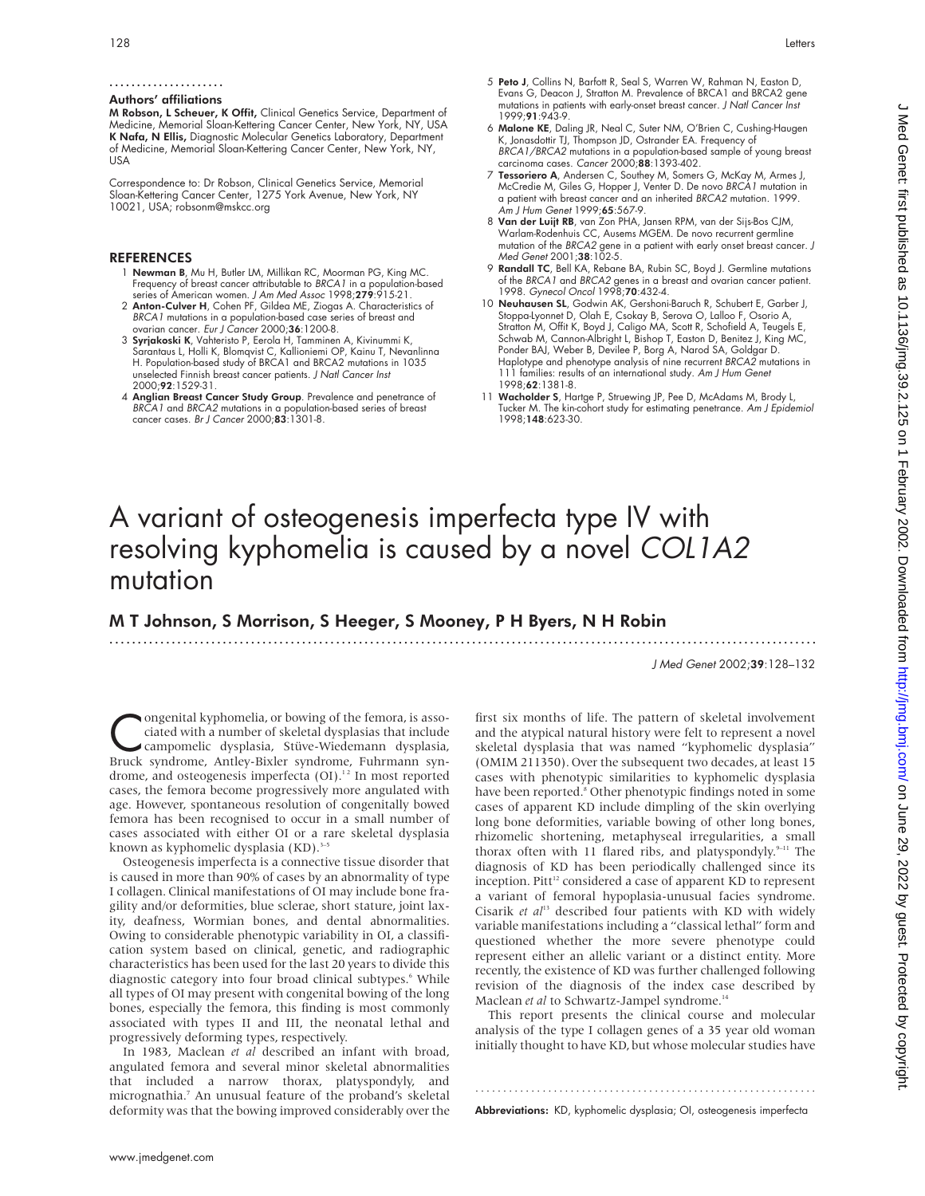### Authors' affiliations

**M Robson, L Scheuer, K Offit,** Clinical Genetics Service, Department of Medicine, Memorial Sloan-Kettering Cancer Center, New York, NY, USA
**K Nafa, N Ellis,** Diagnostic Molecular Genetics Laboratory, Department of Medicine, Memorial Sloan-Kettering Cancer Center, New York, NY, USA

Correspondence to: Dr Robson, Clinical Genetics Service, Memorial Sloan-Kettering Cancer Center, 1275 York Avenue, New York, NY 10021, USA; robsonm@mskcc.org

## REFERENCES

1. **Newman B**, Mu H, Butler LM, Millikan RC, Moorman PG, King MC. Frequency of breast cancer attributable to *BRCA1* in a population-based series of American women. *J Am Med Assoc* 1998;**279**:915-21.
2. **Anton-Culver H**, Cohen PF, Gildea ME, Ziogas A. Characteristics of *BRCA1* mutations in a population-based case series of breast and ovarian cancer. *Eur J Cancer* 2000;**36**:1200-8.
3. **Syrjakoski K**, Vahteristo P, Eerola H, Tamminen A, Kivinummi K, Sarantaus L, Holli K, Blomqvist C, Kallioniemi OP, Kainu T, Nevanlinna H. Population-based study of BRCA1 and BRCA2 mutations in 1035 unselected Finnish breast cancer patients. *J Natl Cancer Inst* 2000;**92**:1529-31.
4. **Anglian Breast Cancer Study Group**. Prevalence and penetrance of *BRCA1* and *BRCA2* mutations in a population-based series of breast cancer cases. *Br J Cancer* 2000;**83**:1301-8.
5. **Peto J**, Collins N, Barfott R, Seal S, Warren W, Rahman N, Easton D, Evans G, Deacon J, Stratton M. Prevalence of BRCA1 and BRCA2 gene mutations in patients with early-onset breast cancer. *J Natl Cancer Inst* 1999;**91**:943-9.
6. **Malone KE**, Daling JR, Neal C, Suter NM, O'Brien C, Cushing-Haugen K, Jonasdottir TJ, Thompson JD, Ostrander EA. Frequency of *BRCA1/BRCA2* mutations in a population-based sample of young breast carcinoma cases. *Cancer* 2000;**88**:1393-402.
7. **Tessoriero A**, Andersen C, Southey M, Somers G, McKay M, Armes J, McCredie M, Giles G, Hopper J, Venter D. De novo *BRCA1* mutation in a patient with breast cancer and an inherited *BRCA2* mutation. 1999. *Am J Hum Genet* 1999;**65**:567-9.
8. **Van der Luijt RB**, van Zon PHA, Jansen RPM, van der Sijs-Bos CJM, Warlam-Rodenhuis CC, Ausems MGEM. De novo recurrent germline mutation of the *BRCA2* gene in a patient with early onset breast cancer. *J Med Genet* 2001;**38**:102-5.
9. **Randall TC**, Bell KA, Rebane BA, Rubin SC, Boyd J. Germline mutations of the *BRCA1* and *BRCA2* genes in a breast and ovarian cancer patient. 1998. *Gynecol Oncol* 1998;**70**:432-4.
10. **Neuhausen SL**, Godwin AK, Gershoni-Baruch R, Schubert E, Garber J, Stoppa-Lyonnet D, Olah E, Csokay B, Serova O, Lalloo F, Osorio A, Stratton M, Offit K, Boyd J, Caligo MA, Scott R, Schofield A, Teugels E, Schwab M, Cannon-Albright L, Bishop T, Easton D, Benitez J, King MC, Ponder BAJ, Weber B, Devilee P, Borg A, Narod SA, Goldgar D. Haplotype and phenotype analysis of nine recurrent *BRCA2* mutations in 111 families: results of an international study. *Am J Hum Genet* 1998;**62**:1381-8.
11. **Wacholder S**, Hartge P, Struewing JP, Pee D, McAdams M, Brody L, Tucker M. The kin-cohort study for estimating penetrance. *Am J Epidemiol* 1998;**148**:623-30.

# A variant of osteogenesis imperfecta type IV with resolving kyphomelia is caused by a novel *COL1A2* mutation

## M T Johnson, S Morrison, S Heeger, S Mooney, P H Byers, N H Robin

*J Med Genet* 2002;**39**:128–132

Congenital kyphomelia, or bowing of the femora, is associated with a number of skeletal dysplasias that include campomelic dysplasia, Stüve-Wiedemann dysplasia, Bruck syndrome, Antley-Bixler syndrome, Fuhrmann syndrome, and osteogenesis imperfecta (OI).[1 2] In most reported cases, the femora become progressively more angulated with age. However, spontaneous resolution of congenitally bowed femora has been recognised to occur in a small number of cases associated with either OI or a rare skeletal dysplasia known as kyphomelic dysplasia (KD).[3–5]

Osteogenesis imperfecta is a connective tissue disorder that is caused in more than 90% of cases by an abnormality of type I collagen. Clinical manifestations of OI may include bone fragility and/or deformities, blue sclerae, short stature, joint laxity, deafness, Wormian bones, and dental abnormalities. Owing to considerable phenotypic variability in OI, a classification system based on clinical, genetic, and radiographic characteristics has been used for the last 20 years to divide this diagnostic category into four broad clinical subtypes.[6] While all types of OI may present with congenital bowing of the long bones, especially the femora, this finding is most commonly associated with types II and III, the neonatal lethal and progressively deforming types, respectively.

In 1983, Maclean *et al* described an infant with broad, angulated femora and several minor skeletal abnormalities that included a narrow thorax, platyspondyly, and micrognathia.[7] An unusual feature of the proband's skeletal deformity was that the bowing improved considerably over the first six months of life. The pattern of skeletal involvement and the atypical natural history were felt to represent a novel skeletal dysplasia that was named "kyphomelic dysplasia" (OMIM 211350). Over the subsequent two decades, at least 15 cases with phenotypic similarities to kyphomelic dysplasia have been reported.[8] Other phenotypic findings noted in some cases of apparent KD include dimpling of the skin overlying long bone deformities, variable bowing of other long bones, rhizomelic shortening, metaphyseal irregularities, a small thorax often with 11 flared ribs, and platyspondyly.[9–11] The diagnosis of KD has been periodically challenged since its inception. Pitt[12] considered a case of apparent KD to represent a variant of femoral hypoplasia-unusual facies syndrome. Cisarik *et al*[13] described four patients with KD with widely variable manifestations including a "classical lethal" form and questioned whether the more severe phenotype could represent either an allelic variant or a distinct entity. More recently, the existence of KD was further challenged following revision of the diagnosis of the index case described by Maclean *et al* to Schwartz-Jampel syndrome.[14]

This report presents the clinical course and molecular analysis of the type I collagen genes of a 35 year old woman initially thought to have KD, but whose molecular studies have

**Abbreviations:** KD, kyphomelic dysplasia; OI, osteogenesis imperfecta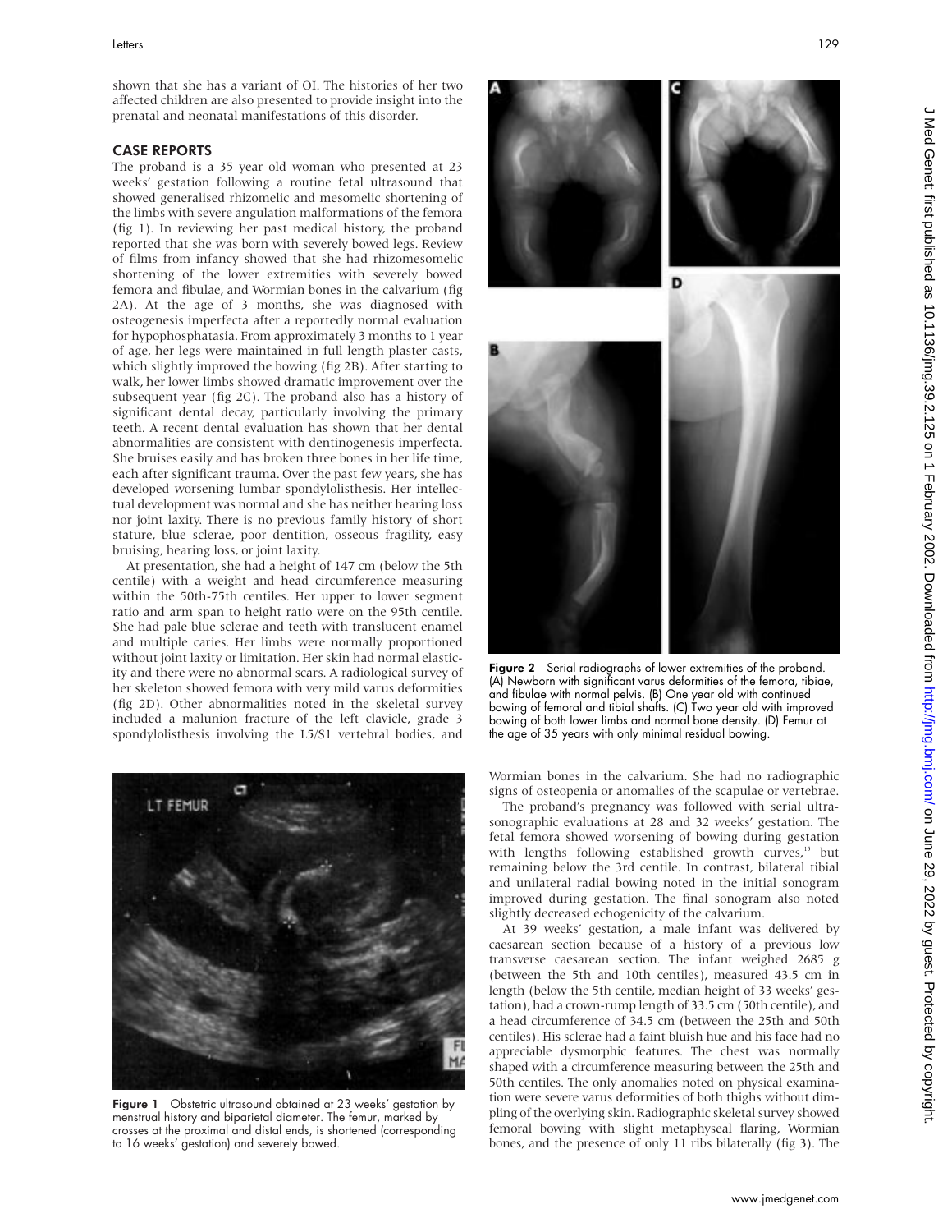shown that she has a variant of OI. The histories of her two affected children are also presented to provide insight into the prenatal and neonatal manifestations of this disorder.

## CASE REPORTS

The proband is a 35 year old woman who presented at 23 weeks' gestation following a routine fetal ultrasound that showed generalised rhizomelic and mesomelic shortening of the limbs with severe angulation malformations of the femora (fig 1). In reviewing her past medical history, the proband reported that she was born with severely bowed legs. Review of films from infancy showed that she had rhizomesomelic shortening of the lower extremities with severely bowed femora and fibulae, and Wormian bones in the calvarium (fig 2A). At the age of 3 months, she was diagnosed with osteogenesis imperfecta after a reportedly normal evaluation for hypophosphatasia. From approximately 3 months to 1 year of age, her legs were maintained in full length plaster casts, which slightly improved the bowing (fig 2B). After starting to walk, her lower limbs showed dramatic improvement over the subsequent year (fig 2C). The proband also has a history of significant dental decay, particularly involving the primary teeth. A recent dental evaluation has shown that her dental abnormalities are consistent with dentinogenesis imperfecta. She bruises easily and has broken three bones in her life time, each after significant trauma. Over the past few years, she has developed worsening lumbar spondylolisthesis. Her intellectual development was normal and she has neither hearing loss nor joint laxity. There is no previous family history of short stature, blue sclerae, poor dentition, osseous fragility, easy bruising, hearing loss, or joint laxity.

At presentation, she had a height of 147 cm (below the 5th centile) with a weight and head circumference measuring within the 50th-75th centiles. Her upper to lower segment ratio and arm span to height ratio were on the 95th centile. She had pale blue sclerae and teeth with translucent enamel and multiple caries. Her limbs were normally proportioned without joint laxity or limitation. Her skin had normal elasticity and there were no abnormal scars. A radiological survey of her skeleton showed femora with very mild varus deformities (fig 2D). Other abnormalities noted in the skeletal survey included a malunion fracture of the left clavicle, grade 3 spondylolisthesis involving the L5/S1 vertebral bodies, and Wormian bones in the calvarium. She had no radiographic signs of osteopenia or anomalies of the scapulae or vertebrae.

Figure 1 Obstetric ultrasound obtained at 23 weeks' gestation by menstrual history and biparietal diameter. The femur, marked by crosses at the proximal and distal ends, is shortened (corresponding to 16 weeks' gestation) and severely bowed.

Figure 2 Serial radiographs of lower extremities of the proband. (A) Newborn with significant varus deformities of the femora, tibiae, and fibulae with normal pelvis. (B) One year old with continued bowing of femoral and tibial shafts. (C) Two year old with improved bowing of both lower limbs and normal bone density. (D) Femur at the age of 35 years with only minimal residual bowing.

The proband's pregnancy was followed with serial ultrasonographic evaluations at 28 and 32 weeks' gestation. The fetal femora showed worsening of bowing during gestation with lengths following established growth curves,[15] but remaining below the 3rd centile. In contrast, bilateral tibial and unilateral radial bowing noted in the initial sonogram improved during gestation. The final sonogram also noted slightly decreased echogenicity of the calvarium.

At 39 weeks' gestation, a male infant was delivered by caesarean section because of a history of a previous low transverse caesarean section. The infant weighed 2685 g (between the 5th and 10th centiles), measured 43.5 cm in length (below the 5th centile, median height of 33 weeks' gestation), had a crown-rump length of 33.5 cm (50th centile), and a head circumference of 34.5 cm (between the 25th and 50th centiles). His sclerae had a faint bluish hue and his face had no appreciable dysmorphic features. The chest was normally shaped with a circumference measuring between the 25th and 50th centiles. The only anomalies noted on physical examination were severe varus deformities of both thighs without dimpling of the overlying skin. Radiographic skeletal survey showed femoral bowing with slight metaphyseal flaring, Wormian bones, and the presence of only 11 ribs bilaterally (fig 3). The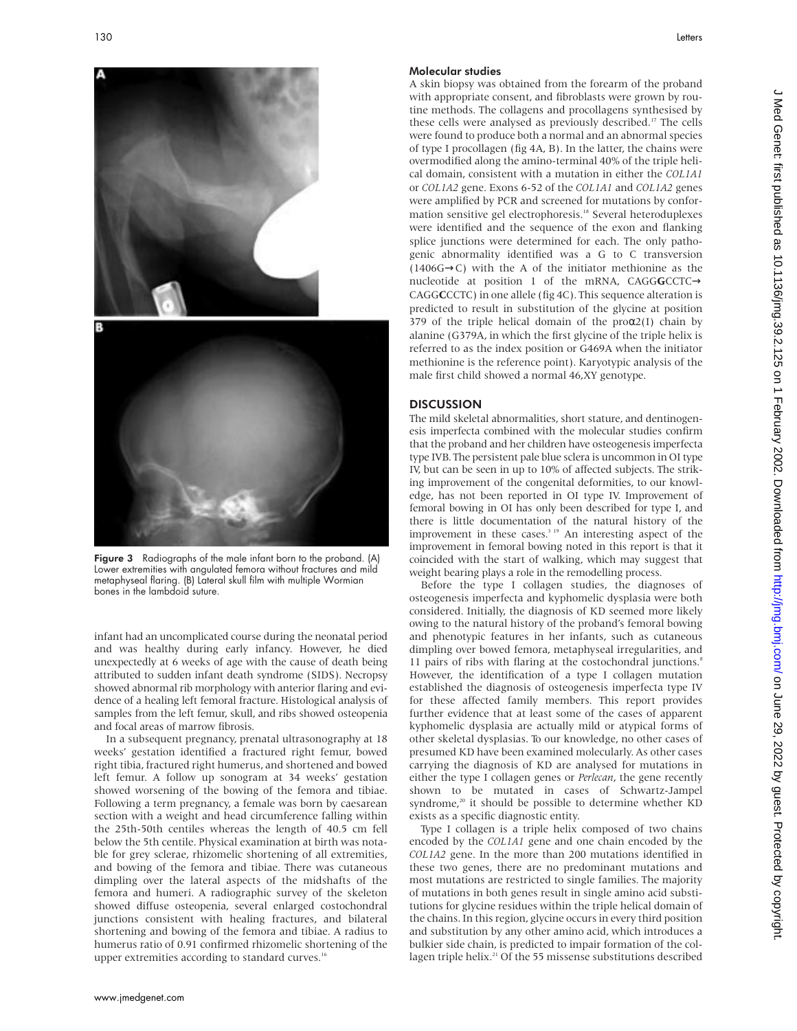Figure 3 Radiographs of the male infant born to the proband. (A) Lower extremities with angulated femora without fractures and mild metaphyseal flaring. (B) Lateral skull film with multiple Wormian bones in the lambdoid suture.

infant had an uncomplicated course during the neonatal period and was healthy during early infancy. However, he died unexpectedly at 6 weeks of age with the cause of death being attributed to sudden infant death syndrome (SIDS). Necropsy showed abnormal rib morphology with anterior flaring and evidence of a healing left femoral fracture. Histological analysis of samples from the left femur, skull, and ribs showed osteopenia and focal areas of marrow fibrosis.

In a subsequent pregnancy, prenatal ultrasonography at 18 weeks' gestation identified a fractured right femur, bowed right tibia, fractured right humerus, and shortened and bowed left femur. A follow up sonogram at 34 weeks' gestation showed worsening of the bowing of the femora and tibiae. Following a term pregnancy, a female was born by caesarean section with a weight and head circumference falling within the 25th-50th centiles whereas the length of 40.5 cm fell below the 5th centile. Physical examination at birth was notable for grey sclerae, rhizomelic shortening of all extremities, and bowing of the femora and tibiae. There was cutaneous dimpling over the lateral aspects of the midshafts of the femora and humeri. A radiographic survey of the skeleton showed diffuse osteopenia, several enlarged costochondral junctions consistent with healing fractures, and bilateral shortening and bowing of the femora and tibiae. A radius to humerus ratio of 0.91 confirmed rhizomelic shortening of the upper extremities according to standard curves.[16]

### Molecular studies

A skin biopsy was obtained from the forearm of the proband with appropriate consent, and fibroblasts were grown by routine methods. The collagens and procollagens synthesised by these cells were analysed as previously described.[17] The cells were found to produce both a normal and an abnormal species of type I procollagen (fig 4A, B). In the latter, the chains were overmodified along the amino-terminal 40% of the triple helical domain, consistent with a mutation in either the *COL1A1* or *COL1A2* gene. Exons 6-52 of the *COL1A1* and *COL1A2* genes were amplified by PCR and screened for mutations by conformation sensitive gel electrophoresis.[18] Several heteroduplexes were identified and the sequence of the exon and flanking splice junctions were determined for each. The only pathogenic abnormality identified was a G to C transversion (1406G→C) with the A of the initiator methionine as the nucleotide at position 1 of the mRNA, CAGG**G**CCTC→CAGG**C**CCTC) in one allele (fig 4C). This sequence alteration is predicted to result in substitution of the glycine at position 379 of the triple helical domain of the proα2(I) chain by alanine (G379A, in which the first glycine of the triple helix is referred to as the index position or G469A when the initiator methionine is the reference point). Karyotypic analysis of the male first child showed a normal 46,XY genotype.

## DISCUSSION

The mild skeletal abnormalities, short stature, and dentinogenesis imperfecta combined with the molecular studies confirm that the proband and her children have osteogenesis imperfecta type IVB. The persistent pale blue sclera is uncommon in OI type IV, but can be seen in up to 10% of affected subjects. The striking improvement of the congenital deformities, to our knowledge, has not been reported in OI type IV. Improvement of femoral bowing in OI has only been described for type I, and there is little documentation of the natural history of the improvement in these cases.[3,19] An interesting aspect of the improvement in femoral bowing noted in this report is that it coincided with the start of walking, which may suggest that weight bearing plays a role in the remodelling process.

Before the type I collagen studies, the diagnoses of osteogenesis imperfecta and kyphomelic dysplasia were both considered. Initially, the diagnosis of KD seemed more likely owing to the natural history of the proband's femoral bowing and phenotypic features in her infants, such as cutaneous dimpling over bowed femora, metaphyseal irregularities, and 11 pairs of ribs with flaring at the costochondral junctions.[8] However, the identification of a type I collagen mutation established the diagnosis of osteogenesis imperfecta type IV for these affected family members. This report provides further evidence that at least some of the cases of apparent kyphomelic dysplasia are actually mild or atypical forms of other skeletal dysplasias. To our knowledge, no other cases of presumed KD have been examined molecularly. As other cases carrying the diagnosis of KD are analysed for mutations in either the type I collagen genes or *Perlecan*, the gene recently shown to be mutated in cases of Schwartz-Jampel syndrome,[20] it should be possible to determine whether KD exists as a specific diagnostic entity.

Type I collagen is a triple helix composed of two chains encoded by the *COL1A1* gene and one chain encoded by the *COL1A2* gene. In the more than 200 mutations identified in these two genes, there are no predominant mutations and most mutations are restricted to single families. The majority of mutations in both genes result in single amino acid substitutions for glycine residues within the triple helical domain of the chains. In this region, glycine occurs in every third position and substitution by any other amino acid, which introduces a bulkier side chain, is predicted to impair formation of the collagen triple helix.[21] Of the 55 missense substitutions described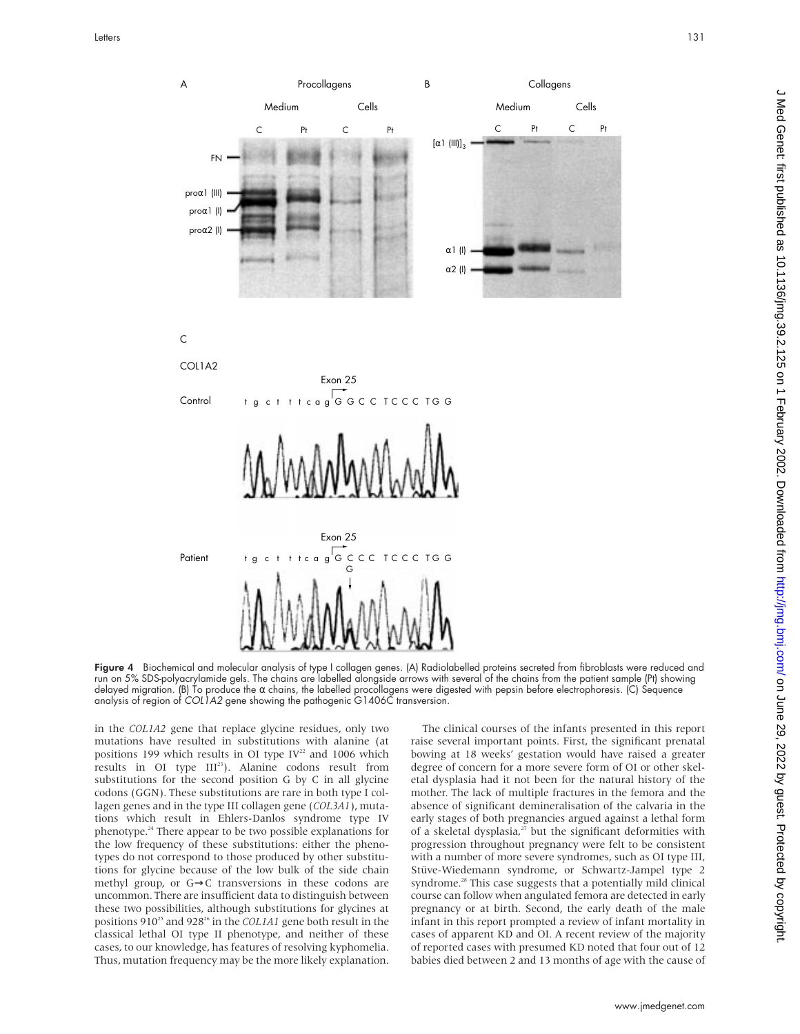**Figure 4** Biochemical and molecular analysis of type I collagen genes. (A) Radiolabelled proteins secreted from fibroblasts were reduced and run on 5% SDS-polyacrylamide gels. The chains are labelled alongside arrows with several of the chains from the patient sample (Pt) showing delayed migration. (B) To produce the α chains, the labelled procollagens were digested with pepsin before electrophoresis. (C) Sequence analysis of region of *COL1A2* gene showing the pathogenic G1406C transversion.

in the *COL1A2* gene that replace glycine residues, only two mutations have resulted in substitutions with alanine (at positions 199 which results in OI type IV[22] and 1006 which results in OI type III[23]). Alanine codons result from substitutions for the second position G by C in all glycine codons (GGN). These substitutions are rare in both type I collagen genes and in the type III collagen gene (*COL3A1*), mutations which result in Ehlers-Danlos syndrome type IV phenotype.[24] There appear to be two possible explanations for the low frequency of these substitutions: either the phenotypes do not correspond to those produced by other substitutions for glycine because of the low bulk of the side chain methyl group, or G→C transversions in these codons are uncommon. There are insufficient data to distinguish between these two possibilities, although substitutions for glycines at positions 910[25] and 928[26] in the *COL1A1* gene both result in the classical lethal OI type II phenotype, and neither of these cases, to our knowledge, has features of resolving kyphomelia. Thus, mutation frequency may be the more likely explanation.

The clinical courses of the infants presented in this report raise several important points. First, the significant prenatal bowing at 18 weeks' gestation would have raised a greater degree of concern for a more severe form of OI or other skeletal dysplasia had it not been for the natural history of the mother. The lack of multiple fractures in the femora and the absence of significant demineralisation of the calvaria in the early stages of both pregnancies argued against a lethal form of a skeletal dysplasia,[27] but the significant deformities with progression throughout pregnancy were felt to be consistent with a number of more severe syndromes, such as OI type III, Stüve-Wiedemann syndrome, or Schwartz-Jampel type 2 syndrome.[28] This case suggests that a potentially mild clinical course can follow when angulated femora are detected in early pregnancy or at birth. Second, the early death of the male infant in this report prompted a review of infant mortality in cases of apparent KD and OI. A recent review of the majority of reported cases with presumed KD noted that four out of 12 babies died between 2 and 13 months of age with the cause of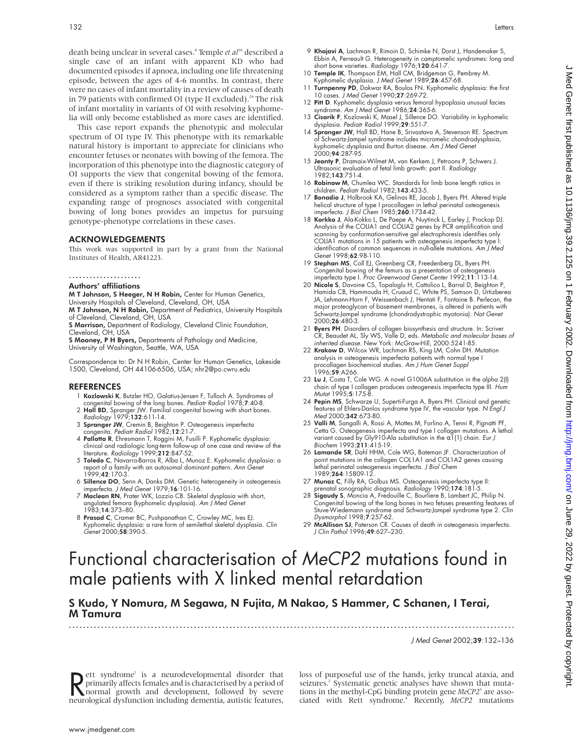death being unclear in several cases.[4] Temple *et al*[10] described a single case of an infant with apparent KD who had documented episodes if apnoea, including one life threatening episode, between the ages of 4-6 months. In contrast, there were no cases of infant mortality in a review of causes of death in 79 patients with confirmed OI (type II excluded).[29] The risk of infant mortality in variants of OI with resolving kyphomelia will only become established as more cases are identified.

This case report expands the phenotypic and molecular spectrum of OI type IV. This phenotype with its remarkable natural history is important to appreciate for clinicians who encounter fetuses or neonates with bowing of the femora. The incorporation of this phenotype into the diagnostic category of OI supports the view that congenital bowing of the femora, even if there is striking resolution during infancy, should be considered as a symptom rather than a specific disease. The expanding range of prognoses associated with congenital bowing of long bones provides an impetus for pursuing genotype-phenotype correlations in these cases.

## ACKNOWLEDGEMENTS

This work was supported in part by a grant from the National Institutes of Health, AR41223.

### Authors' affiliations

**M T Johnson, S Heeger, N H Robin,** Center for Human Genetics, University Hospitals of Cleveland, Cleveland, OH, USA
**M T Johnson, N H Robin,** Department of Pediatrics, University Hospitals of Cleveland, Cleveland, OH, USA
**S Morrison,** Department of Radiology, Cleveland Clinic Foundation, Cleveland, OH, USA
**S Mooney, P H Byers,** Departments of Pathology and Medicine, University of Washington, Seattle, WA, USA

Correspondence to: Dr N H Robin, Center for Human Genetics, Lakeside 1500, Cleveland, OH 44106-6506, USA; nhr2@po.cwru.edu

## REFERENCES

1. **Kozlowski K**, Butzler HO, Galatius-Jensen F, Tulloch A. Syndromes of congenital bowing of the long bones. *Pediatr Radiol* 1978;**7**:40-8.
2. **Hall BD**, Spranger JW. Familial congenital bowing with short bones. *Radiology* 1979;**132**:611-14.
3. **Spranger JW**, Cremin B, Beighton P. Osteogenesis imperfecta congenita. *Pediatr Radiol* 1982;**12**:21-7.
4. **Pallotta R**, Ehresmann T, Roggini M, Fusilli P. Kyphomelic dysplasia: clinical and radiologic long-term follow-up of one case and review of the literature. *Radiology* 1999;**212**:847-52.
5. **Toledo C**, Navarro-Barros R, Alba L, Munoz E. Kyphomelic dysplasia: a report of a family with an autosomal dominant pattern. *Ann Genet* 1999;**42**:170-3.
6. **Sillence DO**, Senn A, Danks DM. Genetic heterogeneity in osteogenesis imperfecta. *J Med Genet* 1979;**16**:101-16.
7. **Maclean RN**, Prater WK, Lozzio CB. Skeletal dysplasia with short, angulated femora (kyphomelic dysplasia). *Am J Med Genet* 1983;**14**:373–80.
8. **Prasad C**, Cramer BC, Pushpanathan C, Crowley MC, Ives EJ. Kyphomelic dysplasia: a rare form of semilethal skeletal dysplasia. *Clin Genet* 2000;**58**:390-5.
9. **Khajavi A**, Lachman R, Rimoin D, Schimke N, Dorst J, Handemaker S, Ebbin A, Perreault G. Heterogeneity in camptomelic syndromes: long and short bone varieties. *Radiology* 1976;**120**:641-7.
10. **Temple IK**, Thompson EM, Hall CM, Bridgeman G, Pembrey M. Kyphomelic dysplasia. *J Med Genet* 1989;**26**:457-68.
11. **Turnpenny PD**, Dakwar RA, Boulos FN. Kyphomelic dysplasia: the first 10 cases. *J Med Genet* 1990;**27**:269-72.
12. **Pitt D**. Kyphomelic dysplasia versus femoral hypoplasia unusual facies syndrome. *Am J Med Genet* 1986;**24**:365-6.
13. **Cisarik F**, Kozlowski K, Masel J, Sillence DO. Variability in kyphomelic dysplasia. *Pediatr Radiol* 1999;**29**:551-7.
14. **Spranger JW**, Hall BD, Hane B, Srivastava A, Stevenson RE. Spectrum of Schwartz-Jampel syndrome includes micromelic chondrodysplasia, kyphomelic dysplasia and Burton disease. *Am J Med Genet* 2000;**94**:287-95.
15. **Jeanty P**, Dramaix-Wilmet M, van Kerkem J, Petroons P, Schwers J. Ultrasonic evaluation of fetal limb growth: part II. *Radiology* 1982;**143**:751-4.
16. **Robinow M**, Chumlea WC. Standards for limb bone length ratios in children. *Pediatr Radiol* 1982;**143**:433-5.
17. **Bonadio J**, Holbrook KA, Gelinas RE, Jacob J, Byers PH. Altered triple helical structure of type I procollagen in lethal perinatal osteogenesis imperfecta. *J Biol Chem* 1985;**260**:1734-42.
18. **Korkko J**, Ala-Kokko L, De Paepe A, Nuytinck L, Earley J, Prockop DJ. Analysis of the COLIA1 and COLIA2 genes by PCR amplification and scanning by conformation-sensitive gel electrophoresis identifies only COLIA1 mutations in 15 patients with osteogenesis imperfecta type I: identification of common sequences in null-allele mutations. *Am J Med Genet* 1998;**62**:98-110.
19. **Stephan MS**, Coll EJ, Greenberg CR, Freedenberg DL, Byers PH. Congenital bowing of the femurs as a presentation of osteogenesis imperfecta type I. *Proc Greenwood Genet Center* 1992;**11**:113-14.
20. **Nicole S**, Davoine CS, Topaloglu H, Cattolico L, Barral D, Beighton P, Hamida CB, Hammouda H, Cruaud C, White PS, Samson D, Urtizberea JA, Lehmann-Horn F, Weissenbach J, Hentati F, Fontaine B. Perlecan, the major proteoglycan of basement membranes, is altered in patients with Schwartz-Jampel syndrome (chondrodystrophic myotonia). *Nat Genet* 2000;**26**:480-3.
21. **Byers PH**. Disorders of collagen biosynthesis and structure. In: Scriver CR, Beaudet AL, Sly WS, Valle D, eds. *Metabolic and molecular bases of inherited disease.* New York: McGraw-Hill, 2000:5241-85.
22. **Krakow D**, Wilcox WR, Lachman RS, King LM, Cohn DH. Mutation analysis in osteogenesis imperfecta patients with normal type I procollagen biochemical studies. *Am J Hum Genet Suppl* 1996;**59**:A266.
23. **Lu J**, Costa T, Cole WG. A novel G1006A substitution in the alpha 2(I) chain of type I collagen produces osteogenesis imperfecta type III. *Hum Mutat* 1995;**5**:175-8.
24. **Pepin MS**, Schwarze U, Superti-Furga A, Byers PH. Clinical and genetic features of Ehlers-Danlos syndrome type IV, the vascular type. *N Engl J Med* 2000;**342**:673-80.
25. **Valli M**, Sangalli A, Rossi A, Mottes M, Forlino A, Tenni R, Pignatti PF, Cetta G. Osteogenesis imperfecta and type I collagen mutations. A lethal variant caused by Gly910-Ala substitution in the α1(I) chain. *Eur J Biochem* 1993;**211**:415-19.
26. **Lamande SR**, Dahl HHM, Cole WG, Bateman JF. Characterization of point mutations in the collagen COL1A1 and COL1A2 genes causing lethal perinatal osteogenesis imperfecta. *J Biol Chem* 1989;**264**:15809-12.
27. **Munoz C**, Filly RA, Golbus MS. Osteogenesis imperfecta type II: prenatal sonographic diagnosis. *Radiology* 1990;**174**:181-5.
28. **Sigaudy S**, Moncia A, Fredouille C, Bourliere B, Lambert JC, Philip N. Congenital bowing of the long bones in two fetuses presenting features of Stuve-Wiedemann syndrome and Schwartz-Jampel syndrome type 2. *Clin Dysmorphol* 1998;**7**:257-62.
29. **McAllison SJ**, Paterson CR. Causes of death in osteogenesis imperfecta. *J Clin Pathol* 1996;**49**:627–230.

# Functional characterisation of *MeCP2* mutations found in male patients with X linked mental retardation

**S Kudo, Y Nomura, M Segawa, N Fujita, M Nakao, S Hammer, C Schanen, I Terai, M Tamura**

*J Med Genet* 2002;**39**:132–136

Rett syndrome[1] is a neurodevelopmental disorder that primarily affects females and is characterised by a period of normal growth and development, followed by severe neurological dysfunction including dementia, autistic features, loss of purposeful use of the hands, jerky truncal ataxia, and seizures.[2] Systematic genetic analyses have shown that mutations in the methyl-CpG binding protein gene *MeCP2*[3] are associated with Rett syndrome.[4] Recently, *MeCP2* mutations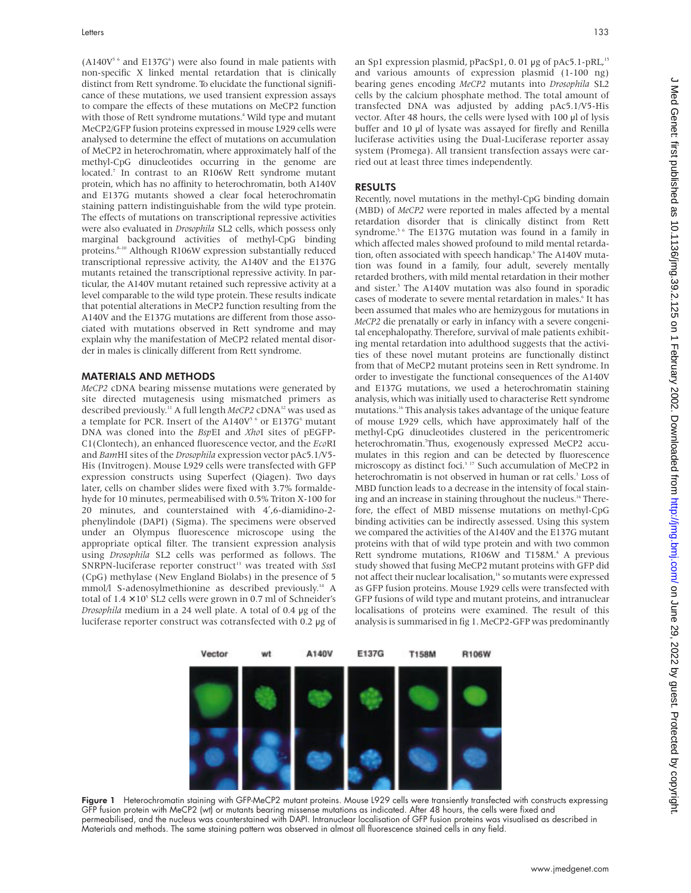(A140V[5 6] and E137G[6]) were also found in male patients with non-specific X linked mental retardation that is clinically distinct from Rett syndrome. To elucidate the functional significance of these mutations, we used transient expression assays to compare the effects of these mutations on MeCP2 function with those of Rett syndrome mutations.[4] Wild type and mutant MeCP2/GFP fusion proteins expressed in mouse L929 cells were analysed to determine the effect of mutations on accumulation of MeCP2 in heterochromatin, where approximately half of the methyl-CpG dinucleotides occurring in the genome are located.[7] In contrast to an R106W Rett syndrome mutant protein, which has no affinity to heterochromatin, both A140V and E137G mutants showed a clear focal heterochromatin staining pattern indistinguishable from the wild type protein. The effects of mutations on transcriptional repressive activities were also evaluated in *Drosophila* SL2 cells, which possess only marginal background activities of methyl-CpG binding proteins.[8–10] Although R106W expression substantially reduced transcriptional repressive activity, the A140V and the E137G mutants retained the transcriptional repressive activity. In particular, the A140V mutant retained such repressive activity at a level comparable to the wild type protein. These results indicate that potential alterations in MeCP2 function resulting from the A140V and the E137G mutations are different from those associated with mutations observed in Rett syndrome and may explain why the manifestation of MeCP2 related mental disorder in males is clinically different from Rett syndrome.

## MATERIALS AND METHODS

*MeCP2* cDNA bearing missense mutations were generated by site directed mutagenesis using mismatched primers as described previously.[11] A full length *MeCP2* cDNA[12] was used as a template for PCR. Insert of the A140V[5 6] or E137G[6] mutant DNA was cloned into the *Bsp*EI and *Xho*I sites of pEGFP-C1(Clontech), an enhanced fluorescence vector, and the *Eco*RI and *Bam*HI sites of the *Drosophila* expression vector pAc5.1/V5-His (Invitrogen). Mouse L929 cells were transfected with GFP expression constructs using Superfect (Qiagen). Two days later, cells on chamber slides were fixed with 3.7% formaldehyde for 10 minutes, permeabilised with 0.5% Triton X-100 for 20 minutes, and counterstained with 4′,6-diamidino-2-phenylindole (DAPI) (Sigma). The specimens were observed under an Olympus fluorescence microscope using the appropriate optical filter. The transient expression analysis using *Drosophila* SL2 cells was performed as follows. The SNRPN-luciferase reporter construct[13] was treated with *Sss*I (CpG) methylase (New England Biolabs) in the presence of 5 mmol/l S-adenosylmethionine as described previously.[14] A total of $1.4 \times 10^5$ SL2 cells were grown in 0.7 ml of Schneider's *Drosophila* medium in a 24 well plate. A total of 0.4 µg of the luciferase reporter construct was cotransfected with 0.2 µg of an Sp1 expression plasmid, pPacSp1, 0. 01 µg of pAc5.1-pRL,[15] and various amounts of expression plasmid (1-100 ng) bearing genes encoding *MeCP2* mutants into *Drosophila* SL2 cells by the calcium phosphate method. The total amount of transfected DNA was adjusted by adding pAc5.1/V5-His vector. After 48 hours, the cells were lysed with 100 µl of lysis buffer and 10 µl of lysate was assayed for firefly and Renilla luciferase activities using the Dual-Luciferase reporter assay system (Promega). All transient transfection assays were carried out at least three times independently.

## RESULTS

Recently, novel mutations in the methyl-CpG binding domain (MBD) of *MeCP2* were reported in males affected by a mental retardation disorder that is clinically distinct from Rett syndrome.[5 6] The E137G mutation was found in a family in which affected males showed profound to mild mental retardation, often associated with speech handicap.[6] The A140V mutation was found in a family, four adult, severely mentally retarded brothers, with mild mental retardation in their mother and sister.[5] The A140V mutation was also found in sporadic cases of moderate to severe mental retardation in males.[6] It has been assumed that males who are hemizygous for mutations in *MeCP2* die prenatally or early in infancy with a severe congenital encephalopathy. Therefore, survival of male patients exhibiting mental retardation into adulthood suggests that the activities of these novel mutant proteins are functionally distinct from that of MeCP2 mutant proteins seen in Rett syndrome. In order to investigate the functional consequences of the A140V and E137G mutations, we used a heterochromatin staining analysis, which was initially used to characterise Rett syndrome mutations.[16] This analysis takes advantage of the unique feature of mouse L929 cells, which have approximately half of the methyl-CpG dinucleotides clustered in the pericentromeric heterochromatin.[7] Thus, exogenously expressed MeCP2 accumulates in this region and can be detected by fluorescence microscopy as distinct foci.[3 17] Such accumulation of MeCP2 in heterochromatin is not observed in human or rat cells.[3] Loss of MBD function leads to a decrease in the intensity of focal staining and an increase in staining throughout the nucleus.[16] Therefore, the effect of MBD missense mutations on methyl-CpG binding activities can be indirectly assessed. Using this system we compared the activities of the A140V and the E137G mutant proteins with that of wild type protein and with two common Rett syndrome mutations, R106W and T158M.[4] A previous study showed that fusing MeCP2 mutant proteins with GFP did not affect their nuclear localisation,[16] so mutants were expressed as GFP fusion proteins. Mouse L929 cells were transfected with GFP fusions of wild type and mutant proteins, and intranuclear localisations of proteins were examined. The result of this analysis is summarised in fig 1. MeCP2-GFP was predominantly

**Figure 1** Heterochromatin staining with GFP-MeCP2 mutant proteins. Mouse L929 cells were transiently transfected with constructs expressing GFP fusion protein with MeCP2 (wt) or mutants bearing missense mutations as indicated. After 48 hours, the cells were fixed and permeabilised, and the nucleus was counterstained with DAPI. Intranuclear localisation of GFP fusion proteins was visualised as described in Materials and methods. The same staining pattern was observed in almost all fluorescence stained cells in any field.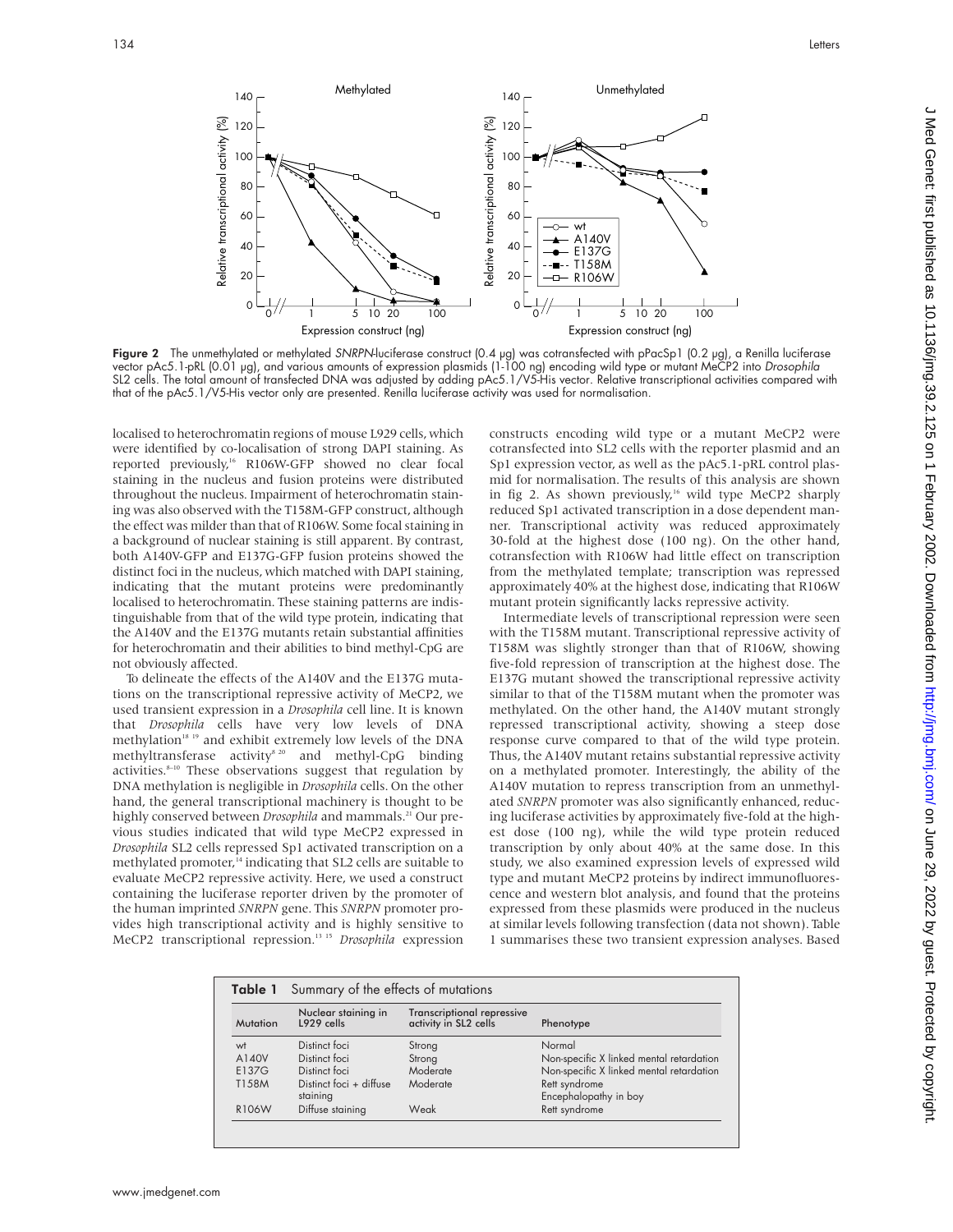**Figure 2** The unmethylated or methylated *SNRPN*-luciferase construct (0.4 μg) was cotransfected with pPacSp1 (0.2 μg), a Renilla luciferase vector pAc5.1-pRL (0.01 μg), and various amounts of expression plasmids (1-100 ng) encoding wild type or mutant MeCP2 into *Drosophila* SL2 cells. The total amount of transfected DNA was adjusted by adding pAc5.1/V5-His vector. Relative transcriptional activities compared with that of the pAc5.1/V5-His vector only are presented. Renilla luciferase activity was used for normalisation.

localised to heterochromatin regions of mouse L929 cells, which were identified by co-localisation of strong DAPI staining. As reported previously,[16] R106W-GFP showed no clear focal staining in the nucleus and fusion proteins were distributed throughout the nucleus. Impairment of heterochromatin staining was also observed with the T158M-GFP construct, although the effect was milder than that of R106W. Some focal staining in a background of nuclear staining is still apparent. By contrast, both A140V-GFP and E137G-GFP fusion proteins showed the distinct foci in the nucleus, which matched with DAPI staining, indicating that the mutant proteins were predominantly localised to heterochromatin. These staining patterns are indistinguishable from that of the wild type protein, indicating that the A140V and the E137G mutants retain substantial affinities for heterochromatin and their abilities to bind methyl-CpG are not obviously affected.

To delineate the effects of the A140V and the E137G mutations on the transcriptional repressive activity of MeCP2, we used transient expression in a *Drosophila* cell line. It is known that *Drosophila* cells have very low levels of DNA methylation[18 19] and exhibit extremely low levels of the DNA methyltransferase activity[8 20] and methyl-CpG binding activities.[8–10] These observations suggest that regulation by DNA methylation is negligible in *Drosophila* cells. On the other hand, the general transcriptional machinery is thought to be highly conserved between *Drosophila* and mammals.[21] Our previous studies indicated that wild type MeCP2 expressed in *Drosophila* SL2 cells repressed Sp1 activated transcription on a methylated promoter,[14] indicating that SL2 cells are suitable to evaluate MeCP2 repressive activity. Here, we used a construct containing the luciferase reporter driven by the promoter of the human imprinted *SNRPN* gene. This *SNRPN* promoter provides high transcriptional activity and is highly sensitive to MeCP2 transcriptional repression.[13 15] *Drosophila* expression constructs encoding wild type or a mutant MeCP2 were cotransfected into SL2 cells with the reporter plasmid and an Sp1 expression vector, as well as the pAc5.1-pRL control plasmid for normalisation. The results of this analysis are shown in fig 2. As shown previously,[16] wild type MeCP2 sharply reduced Sp1 activated transcription in a dose dependent manner. Transcriptional activity was reduced approximately 30-fold at the highest dose (100 ng). On the other hand, cotransfection with R106W had little effect on transcription from the methylated template; transcription was repressed approximately 40% at the highest dose, indicating that R106W mutant protein significantly lacks repressive activity.

Intermediate levels of transcriptional repression were seen with the T158M mutant. Transcriptional repressive activity of T158M was slightly stronger than that of R106W, showing five-fold repression of transcription at the highest dose. The E137G mutant showed the transcriptional repressive activity similar to that of the T158M mutant when the promoter was methylated. On the other hand, the A140V mutant strongly repressed transcriptional activity, showing a steep dose response curve compared to that of the wild type protein. Thus, the A140V mutant retains substantial repressive activity on a methylated promoter. Interestingly, the ability of the A140V mutation to repress transcription from an unmethylated *SNRPN* promoter was also significantly enhanced, reducing luciferase activities by approximately five-fold at the highest dose (100 ng), while the wild type protein reduced transcription by only about 40% at the same dose. In this study, we also examined expression levels of expressed wild type and mutant MeCP2 proteins by indirect immunofluorescence and western blot analysis, and found that the proteins expressed from these plasmids were produced in the nucleus at similar levels following transfection (data not shown). Table 1 summarises these two transient expression analyses. Based

**Table 1** Summary of the effects of mutations

| Mutation | Nuclear staining in L929 cells | Transcriptional repressive activity in SL2 cells | Phenotype |
|---|---|---|---|
| wt | Distinct foci | Strong | Normal |
| A140V | Distinct foci | Strong | Non-specific X linked mental retardation |
| E137G | Distinct foci | Moderate | Non-specific X linked mental retardation |
| T158M | Distinct foci + diffuse staining | Moderate | Rett syndrome<br>Encephalopathy in boy |
| R106W | Diffuse staining | Weak | Rett syndrome |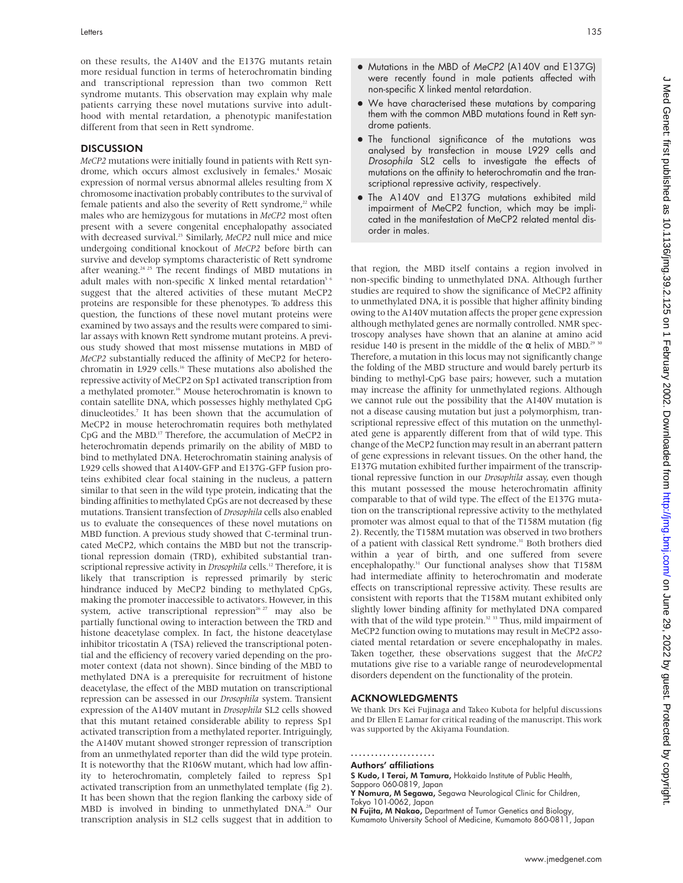on these results, the A140V and the E137G mutants retain more residual function in terms of heterochromatin binding and transcriptional repression than two common Rett syndrome mutants. This observation may explain why male patients carrying these novel mutations survive into adulthood with mental retardation, a phenotypic manifestation different from that seen in Rett syndrome.

## DISCUSSION

*MeCP2* mutations were initially found in patients with Rett syndrome, which occurs almost exclusively in females.[4] Mosaic expression of normal versus abnormal alleles resulting from X chromosome inactivation probably contributes to the survival of female patients and also the severity of Rett syndrome,[22] while males who are hemizygous for mutations in *MeCP2* most often present with a severe congenital encephalopathy associated with decreased survival.[23] Similarly, *MeCP2* null mice and mice undergoing conditional knockout of *MeCP2* before birth can survive and develop symptoms characteristic of Rett syndrome after weaning.[24 25] The recent findings of MBD mutations in adult males with non-specific X linked mental retardation[5 6] suggest that the altered activities of these mutant MeCP2 proteins are responsible for these phenotypes. To address this question, the functions of these novel mutant proteins were examined by two assays and the results were compared to similar assays with known Rett syndrome mutant proteins. A previous study showed that most missense mutations in MBD of *MeCP2* substantially reduced the affinity of MeCP2 for heterochromatin in L929 cells.[16] These mutations also abolished the repressive activity of MeCP2 on Sp1 activated transcription from a methylated promoter.[16] Mouse heterochromatin is known to contain satellite DNA, which possesses highly methylated CpG dinucleotides.[7] It has been shown that the accumulation of MeCP2 in mouse heterochromatin requires both methylated CpG and the MBD.[17] Therefore, the accumulation of MeCP2 in heterochromatin depends primarily on the ability of MBD to bind to methylated DNA. Heterochromatin staining analysis of L929 cells showed that A140V-GFP and E137G-GFP fusion proteins exhibited clear focal staining in the nucleus, a pattern similar to that seen in the wild type protein, indicating that the binding affinities to methylated CpGs are not decreased by these mutations. Transient transfection of *Drosophila* cells also enabled us to evaluate the consequences of these novel mutations on MBD function. A previous study showed that C-terminal truncated MeCP2, which contains the MBD but not the transcriptional repression domain (TRD), exhibited substantial transcriptional repressive activity in *Drosophila* cells.[12] Therefore, it is likely that transcription is repressed primarily by steric hindrance induced by MeCP2 binding to methylated CpGs, making the promoter inaccessible to activators. However, in this system, active transcriptional repression[26 27] may also be partially functional owing to interaction between the TRD and histone deacetylase complex. In fact, the histone deacetylase inhibitor tricostatin A (TSA) relieved the transcriptional potential and the efficiency of recovery varied depending on the promoter context (data not shown). Since binding of the MBD to methylated DNA is a prerequisite for recruitment of histone deacetylase, the effect of the MBD mutation on transcriptional repression can be assessed in our *Drosophila* system. Transient expression of the A140V mutant in *Drosophila* SL2 cells showed that this mutant retained considerable ability to repress Sp1 activated transcription from a methylated reporter. Intriguingly, the A140V mutant showed stronger repression of transcription from an unmethylated reporter than did the wild type protein. It is noteworthy that the R106W mutant, which had low affinity to heterochromatin, completely failed to repress Sp1 activated transcription from an unmethylated template (fig 2). It has been shown that the region flanking the carboxy side of MBD is involved in binding to unmethylated DNA.[28] Our transcription analysis in SL2 cells suggest that in addition to that region, the MBD itself contains a region involved in non-specific binding to unmethylated DNA. Although further studies are required to show the significance of MeCP2 affinity to unmethylated DNA, it is possible that higher affinity binding owing to the A140V mutation affects the proper gene expression although methylated genes are normally controlled. NMR spectroscopy analyses have shown that an alanine at amino acid residue 140 is present in the middle of the α helix of MBD.[29 30] Therefore, a mutation in this locus may not significantly change the folding of the MBD structure and would barely perturb its binding to methyl-CpG base pairs; however, such a mutation may increase the affinity for unmethylated regions. Although we cannot rule out the possibility that the A140V mutation is not a disease causing mutation but just a polymorphism, transcriptional repressive effect of this mutation on the unmethylated gene is apparently different from that of wild type. This change of the MeCP2 function may result in an aberrant pattern of gene expressions in relevant tissues. On the other hand, the E137G mutation exhibited further impairment of the transcriptional repressive function in our *Drosophila* assay, even though this mutant possessed the mouse heterochromatin affinity comparable to that of wild type. The effect of the E137G mutation on the transcriptional repressive activity to the methylated promoter was almost equal to that of the T158M mutation (fig 2). Recently, the T158M mutation was observed in two brothers of a patient with classical Rett syndrome.[31] Both brothers died within a year of birth, and one suffered from severe encephalopathy.[31] Our functional analyses show that T158M had intermediate affinity to heterochromatin and moderate effects on transcriptional repressive activity. These results are consistent with reports that the T158M mutant exhibited only slightly lower binding affinity for methylated DNA compared with that of the wild type protein.[32 33] Thus, mild impairment of MeCP2 function owing to mutations may result in MeCP2 associated mental retardation or severe encephalopathy in males. Taken together, these observations suggest that the *MeCP2* mutations give rise to a variable range of neurodevelopmental disorders dependent on the functionality of the protein.

- Mutations in the MBD of *MeCP2* (A140V and E137G) were recently found in male patients affected with non-specific X linked mental retardation.
- We have characterised these mutations by comparing them with the common MBD mutations found in Rett syndrome patients.
- The functional significance of the mutations was analysed by transfection in mouse L929 cells and *Drosophila* SL2 cells to investigate the effects of mutations on the affinity to heterochromatin and the transcriptional repressive activity, respectively.
- The A140V and E137G mutations exhibited mild impairment of MeCP2 function, which may be implicated in the manifestation of MeCP2 related mental disorder in males.

## ACKNOWLEDGMENTS

We thank Drs Kei Fujinaga and Takeo Kubota for helpful discussions and Dr Ellen E Lamar for critical reading of the manuscript. This work was supported by the Akiyama Foundation.

### Authors' affiliations

**S Kudo, I Terai, M Tamura,** Hokkaido Institute of Public Health, Sapporo 060-0819, Japan
**Y Nomura, M Segawa,** Segawa Neurological Clinic for Children, Tokyo 101-0062, Japan
**N Fujita, M Nakao,** Department of Tumor Genetics and Biology, Kumamoto University School of Medicine, Kumamoto 860-0811, Japan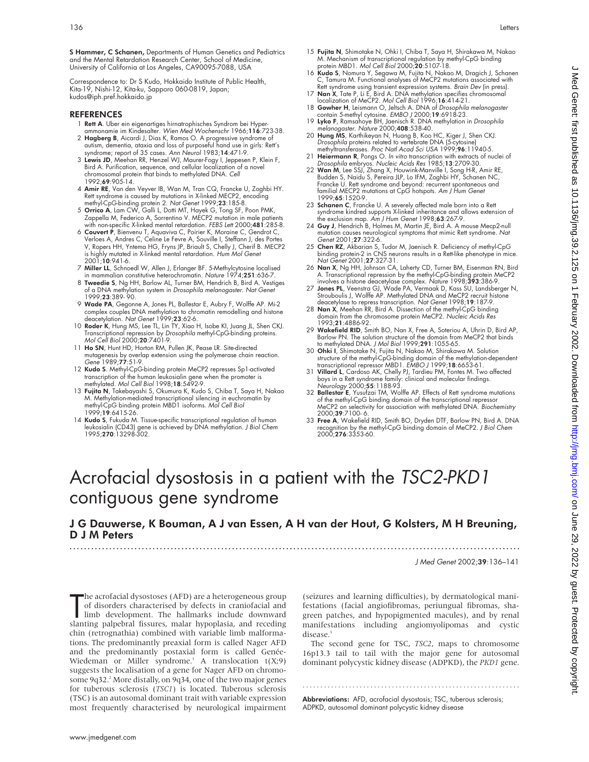**S Hammer, C Schanen,** Departments of Human Genetics and Pediatrics and the Mental Retardation Research Center, School of Medicine, University of California at Los Angeles, CA90095-7088, USA

Correspondence to: Dr S Kudo, Hokkaido Institute of Public Health, Kita-19, Nishi-12, Kita-ku, Sapporo 060-0819, Japan; kudos@iph.pref.hokkaido.jp

## REFERENCES

1. **Rett A**. Uber ein eigenartiges hirnatrophisches Syndrom bei Hyperammonamie im Kindesalter. *Wien Med Wochenschr* 1966;**116**:723-38.
2. **Hagberg B**, Aicardi J, Dias K, Ramos O. A progressive syndrome of autism, dementia, ataxia and loss of purposeful hand use in girls: Rett's syndrome; report of 35 cases. *Ann Neurol* 1983;**14**:471-9.
3. **Lewis JD**, Meehan RR, Henzel WJ, Maurer-Fogy I, Jeppesen P, Klein F, Bird A. Purification, sequence, and cellular localization of a novel chromosomal protein that binds to methylated DNA. *Cell* 1992;**69**:905-14.
4. **Amir RE**, Van den Veyver IB, Wan M, Tran CQ, Francke U, Zoghbi HY. Rett syndrome is caused by mutations in X-linked MECP2, encoding methyl-CpG-binding protein 2. *Nat Genet* 1999;**23**:185-8.
5. **Orrico A**, Lam CW, Galli L, Dotti MT, Hayek G, Tong SF, Poon PMK, Zappella M, Federico A, Sorrentino V. MECP2 mutation in male patients with non-specific X-linked mental retardation. *FEBS Lett* 2000;**481**:285-8.
6. **Couvert P**, Bienvenu T, Aquaviva C, Poirier K, Moraine C, Gendrot C, Verloes A, Andres C, Celine Le Fevre A, Souville I, Steffann J, des Portes V, Ropers HH, Yntema HG, Fryns JP, Briault S, Chelly J, Cherif B. MECP2 is highly mutated in X-linked mental retardation. *Hum Mol Genet* 2001;**10**:941-6.
7. **Miller LL**, Schnoedl W, Allen J, Erlanger BF. 5-Methylcytosine localised in mammalian constitutive heterochromatin. *Nature* 1974;**251**:636-7.
8. **Tweedie S**, Ng HH, Barlow AL, Turner BM, Hendrich B, Bird A. Vestiges of a DNA methylation system in *Drosophila melanogaster*. *Nat Genet* 1999;**23**:389- 90.
9. **Wade PA**, Gegonne A, Jones PL, Ballestar E, Aubry F, Wolffe AP. Mi-2 complex couples DNA methylation to chromatin remodelling and histone deacetylation. *Nat Genet* 1999;**23**:62-6.
10. **Roder K**, Hung MS, Lee TL, Lin TY, Xiao H, Isobe KI, Juang JL, Shen CKJ. Transcriptional repression by *Drosophila* methyl-CpG-binding proteins. *Mol Cell Biol* 2000;**20**:7401-9.
11. **Ho SN**, Hunt HD, Horton RM, Pullen JK, Pease LR. Site-directed mutagenesis by overlap extension using the polymerase chain reaction. *Gene* 1989;**77**:51-9.
12. **Kudo S**. Methyl-CpG-binding protein MeCP2 represses Sp1-activated transcription of the human leukosialin gene when the promoter is methylated. *Mol Cell Biol* 1998;**18**:5492-9.
13. **Fujita N**, Takebayashi S, Okumura K, Kudo S, Chiba T, Saya H, Nakao M. Methylation-mediated transcriptional silencing in euchromatin by methyl-CpG binding protein MBD1 isoforms. *Mol Cell Biol* 1999;**19**:6415-26.
14. **Kudo S**, Fukuda M. Tissue-specific transcriptional regulation of human leukosialin (CD43) gene is achieved by DNA methylation. *J Biol Chem* 1995;**270**:13298-302.
15. **Fujita N**, Shimotake N, Ohki I, Chiba T, Saya H, Shirakawa M, Nakao M. Mechanism of transcriptional regulation by methyl-CpG binding protein MBD1. *Mol Cell Biol* 2000;**20**:5107-18.
16. **Kudo S**, Nomura Y, Segawa M, Fujita N, Nakao M, Dragich J, Schanen C, Tamura M. Functional analyses of MeCP2 mutations associated with Rett syndrome using transient expression systems. *Brain Dev* (in press).
17. **Nan X**, Tate P, Li E, Bird A. DNA methylation specifies chromosomal localization of MeCP2. *Mol Cell Biol* 1996;**16**:414-21.
18. **Gowher H**, Leismann O, Jeltsch A. DNA of *Drosophila melanogaster* contain 5-methyl cytosine. *EMBO J* 2000;**19**:6918-23.
19. **Lyko F**, Ramsahoye BH, Jaenisch R. DNA methylation in *Drosophila melanogaster*. *Nature* 2000;**408**:538-40.
20. **Hung MS**, Karthikeyan N, Huang B, Koo HC, Kiger J, Shen CKJ. *Drosophila* proteins related to vertebrate DNA (5-cytosine) methyltransferases. *Proc Natl Acad Sci USA* 1999;**96**:11940-5.
21. **Heiermann R**, Pongs O. *In vitro* transcription with extracts of nuclei of *Drosophila* embryos. *Nucleic Acids Res* 1985;**13**:2709-30.
22. **Wan M**, Lee SSJ, Zhang X, Houwink-Manville I, Song H-R, Amir RE, Budden S, Naidu S, Pereira JLP, Lo IFM, Zoghbi HY, Schanen NC, Francke U. Rett syndrome and beyond: recurrent spontaneous and familial MECP2 mutations at CpG hotspots. *Am J Hum Genet* 1999;**65**:1520-9.
23. **Schanen C**, Francke U. A severely affected male born into a Rett syndrome kindred supports X-linked inheritance and allows extension of the exclusion map. *Am J Hum Genet* 1998;**63**:267-9.
24. **Guy J**, Hendrich B, Holmes M, Martin JE, Bird A. A mouse Mecp2-null mutation causes neurological symptoms that mimic Rett syndrome. *Nat Genet* 2001;**27**:322-6.
25. **Chen RZ**, Akbarian S, Tudor M, Jaenisch R. Deficiency of methyl-CpG binding protein-2 in CNS neurons results in a Rett-like phenotype in mice. *Nat Genet* 2001;**27**:327-31.
26. **Nan X**, Ng HH, Johnson CA, Laherty CD, Turner BM, Eisenman RN, Bird A. Transcriptional repression by the methyl-CpG-binding protein MeCP2 involves a histone deacetylase complex. *Nature* 1998;**393**:386-9.
27. **Jones PL**, Veenstra GJ, Wade PA, Vermaak D, Kass SU, Landsberger N, Strouboulis J, Wolffe AP. Methylated DNA and MeCP2 recruit histone deacetylase to repress transcription. *Nat Genet* 1998;**19**:187-9.
28. **Nan X**, Meehan RR, Bird A. Dissection of the methyl-CpG binding domain from the chromosome protein MeCP2. *Nucleic Acids Res* 1993;**21**:4886-92.
29. **Wakefield RID**, Smith BO, Nan X, Free A, Soteriou A, Uhrin D, Bird AP, Barlow PN. The solution structure of the domain from MeCP2 that binds to methylated DNA. *J Mol Biol* 1999;**291**:1055-65.
30. **Ohki I**, Shimotake N, Fujita N, Nakao M, Shirakawa M. Solution structure of the methyl-CpG-binding domain of the methylation-dependent transcriptional repressor MBD1. *EMBO J* 1999;**18**:6653-61.
31. **Villard L**, Cardoso AK, Chelly PJ, Tardieu PM, Fontes M. Two affected boys in a Rett syndrome family: clinical and molecular findings. *Neurology* 2000;**55**:1188-93.
32. **Ballestar E**, Yusufzai TM, Wolffe AP. Effects of Rett syndrome mutations of the methyl-CpG binding domain of the transcriptional repressor MeCP2 on selectivity for association with methylated DNA. *Biochemistry* 2000;**39**:7100- 6.
33. **Free A**, Wakefield RID, Smith BO, Dryden DTF, Barlow PN, Bird A. DNA recognition by the methyl-CpG binding domain of MeCP2. *J Biol Chem* 2000;**276**:3353-60.

# Acrofacial dysostosis in a patient with the *TSC2-PKD1* contiguous gene syndrome

**J G Dauwerse, K Bouman, A J van Essen, A H van der Hout, G Kolsters, M H Breuning, D J M Peters**

The acrofacial dysostoses (AFD) are a heterogeneous group of disorders characterised by defects in craniofacial and limb development. The hallmarks include downward slanting palpebral fissures, malar hypoplasia, and receding chin (retrognathia) combined with variable limb malformations. The predominantly preaxial form is called Nager AFD and the predominantly postaxial form is called Genée-Wiedeman or Miller syndrome.[1] A translocation t(X;9) suggests the localisation of a gene for Nager AFD on chromosome 9q32.[2] More distally, on 9q34, one of the two major genes for tuberous sclerosis (*TSC1*) is located. Tuberous sclerosis (TSC) is an autosomal dominant trait with variable expression most frequently characterised by neurological impairment (seizures and learning difficulties), by dermatological manifestations (facial angiofibromas, periungual fibromas, shagreen patches, and hypopigmented macules), and by renal manifestations including angiomyolipomas and cystic disease.[3]

The second gene for TSC, *TSC2*, maps to chromosome 16p13.3 tail to tail with the major gene for autosomal dominant polycystic kidney disease (ADPKD), the *PKD1* gene.

**Abbreviations:** AFD, acrofacial dysostosis; TSC, tuberous sclerosis; ADPKD, autosomal dominant polycystic kidney disease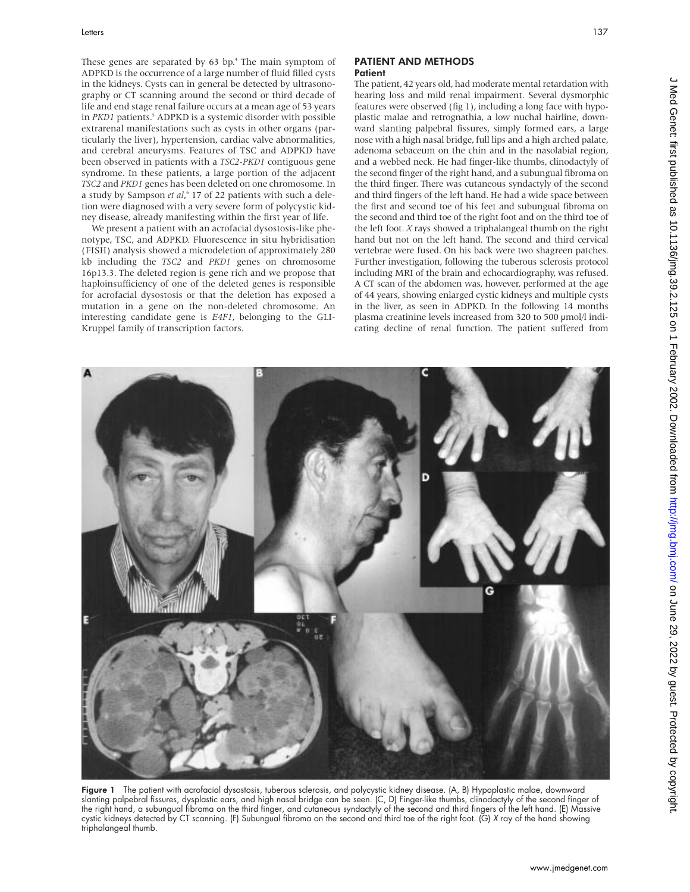These genes are separated by 63 bp.[4] The main symptom of ADPKD is the occurrence of a large number of fluid filled cysts in the kidneys. Cysts can in general be detected by ultrasonography or CT scanning around the second or third decade of life and end stage renal failure occurs at a mean age of 53 years in *PKD1* patients.[5] ADPKD is a systemic disorder with possible extrarenal manifestations such as cysts in other organs (particularly the liver), hypertension, cardiac valve abnormalities, and cerebral aneurysms. Features of TSC and ADPKD have been observed in patients with a *TSC2-PKD1* contiguous gene syndrome. In these patients, a large portion of the adjacent *TSC2* and *PKD1* genes has been deleted on one chromosome. In a study by Sampson *et al*,[6] 17 of 22 patients with such a deletion were diagnosed with a very severe form of polycystic kidney disease, already manifesting within the first year of life.

We present a patient with an acrofacial dysostosis-like phenotype, TSC, and ADPKD. Fluorescence in situ hybridisation (FISH) analysis showed a microdeletion of approximately 280 kb including the *TSC2* and *PKD1* genes on chromosome 16p13.3. The deleted region is gene rich and we propose that haploinsufficiency of one of the deleted genes is responsible for acrofacial dysostosis or that the deletion has exposed a mutation in a gene on the non-deleted chromosome. An interesting candidate gene is *E4F1*, belonging to the GLI-Kruppel family of transcription factors.

## PATIENT AND METHODS

### Patient

The patient, 42 years old, had moderate mental retardation with hearing loss and mild renal impairment. Several dysmorphic features were observed (fig 1), including a long face with hypoplastic malae and retrognathia, a low nuchal hairline, downward slanting palpebral fissures, simply formed ears, a large nose with a high nasal bridge, full lips and a high arched palate, adenoma sebaceum on the chin and in the nasolabial region, and a webbed neck. He had finger-like thumbs, clinodactyly of the second finger of the right hand, and a subungual fibroma on the third finger. There was cutaneous syndactyly of the second and third fingers of the left hand. He had a wide space between the first and second toe of his feet and subungual fibroma on the second and third toe of the right foot and on the third toe of the left foot. *X* rays showed a triphalangeal thumb on the right hand but not on the left hand. The second and third cervical vertebrae were fused. On his back were two shagreen patches. Further investigation, following the tuberous sclerosis protocol including MRI of the brain and echocardiography, was refused. A CT scan of the abdomen was, however, performed at the age of 44 years, showing enlarged cystic kidneys and multiple cysts in the liver, as seen in ADPKD. In the following 14 months plasma creatinine levels increased from 320 to 500 μmol/l indicating decline of renal function. The patient suffered from

**Figure 1** The patient with acrofacial dysostosis, tuberous sclerosis, and polycystic kidney disease. (A, B) Hypoplastic malae, downward slanting palpebral fissures, dysplastic ears, and high nasal bridge can be seen. (C, D) Finger-like thumbs, clinodactyly of the second finger of the right hand, a subungual fibroma on the third finger, and cutaneous syndactyly of the second and third fingers of the left hand. (E) Massive cystic kidneys detected by CT scanning. (F) Subungual fibroma on the second and third toe of the right foot. (G) *X* ray of the hand showing triphalangeal thumb.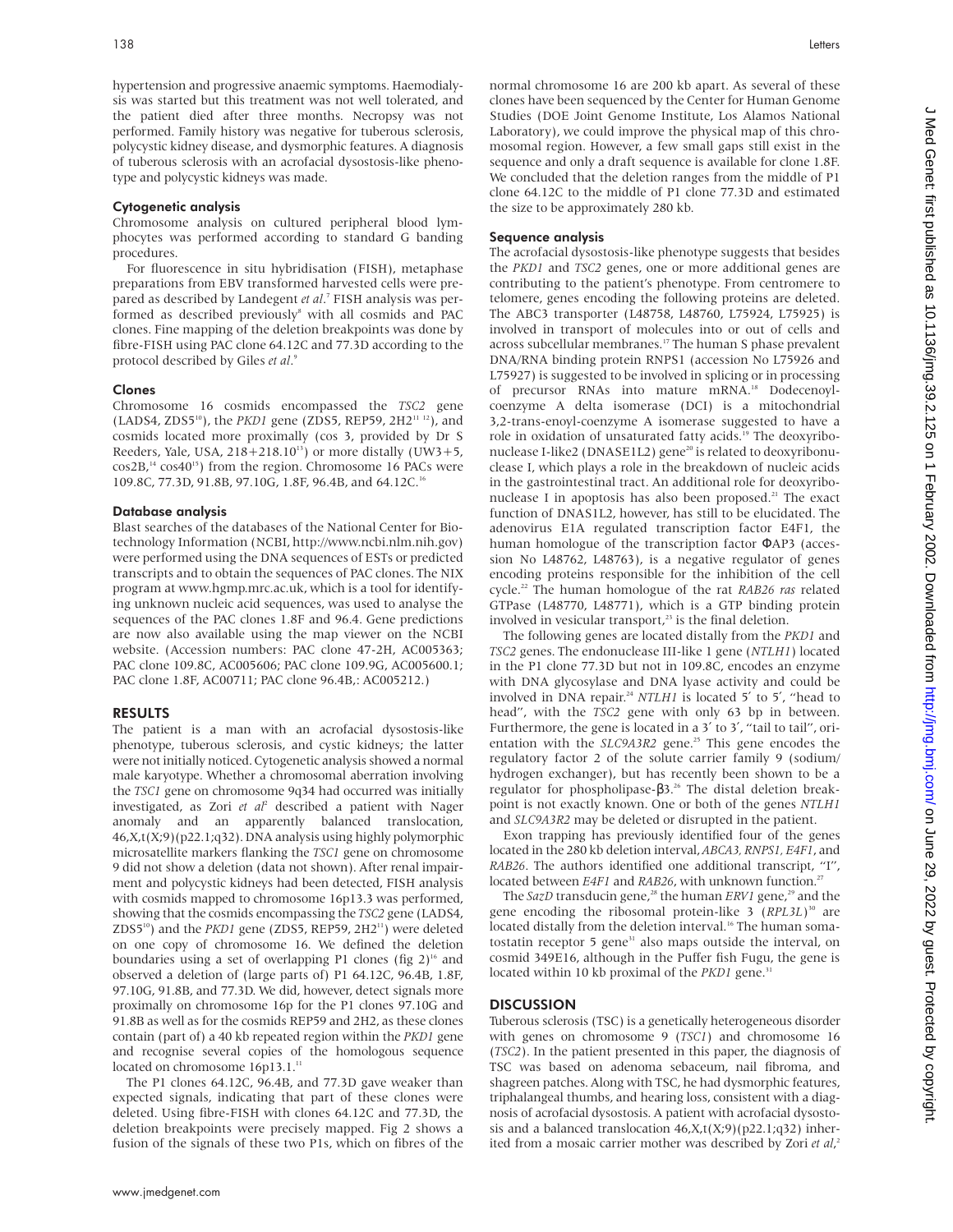hypertension and progressive anaemic symptoms. Haemodialysis was started but this treatment was not well tolerated, and the patient died after three months. Necropsy was not performed. Family history was negative for tuberous sclerosis, polycystic kidney disease, and dysmorphic features. A diagnosis of tuberous sclerosis with an acrofacial dysostosis-like phenotype and polycystic kidneys was made.

### Cytogenetic analysis

Chromosome analysis on cultured peripheral blood lymphocytes was performed according to standard G banding procedures.

For fluorescence in situ hybridisation (FISH), metaphase preparations from EBV transformed harvested cells were prepared as described by Landegent *et al*.[7] FISH analysis was performed as described previously[8] with all cosmids and PAC clones. Fine mapping of the deletion breakpoints was done by fibre-FISH using PAC clone 64.12C and 77.3D according to the protocol described by Giles *et al*.[9]

### Clones

Chromosome 16 cosmids encompassed the *TSC2* gene (LADS4, ZDS5[10]), the *PKD1* gene (ZDS5, REP59, 2H2[11 12]), and cosmids located more proximally (cos 3, provided by Dr S Reeders, Yale, USA, 218+218.10[13]) or more distally (UW3+5, cos2B,[14] cos40[15]) from the region. Chromosome 16 PACs were 109.8C, 77.3D, 91.8B, 97.10G, 1.8F, 96.4B, and 64.12C.[16]

### Database analysis

Blast searches of the databases of the National Center for Biotechnology Information (NCBI, http://www.ncbi.nlm.nih.gov) were performed using the DNA sequences of ESTs or predicted transcripts and to obtain the sequences of PAC clones. The NIX program at www.hgmp.mrc.ac.uk, which is a tool for identifying unknown nucleic acid sequences, was used to analyse the sequences of the PAC clones 1.8F and 96.4. Gene predictions are now also available using the map viewer on the NCBI website. (Accession numbers: PAC clone 47-2H, AC005363; PAC clone 109.8C, AC005606; PAC clone 109.9G, AC005600.1; PAC clone 1.8F, AC00711; PAC clone 96.4B,: AC005212.)

## RESULTS

The patient is a man with an acrofacial dysostosis-like phenotype, tuberous sclerosis, and cystic kidneys; the latter were not initially noticed. Cytogenetic analysis showed a normal male karyotype. Whether a chromosomal aberration involving the *TSC1* gene on chromosome 9q34 had occurred was initially investigated, as Zori *et al*[2] described a patient with Nager anomaly and an apparently balanced translocation, 46,X,t(X;9)(p22.1;q32). DNA analysis using highly polymorphic microsatellite markers flanking the *TSC1* gene on chromosome 9 did not show a deletion (data not shown). After renal impairment and polycystic kidneys had been detected, FISH analysis with cosmids mapped to chromosome 16p13.3 was performed, showing that the cosmids encompassing the *TSC2* gene (LADS4, ZDS5[10]) and the *PKD1* gene (ZDS5, REP59, 2H2[11]) were deleted on one copy of chromosome 16. We defined the deletion boundaries using a set of overlapping P1 clones (fig 2)[16] and observed a deletion of (large parts of) P1 64.12C, 96.4B, 1.8F, 97.10G, 91.8B, and 77.3D. We did, however, detect signals more proximally on chromosome 16p for the P1 clones 97.10G and 91.8B as well as for the cosmids REP59 and 2H2, as these clones contain (part of) a 40 kb repeated region within the *PKD1* gene and recognise several copies of the homologous sequence located on chromosome 16p13.1.[11]

The P1 clones 64.12C, 96.4B, and 77.3D gave weaker than expected signals, indicating that part of these clones were deleted. Using fibre-FISH with clones 64.12C and 77.3D, the deletion breakpoints were precisely mapped. Fig 2 shows a fusion of the signals of these two P1s, which on fibres of the normal chromosome 16 are 200 kb apart. As several of these clones have been sequenced by the Center for Human Genome Studies (DOE Joint Genome Institute, Los Alamos National Laboratory), we could improve the physical map of this chromosomal region. However, a few small gaps still exist in the sequence and only a draft sequence is available for clone 1.8F. We concluded that the deletion ranges from the middle of P1 clone 64.12C to the middle of P1 clone 77.3D and estimated the size to be approximately 280 kb.

### Sequence analysis

The acrofacial dysostosis-like phenotype suggests that besides the *PKD1* and *TSC2* genes, one or more additional genes are contributing to the patient's phenotype. From centromere to telomere, genes encoding the following proteins are deleted. The ABC3 transporter (L48758, L48760, L75924, L75925) is involved in transport of molecules into or out of cells and across subcellular membranes.[17] The human S phase prevalent DNA/RNA binding protein RNPS1 (accession No L75926 and L75927) is suggested to be involved in splicing or in processing of precursor RNAs into mature mRNA.[18] Dodecenoyl-coenzyme A delta isomerase (DCI) is a mitochondrial 3,2-trans-enoyl-coenzyme A isomerase suggested to have a role in oxidation of unsaturated fatty acids.[19] The deoxyribonuclease I-like2 (DNASE1L2) gene[20] is related to deoxyribonuclease I, which plays a role in the breakdown of nucleic acids in the gastrointestinal tract. An additional role for deoxyribonuclease I in apoptosis has also been proposed.[21] The exact function of DNAS1L2, however, has still to be elucidated. The adenovirus E1A regulated transcription factor E4F1, the human homologue of the transcription factor ΦAP3 (accession No L48762, L48763), is a negative regulator of genes encoding proteins responsible for the inhibition of the cell cycle.[22] The human homologue of the rat *RAB26 ras* related GTPase (L48770, L48771), which is a GTP binding protein involved in vesicular transport,[23] is the final deletion.

The following genes are located distally from the *PKD1* and *TSC2* genes. The endonuclease III-like 1 gene (*NTLH1*) located in the P1 clone 77.3D but not in 109.8C, encodes an enzyme with DNA glycosylase and DNA lyase activity and could be involved in DNA repair.[24] *NTLH1* is located 5′ to 5′, "head to head", with the *TSC2* gene with only 63 bp in between. Furthermore, the gene is located in a 3′ to 3′, "tail to tail", orientation with the *SLC9A3R2* gene.[25] This gene encodes the regulatory factor 2 of the solute carrier family 9 (sodium/hydrogen exchanger), but has recently been shown to be a regulator for phospholipase-β3.[26] The distal deletion breakpoint is not exactly known. One or both of the genes *NTLH1* and *SLC9A3R2* may be deleted or disrupted in the patient.

Exon trapping has previously identified four of the genes located in the 280 kb deletion interval, *ABCA3, RNPS1, E4F1*, and *RAB26*. The authors identified one additional transcript, "I", located between *E4F1* and *RAB26*, with unknown function.[27]

The *SazD* transducin gene,[28] the human *ERV1* gene,[29] and the gene encoding the ribosomal protein-like 3 (*RPL3L*)[30] are located distally from the deletion interval.[16] The human somatostatin receptor 5 gene[31] also maps outside the interval, on cosmid 349E16, although in the Puffer fish Fugu, the gene is located within 10 kb proximal of the *PKD1* gene.[31]

## DISCUSSION

Tuberous sclerosis (TSC) is a genetically heterogeneous disorder with genes on chromosome 9 (*TSC1*) and chromosome 16 (*TSC2*). In the patient presented in this paper, the diagnosis of TSC was based on adenoma sebaceum, nail fibroma, and shagreen patches. Along with TSC, he had dysmorphic features, triphalangeal thumbs, and hearing loss, consistent with a diagnosis of acrofacial dysostosis. A patient with acrofacial dysostosis and a balanced translocation 46,X,t(X;9)(p22.1;q32) inherited from a mosaic carrier mother was described by Zori *et al*,[2]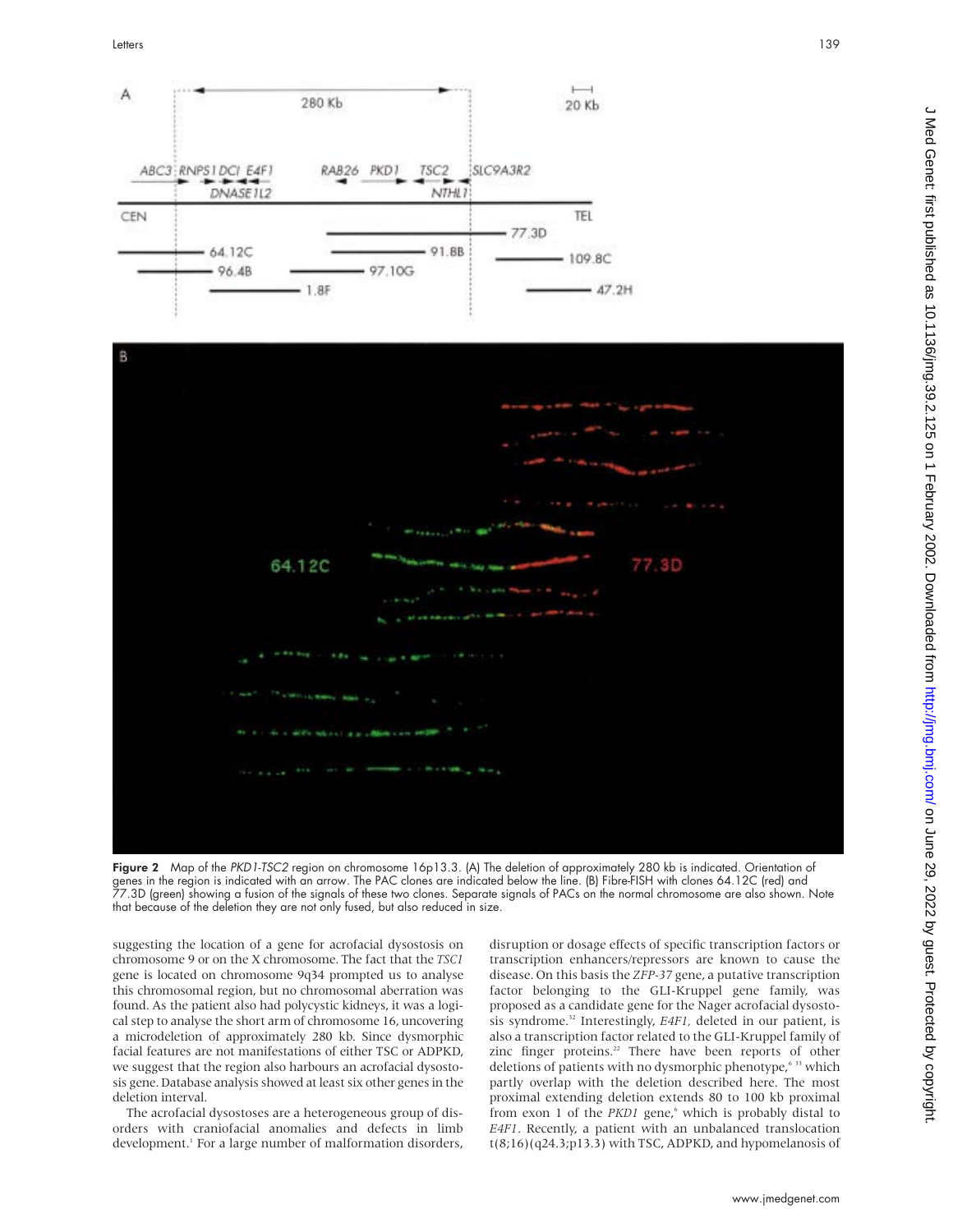Figure 2 Map of the *PKD1-TSC2* region on chromosome 16p13.3. (A) The deletion of approximately 280 kb is indicated. Orientation of genes in the region is indicated with an arrow. The PAC clones are indicated below the line. (B) Fibre-FISH with clones 64.12C (red) and 77.3D (green) showing a fusion of the signals of these two clones. Separate signals of PACs on the normal chromosome are also shown. Note that because of the deletion they are not only fused, but also reduced in size.

suggesting the location of a gene for acrofacial dysostosis on chromosome 9 or on the X chromosome. The fact that the *TSC1* gene is located on chromosome 9q34 prompted us to analyse this chromosomal region, but no chromosomal aberration was found. As the patient also had polycystic kidneys, it was a logical step to analyse the short arm of chromosome 16, uncovering a microdeletion of approximately 280 kb. Since dysmorphic facial features are not manifestations of either TSC or ADPKD, we suggest that the region also harbours an acrofacial dysostosis gene. Database analysis showed at least six other genes in the deletion interval.

The acrofacial dysostoses are a heterogeneous group of disorders with craniofacial anomalies and defects in limb development.[1] For a large number of malformation disorders, disruption or dosage effects of specific transcription factors or transcription enhancers/repressors are known to cause the disease. On this basis the *ZFP-37* gene, a putative transcription factor belonging to the GLI-Kruppel gene family, was proposed as a candidate gene for the Nager acrofacial dysostosis syndrome.[32] Interestingly, *E4F1*, deleted in our patient, is also a transcription factor related to the GLI-Kruppel family of zinc finger proteins.[22] There have been reports of other deletions of patients with no dysmorphic phenotype,[6 33] which partly overlap with the deletion described here. The most proximal extending deletion extends 80 to 100 kb proximal from exon 1 of the *PKD1* gene,[6] which is probably distal to *E4F1*. Recently, a patient with an unbalanced translocation t(8;16)(q24.3;p13.3) with TSC, ADPKD, and hypomelanosis of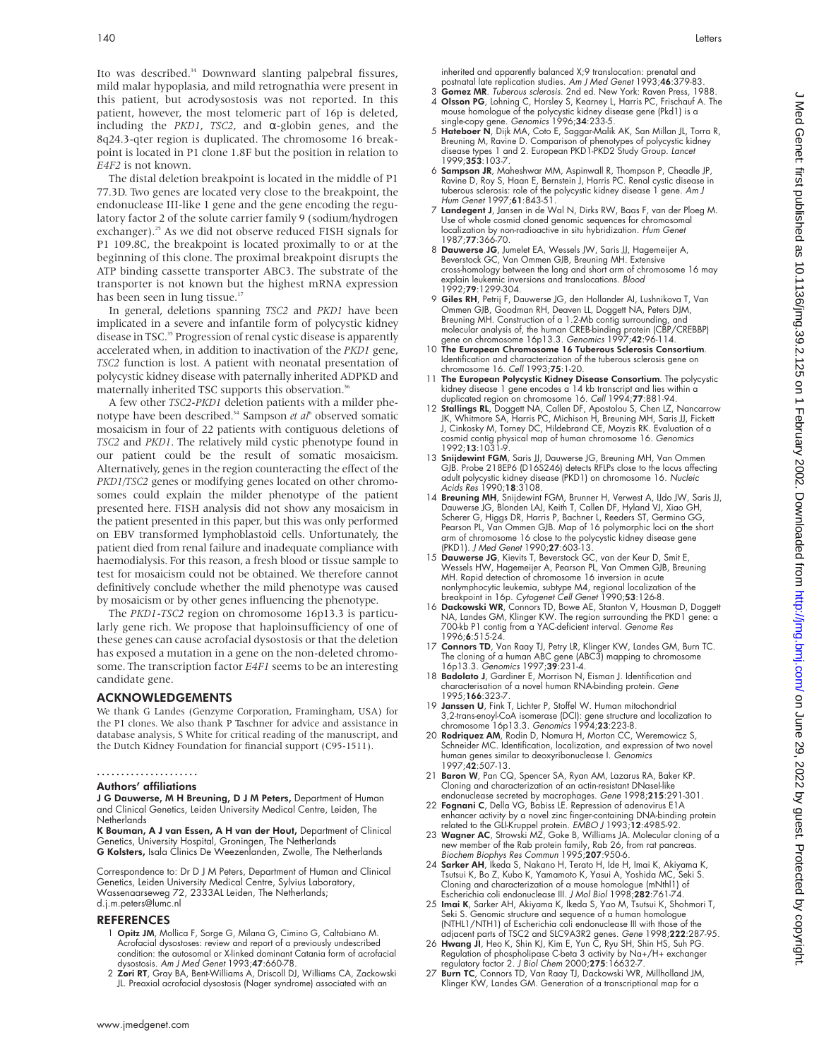Ito was described.[34] Downward slanting palpebral fissures, mild malar hypoplasia, and mild retrognathia were present in this patient, but acrodysostosis was not reported. In this patient, however, the most telomeric part of 16p is deleted, including the *PKD1*, *TSC2*, and α-globin genes, and the 8q24.3-qter region is duplicated. The chromosome 16 breakpoint is located in P1 clone 1.8F but the position in relation to *E4F2* is not known.

The distal deletion breakpoint is located in the middle of P1 77.3D. Two genes are located very close to the breakpoint, the endonuclease III-like 1 gene and the gene encoding the regulatory factor 2 of the solute carrier family 9 (sodium/hydrogen exchanger).[25] As we did not observe reduced FISH signals for P1 109.8C, the breakpoint is located proximally to or at the beginning of this clone. The proximal breakpoint disrupts the ATP binding cassette transporter ABC3. The substrate of the transporter is not known but the highest mRNA expression has been seen in lung tissue.[17]

In general, deletions spanning *TSC2* and *PKD1* have been implicated in a severe and infantile form of polycystic kidney disease in TSC.[35] Progression of renal cystic disease is apparently accelerated when, in addition to inactivation of the *PKD1* gene, *TSC2* function is lost. A patient with neonatal presentation of polycystic kidney disease with paternally inherited ADPKD and maternally inherited TSC supports this observation.[36]

A few other *TSC2-PKD1* deletion patients with a milder phenotype have been described.[34] Sampson *et al*[6] observed somatic mosaicism in four of 22 patients with contiguous deletions of *TSC2* and *PKD1*. The relatively mild cystic phenotype found in our patient could be the result of somatic mosaicism. Alternatively, genes in the region counteracting the effect of the *PKD1/TSC2* genes or modifying genes located on other chromosomes could explain the milder phenotype of the patient presented here. FISH analysis did not show any mosaicism in the patient presented in this paper, but this was only performed on EBV transformed lymphoblastoid cells. Unfortunately, the patient died from renal failure and inadequate compliance with haemodialysis. For this reason, a fresh blood or tissue sample to test for mosaicism could not be obtained. We therefore cannot definitively conclude whether the mild phenotype was caused by mosaicism or by other genes influencing the phenotype.

The *PKD1-TSC2* region on chromosome 16p13.3 is particularly gene rich. We propose that haploinsufficiency of one of these genes can cause acrofacial dysostosis or that the deletion has exposed a mutation in a gene on the non-deleted chromosome. The transcription factor *E4F1* seems to be an interesting candidate gene.

## ACKNOWLEDGEMENTS

We thank G Landes (Genzyme Corporation, Framingham, USA) for the P1 clones. We also thank P Taschner for advice and assistance in database analysis, S White for critical reading of the manuscript, and the Dutch Kidney Foundation for financial support (C95-1511).

### Authors' affiliations

**J G Dauwerse, M H Breuning, D J M Peters,** Department of Human and Clinical Genetics, Leiden University Medical Centre, Leiden, The Netherlands
**K Bouman, A J van Essen, A H van der Hout,** Department of Clinical Genetics, University Hospital, Groningen, The Netherlands
**G Kolsters,** Isala Clinics De Weezenlanden, Zwolle, The Netherlands

Correspondence to: Dr D J M Peters, Department of Human and Clinical Genetics, Leiden University Medical Centre, Sylvius Laboratory, Wassenaarseweg 72, 2333AL Leiden, The Netherlands; d.j.m.peters@lumc.nl

## REFERENCES

1. **Opitz JM**, Mollica F, Sorge G, Milana G, Cimino G, Caltabiano M. Acrofacial dysostoses: review and report of a previously undescribed condition: the autosomal or X-linked dominant Catania form of acrofacial dysostosis. *Am J Med Genet* 1993;**47**:660-78.
2. **Zori RT**, Gray BA, Bent-Williams A, Driscoll DJ, Williams CA, Zackowski JL. Preaxial acrofacial dysostosis (Nager syndrome) associated with an inherited and apparently balanced X;9 translocation: prenatal and postnatal late replication studies. *Am J Med Genet* 1993;**46**:379-83.
3. **Gomez MR**. *Tuberous sclerosis*. 2nd ed. New York: Raven Press, 1988.
4. **Olsson PG**, Lohning C, Horsley S, Kearney L, Harris PC, Frischauf A. The mouse homologue of the polycystic kidney disease gene (Pkd1) is a single-copy gene. *Genomics* 1996;**34**:233-5.
5. **Hateboer N**, Dijk MA, Coto E, Saggar-Malik AK, San Millan JL, Torra R, Breuning M, Ravine D. Comparison of phenotypes of polycystic kidney disease types 1 and 2. European PKD1-PKD2 Study Group. *Lancet* 1999;**353**:103-7.
6. **Sampson JR**, Maheshwar MM, Aspinwall R, Thompson P, Cheadle JP, Ravine D, Roy S, Haan E, Bernstein J, Harris PC. Renal cystic disease in tuberous sclerosis: role of the polycystic kidney disease 1 gene. *Am J Hum Genet* 1997;**61**:843-51.
7. **Landegent J**, Jansen in de Wal N, Dirks RW, Baas F, van der Ploeg M. Use of whole cosmid cloned genomic sequences for chromosomal localization by non-radioactive in situ hybridization. *Hum Genet* 1987;**77**:366-70.
8. **Dauwerse JG**, Jumelet EA, Wessels JW, Saris JJ, Hagemeijer A, Beverstock GC, Van Ommen GJB, Breuning MH. Extensive cross-homology between the long and short arm of chromosome 16 may explain leukemic inversions and translocations. *Blood* 1992;**79**:1299-304.
9. **Giles RH**, Petrij F, Dauwerse JG, den Hollander AI, Lushnikova T, Van Ommen GJB, Goodman RH, Deaven LL, Doggett NA, Peters DJM, Breuning MH. Construction of a 1.2-Mb contig surrounding, and molecular analysis of, the human CREB-binding protein (CBP/CREBBP) gene on chromosome 16p13.3. *Genomics* 1997;**42**:96-114.
10. **The European Chromosome 16 Tuberous Sclerosis Consortium**. Identification and characterization of the tuberous sclerosis gene on chromosome 16. *Cell* 1993;**75**:1-20.
11. **The European Polycystic Kidney Disease Consortium**. The polycystic kidney disease 1 gene encodes a 14 kb transcript and lies within a duplicated region on chromosome 16. *Cell* 1994;**77**:881-94.
12. **Stallings RL**, Doggett NA, Callen DF, Apostolou S, Chen LZ, Nancarrow JK, Whitmore SA, Harris PC, Michison H, Breuning MH, Saris JJ, Fickett J, Cinkosky M, Torney DC, Hildebrand CE, Moyzis RK. Evaluation of a cosmid contig physical map of human chromosome 16. *Genomics* 1992;**13**:1031-9.
13. **Snijdewint FGM**, Saris JJ, Dauwerse JG, Breuning MH, Van Ommen GJB. Probe 218EP6 (D16S246) detects RFLPs close to the locus affecting adult polycystic kidney disease (PKD1) on chromosome 16. *Nucleic Acids Res* 1990;**18**:3108.
14. **Breuning MH**, Snijdewint FGM, Brunner H, Verwest A, IJdo JW, Saris JJ, Dauwerse JG, Blonden LAJ, Keith T, Callen DF, Hyland VJ, Xiao GH, Scherer G, Higgs DR, Harris P, Bachner L, Reeders ST, Germino GG, Pearson PL, Van Ommen GJB. Map of 16 polymorphic loci on the short arm of chromosome 16 close to the polycystic kidney disease gene (PKD1). *J Med Genet* 1990;**27**:603-13.
15. **Dauwerse JG**, Kievits T, Beverstock GC, van der Keur D, Smit E, Wessels HW, Hagemeijer A, Pearson PL, Van Ommen GJB, Breuning MH. Rapid detection of chromosome 16 inversion in acute nonlymphocytic leukemia, subtype M4, regional localization of the breakpoint in 16p. *Cytogenet Cell Genet* 1990;**53**:126-8.
16. **Dackowski WR**, Connors TD, Bowe AE, Stanton V, Housman D, Doggett NA, Landes GM, Klinger KW. The region surrounding the PKD1 gene: a 700-kb P1 contig from a YAC-deficient interval. *Genome Res* 1996;**6**:515-24.
17. **Connors TD**, Van Raay TJ, Petry LR, Klinger KW, Landes GM, Burn TC. The cloning of a human ABC gene (ABC3) mapping to chromosome 16p13.3. *Genomics* 1997;**39**:231-4.
18. **Badolato J**, Gardiner E, Morrison N, Eisman J. Identification and characterisation of a novel human RNA-binding protein. *Gene* 1995;**166**:323-7.
19. **Janssen U**, Fink T, Lichter P, Stoffel W. Human mitochondrial 3,2-trans-enoyl-CoA isomerase (DCI): gene structure and localization to chromosome 16p13.3. *Genomics* 1994;**23**:223-8.
20. **Rodriquez AM**, Rodin D, Nomura H, Morton CC, Weremowicz S, Schneider MC. Identification, localization, and expression of two novel human genes similar to deoxyribonuclease I. *Genomics* 1997;**42**:507-13.
21. **Baron W**, Pan CQ, Spencer SA, Ryan AM, Lazarus RA, Baker KP. Cloning and characterization of an actin-resistant DNaseI-like endonuclease secreted by macrophages. *Gene* 1998;**215**:291-301.
22. **Fognani C**, Della VG, Babiss LE. Repression of adenovirus E1A enhancer activity by a novel zinc finger-containing DNA-binding protein related to the GLI-Kruppel protein. *EMBO J* 1993;**12**:4985-92.
23. **Wagner AC**, Strowski MZ, Goke B, Williams JA. Molecular cloning of a new member of the Rab protein family, Rab 26, from rat pancreas. *Biochem Biophys Res Commun* 1995;**207**:950-6.
24. **Sarker AH**, Ikeda S, Nakano H, Terato H, Ide H, Imai K, Akiyama K, Tsutsui K, Bo Z, Kubo K, Yamamoto K, Yasui A, Yoshida MC, Seki S. Cloning and characterization of a mouse homologue (mNthl1) of Escherichia coli endonuclease III. *J Mol Biol* 1998;**282**:761-74.
25. **Imai K**, Sarker AH, Akiyama K, Ikeda S, Yao M, Tsutsui K, Shohmori T, Seki S. Genomic structure and sequence of a human homologue (NTHL1/NTH1) of Escherichia coli endonuclease III with those of the adjacent parts of TSC2 and SLC9A3R2 genes. *Gene* 1998;**222**:287-95.
26. **Hwang JI**, Heo K, Shin KJ, Kim E, Yun C, Ryu SH, Shin HS, Suh PG. Regulation of phospholipase C-beta 3 activity by Na+/H+ exchanger regulatory factor 2. *J Biol Chem* 2000;**275**:16632-7.
27. **Burn TC**, Connors TD, Van Raay TJ, Dackowski WR, Millholland JM, Klinger KW, Landes GM. Generation of a transcriptional map for a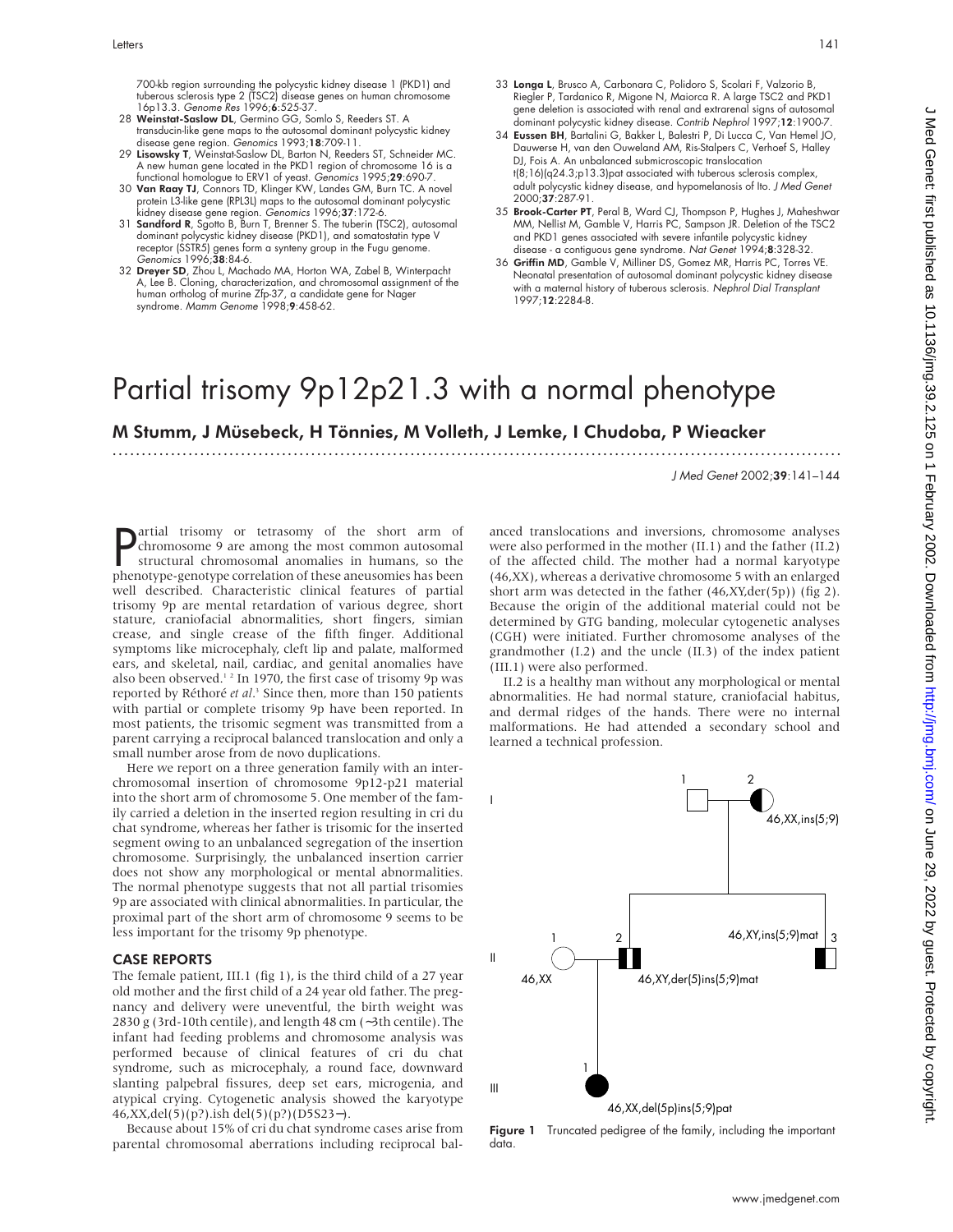700-kb region surrounding the polycystic kidney disease 1 (PKD1) and tuberous sclerosis type 2 (TSC2) disease genes on human chromosome 16p13.3. *Genome Res* 1996;**6**:525-37.

28 **Weinstat-Saslow DL**, Germino GG, Somlo S, Reeders ST. A transducin-like gene maps to the autosomal dominant polycystic kidney disease gene region. *Genomics* 1993;**18**:709-11.

29 **Lisowsky T**, Weinstat-Saslow DL, Barton N, Reeders ST, Schneider MC. A new human gene located in the PKD1 region of chromosome 16 is a functional homologue to ERV1 of yeast. *Genomics* 1995;**29**:690-7.

30 **Van Raay TJ**, Connors TD, Klinger KW, Landes GM, Burn TC. A novel protein L3-like gene (RPL3L) maps to the autosomal dominant polycystic kidney disease gene region. *Genomics* 1996;**37**:172-6.

31 **Sandford R**, Sgotto B, Burn T, Brenner S. The tuberin (TSC2), autosomal dominant polycystic kidney disease (PKD1), and somatostatin type V receptor (SSTR5) genes form a synteny group in the Fugu genome. *Genomics* 1996;**38**:84-6.

32 **Dreyer SD**, Zhou L, Machado MA, Horton WA, Zabel B, Winterpacht A, Lee B. Cloning, characterization, and chromosomal assignment of the human ortholog of murine Zfp-37, a candidate gene for Nager syndrome. *Mamm Genome* 1998;**9**:458-62.

33 **Longa L**, Brusco A, Carbonara C, Polidoro S, Scolari F, Valzorio B, Riegler P, Tardanico R, Migone N, Maiorca R. A large TSC2 and PKD1 gene deletion is associated with renal and extrarenal signs of autosomal dominant polycystic kidney disease. *Contrib Nephrol* 1997;**12**:1900-7.

34 **Eussen BH**, Bartalini G, Bakker L, Balestri P, Di Lucca C, Van Hemel JO, Dauwerse H, van den Ouweland AM, Ris-Stalpers C, Verhoef S, Halley DJ, Fois A. An unbalanced submicroscopic translocation t(8;16)(q24.3;p13.3)pat associated with tuberous sclerosis complex, adult polycystic kidney disease, and hypomelanosis of Ito. *J Med Genet* 2000;**37**:287-91.

35 **Brook-Carter PT**, Peral B, Ward CJ, Thompson P, Hughes J, Maheshwar MM, Nellist M, Gamble V, Harris PC, Sampson JR. Deletion of the TSC2 and PKD1 genes associated with severe infantile polycystic kidney disease - a contiguous gene syndrome. *Nat Genet* 1994;**8**:328-32.

36 **Griffin MD**, Gamble V, Milliner DS, Gomez MR, Harris PC, Torres VE. Neonatal presentation of autosomal dominant polycystic kidney disease with a maternal history of tuberous sclerosis. *Nephrol Dial Transplant* 1997;**12**:2284-8.

# Partial trisomy 9p12p21.3 with a normal phenotype

**M Stumm, J Müsebeck, H Tönnies, M Volleth, J Lemke, I Chudoba, P Wieacker**

*J Med Genet* 2002;**39**:141–144

Partial trisomy or tetrasomy of the short arm of chromosome 9 are among the most common autosomal structural chromosomal anomalies in humans, so the phenotype-genotype correlation of these aneusomies has been well described. Characteristic clinical features of partial trisomy 9p are mental retardation of various degree, short stature, craniofacial abnormalities, short fingers, simian crease, and single crease of the fifth finger. Additional symptoms like microcephaly, cleft lip and palate, malformed ears, and skeletal, nail, cardiac, and genital anomalies have also been observed.[1 2] In 1970, the first case of trisomy 9p was reported by Réthoré *et al*.[3] Since then, more than 150 patients with partial or complete trisomy 9p have been reported. In most patients, the trisomic segment was transmitted from a parent carrying a reciprocal balanced translocation and only a small number arose from de novo duplications.

Here we report on a three generation family with an interchromosomal insertion of chromosome 9p12-p21 material into the short arm of chromosome 5. One member of the family carried a deletion in the inserted region resulting in cri du chat syndrome, whereas her father is trisomic for the inserted segment owing to an unbalanced segregation of the insertion chromosome. Surprisingly, the unbalanced insertion carrier does not show any morphological or mental abnormalities. The normal phenotype suggests that not all partial trisomies 9p are associated with clinical abnormalities. In particular, the proximal part of the short arm of chromosome 9 seems to be less important for the trisomy 9p phenotype.

## CASE REPORTS

The female patient, III.1 (fig 1), is the third child of a 27 year old mother and the first child of a 24 year old father. The pregnancy and delivery were uneventful, the birth weight was 2830 g (3rd-10th centile), and length 48 cm (~3th centile). The infant had feeding problems and chromosome analysis was performed because of clinical features of cri du chat syndrome, such as microcephaly, a round face, downward slanting palpebral fissures, deep set ears, micrognia, and atypical crying. Cytogenetic analysis showed the karyotype 46,XX,del(5)(p?).ish del(5)(p?)(D5S23−).

Because about 15% of cri du chat syndrome cases arise from parental chromosomal aberrations including reciprocal balanced translocations and inversions, chromosome analyses were also performed in the mother (II.1) and the father (II.2) of the affected child. The mother had a normal karyotype (46,XX), whereas a derivative chromosome 5 with an enlarged short arm was detected in the father (46,XY,der(5p)) (fig 2). Because the origin of the additional material could not be determined by GTG banding, molecular cytogenetic analyses (CGH) were initiated. Further chromosome analyses of the grandmother (I.2) and the uncle (II.3) of the index patient (III.1) were also performed.

II.2 is a healthy man without any morphological or mental abnormalities. He had normal stature, craniofacial habitus, and dermal ridges of the hands. There were no internal malformations. He had attended a secondary school and learned a technical profession.

I: 1; 2 — 46,XX,ins(5;9)
II: 1 — 46,XX; 2 — 46,XY,der(5)ins(5;9)mat; 3 — 46,XY,ins(5;9)mat
III: 1 — 46,XX,del(5p)ins(5;9)pat

**Figure 1** Truncated pedigree of the family, including the important data.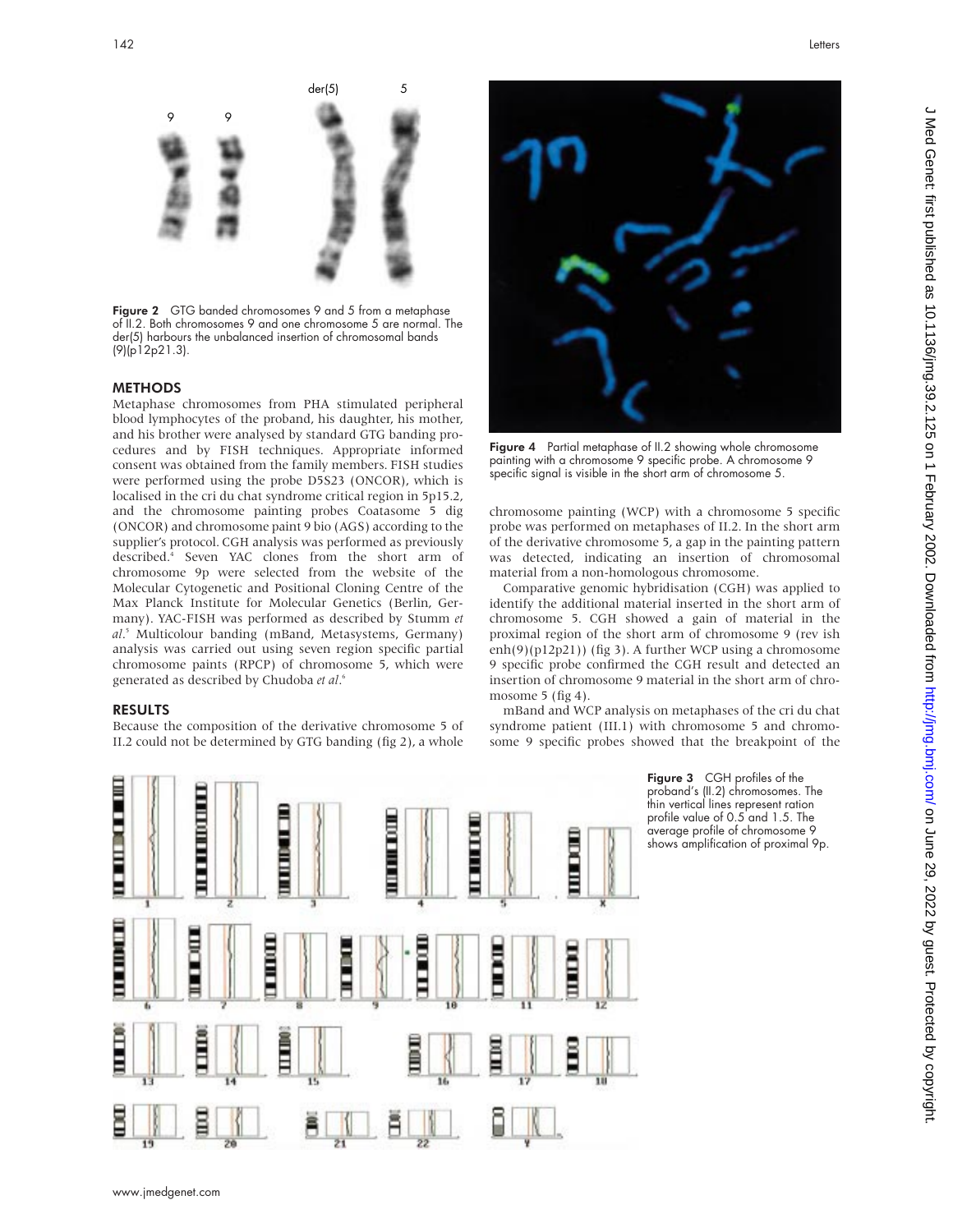Figure 2 GTG banded chromosomes 9 and 5 from a metaphase of II.2. Both chromosomes 9 and one chromosome 5 are normal. The der(5) harbours the unbalanced insertion of chromosomal bands (9)(p12p21.3).

## METHODS

Metaphase chromosomes from PHA stimulated peripheral blood lymphocytes of the proband, his daughter, his mother, and his brother were analysed by standard GTG banding procedures and by FISH techniques. Appropriate informed consent was obtained from the family members. FISH studies were performed using the probe D5S23 (ONCOR), which is localised in the cri du chat syndrome critical region in 5p15.2, and the chromosome painting probes Coatasome 5 dig (ONCOR) and chromosome paint 9 bio (AGS) according to the supplier's protocol. CGH analysis was performed as previously described.[4] Seven YAC clones from the short arm of chromosome 9p were selected from the website of the Molecular Cytogenetic and Positional Cloning Centre of the Max Planck Institute for Molecular Genetics (Berlin, Germany). YAC-FISH was performed as described by Stumm *et al*.[5] Multicolour banding (mBand, Metasystems, Germany) analysis was carried out using seven region specific partial chromosome paints (RPCP) of chromosome 5, which were generated as described by Chudoba *et al*.[6]

## RESULTS

Because the composition of the derivative chromosome 5 of II.2 could not be determined by GTG banding (fig 2), a whole chromosome painting (WCP) with a chromosome 5 specific probe was performed on metaphases of II.2. In the short arm of the derivative chromosome 5, a gap in the painting pattern was detected, indicating an insertion of chromosomal material from a non-homologous chromosome.

Comparative genomic hybridisation (CGH) was applied to identify the additional material inserted in the short arm of chromosome 5. CGH showed a gain of material in the proximal region of the short arm of chromosome 9 (rev ish enh(9)(p12p21)) (fig 3). A further WCP using a chromosome 9 specific probe confirmed the CGH result and detected an insertion of chromosome 9 material in the short arm of chromosome 5 (fig 4).

mBand and WCP analysis on metaphases of the cri du chat syndrome patient (III.1) with chromosome 5 and chromosome 9 specific probes showed that the breakpoint of the

Figure 4 Partial metaphase of II.2 showing whole chromosome painting with a chromosome 9 specific probe. A chromosome 9 specific signal is visible in the short arm of chromosome 5.

Figure 3 CGH profiles of the proband's (II.2) chromosomes. The thin vertical lines represent ration profile value of 0.5 and 1.5. The average profile of chromosome 9 shows amplification of proximal 9p.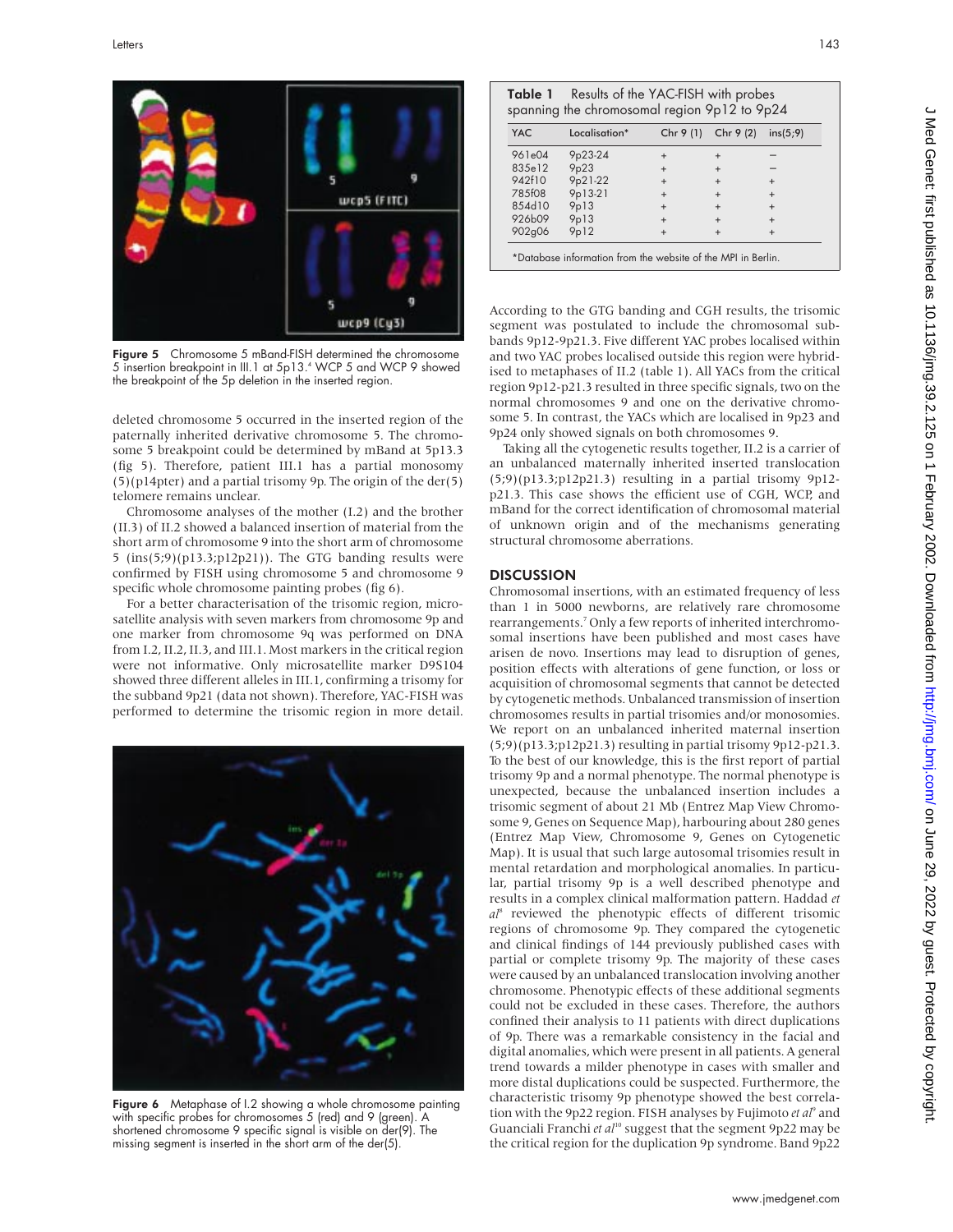Figure 5 Chromosome 5 mBand-FISH determined the chromosome 5 insertion breakpoint in III.1 at 5p13.[4] WCP 5 and WCP 9 showed the breakpoint of the 5p deletion in the inserted region.

deleted chromosome 5 occurred in the inserted region of the paternally inherited derivative chromosome 5. The chromosome 5 breakpoint could be determined by mBand at 5p13.3 (fig 5). Therefore, patient III.1 has a partial monosomy (5)(p14pter) and a partial trisomy 9p. The origin of the der(5) telomere remains unclear.

Chromosome analyses of the mother (I.2) and the brother (II.3) of II.2 showed a balanced insertion of material from the short arm of chromosome 9 into the short arm of chromosome 5 (ins(5;9)(p13.3;p12p21)). The GTG banding results were confirmed by FISH using chromosome 5 and chromosome 9 specific whole chromosome painting probes (fig 6).

For a better characterisation of the trisomic region, microsatellite analysis with seven markers from chromosome 9p and one marker from chromosome 9q was performed on DNA from I.2, II.2, II.3, and III.1. Most markers in the critical region were not informative. Only microsatellite marker D9S104 showed three different alleles in III.1, confirming a trisomy for the subband 9p21 (data not shown). Therefore, YAC-FISH was performed to determine the trisomic region in more detail.

Figure 6 Metaphase of I.2 showing a whole chromosome painting with specific probes for chromosomes 5 (red) and 9 (green). A shortened chromosome 9 specific signal is visible on der(9). The missing segment is inserted in the short arm of the der(5).

**Table 1** Results of the YAC-FISH with probes spanning the chromosomal region 9p12 to 9p24

| YAC | Localisation* | Chr 9 (1) | Chr 9 (2) | ins(5;9) |
|---|---|---|---|---|
| 961e04 | 9p23-24 | + | + | – |
| 835e12 | 9p23 | + | + | – |
| 942f10 | 9p21-22 | + | + | + |
| 785f08 | 9p13-21 | + | + | + |
| 854d10 | 9p13 | + | + | + |
| 926b09 | 9p13 | + | + | + |
| 902g06 | 9p12 | + | + | + |

*Database information from the website of the MPI in Berlin.

According to the GTG banding and CGH results, the trisomic segment was postulated to include the chromosomal subbands 9p12-9p21.3. Five different YAC probes localised within and two YAC probes localised outside this region were hybridised to metaphases of II.2 (table 1). All YACs from the critical region 9p12-p21.3 resulted in three specific signals, two on the normal chromosomes 9 and one on the derivative chromosome 5. In contrast, the YACs which are localised in 9p23 and 9p24 only showed signals on both chromosomes 9.

Taking all the cytogenetic results together, II.2 is a carrier of an unbalanced maternally inherited inserted translocation (5;9)(p13.3;p12p21.3) resulting in a partial trisomy 9p12-p21.3. This case shows the efficient use of CGH, WCP, and mBand for the correct identification of chromosomal material of unknown origin and of the mechanisms generating structural chromosome aberrations.

## DISCUSSION

Chromosomal insertions, with an estimated frequency of less than 1 in 5000 newborns, are relatively rare chromosome rearrangements.[7] Only a few reports of inherited interchromosomal insertions have been published and most cases have arisen de novo. Insertions may lead to disruption of genes, position effects with alterations of gene function, or loss or acquisition of chromosomal segments that cannot be detected by cytogenetic methods. Unbalanced transmission of insertion chromosomes results in partial trisomies and/or monosomies. We report on an unbalanced inherited maternal insertion (5;9)(p13.3;p12p21.3) resulting in partial trisomy 9p12-p21.3. To the best of our knowledge, this is the first report of partial trisomy 9p and a normal phenotype. The normal phenotype is unexpected, because the unbalanced insertion includes a trisomic segment of about 21 Mb (Entrez Map View Chromosome 9, Genes on Sequence Map), harbouring about 280 genes (Entrez Map View, Chromosome 9, Genes on Cytogenetic Map). It is usual that such large autosomal trisomies result in mental retardation and morphological anomalies. In particular, partial trisomy 9p is a well described phenotype and results in a complex clinical malformation pattern. Haddad *et al*[8] reviewed the phenotypic effects of different trisomic regions of chromosome 9p. They compared the cytogenetic and clinical findings of 144 previously published cases with partial or complete trisomy 9p. The majority of these cases were caused by an unbalanced translocation involving another chromosome. Phenotypic effects of these additional segments could not be excluded in these cases. Therefore, the authors confined their analysis to 11 patients with direct duplications of 9p. There was a remarkable consistency in the facial and digital anomalies, which were present in all patients. A general trend towards a milder phenotype in cases with smaller and more distal duplications could be suspected. Furthermore, the characteristic trisomy 9p phenotype showed the best correlation with the 9p22 region. FISH analyses by Fujimoto *et al*[9] and Guanciali Franchi *et al*[10] suggest that the segment 9p22 may be the critical region for the duplication 9p syndrome. Band 9p22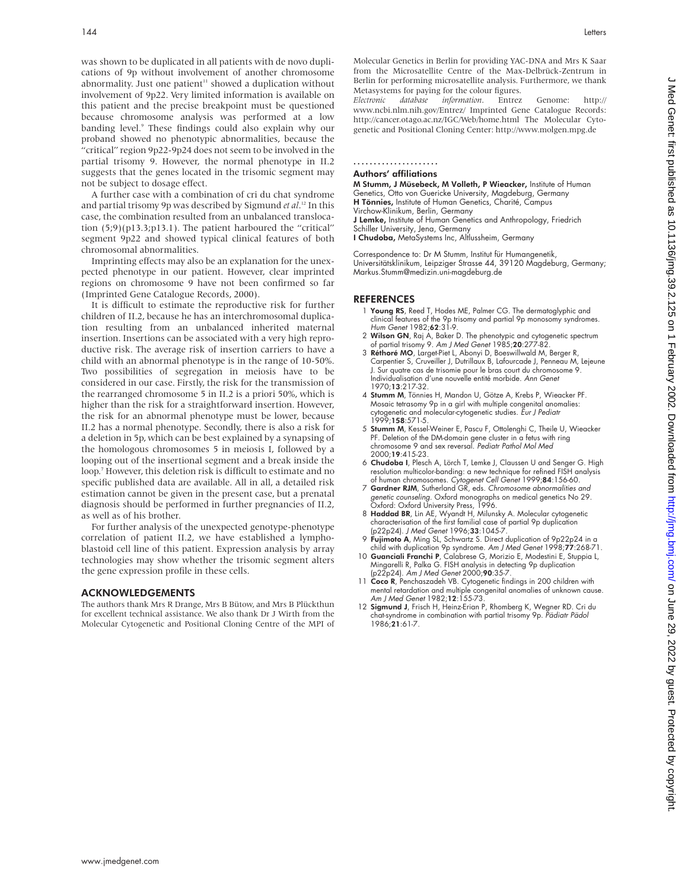was shown to be duplicated in all patients with de novo duplications of 9p without involvement of another chromosome abnormality. Just one patient[11] showed a duplication without involvement of 9p22. Very limited information is available on this patient and the precise breakpoint must be questioned because chromosome analysis was performed at a low banding level.[9] These findings could also explain why our proband showed no phenotypic abnormalities, because the "critical" region 9p22-9p24 does not seem to be involved in the partial trisomy 9. However, the normal phenotype in II.2 suggests that the genes located in the trisomic segment may not be subject to dosage effect.

A further case with a combination of cri du chat syndrome and partial trisomy 9p was described by Sigmund *et al*.[12] In this case, the combination resulted from an unbalanced translocation (5;9)(p13.3;p13.1). The patient harboured the "critical" segment 9p22 and showed typical clinical features of both chromosomal abnormalities.

Imprinting effects may also be an explanation for the unexpected phenotype in our patient. However, clear imprinted regions on chromosome 9 have not been confirmed so far (Imprinted Gene Catalogue Records, 2000).

It is difficult to estimate the reproductive risk for further children of II.2, because he has an interchromosomal duplication resulting from an unbalanced inherited maternal insertion. Insertions can be associated with a very high reproductive risk. The average risk of insertion carriers to have a child with an abnormal phenotype is in the range of 10-50%. Two possibilities of segregation in meiosis have to be considered in our case. Firstly, the risk for the transmission of the rearranged chromosome 5 in II.2 is a priori 50%, which is higher than the risk for a straightforward insertion. However, the risk for an abnormal phenotype must be lower, because II.2 has a normal phenotype. Secondly, there is also a risk for a deletion in 5p, which can be best explained by a synapsing of the homologous chromosomes 5 in meiosis I, followed by a looping out of the insertional segment and a break inside the loop.[7] However, this deletion risk is difficult to estimate and no specific published data are available. All in all, a detailed risk estimation cannot be given in the present case, but a prenatal diagnosis should be performed in further pregnancies of II.2, as well as of his brother.

For further analysis of the unexpected genotype-phenotype correlation of patient II.2, we have established a lymphoblastoid cell line of this patient. Expression analysis by array technologies may show whether the trisomic segment alters the gene expression profile in these cells.

## ACKNOWLEDGEMENTS

The authors thank Mrs R Drange, Mrs B Bütow, and Mrs B Plückthun for excellent technical assistance. We also thank Dr J Wirth from the Molecular Cytogenetic and Positional Cloning Centre of the MPI of Molecular Genetics in Berlin for providing YAC-DNA and Mrs K Saar from the Microsatellite Centre of the Max-Delbrück-Zentrum in Berlin for performing microsatellite analysis. Furthermore, we thank Metasystems for paying for the colour figures.

*Electronic database information*. Entrez Genome: http://www.ncbi.nlm.nih.gov/Entrez/ Imprinted Gene Catalogue Records: http://cancer.otago.ac.nz/IGC/Web/home.html The Molecular Cytogenetic and Positional Cloning Center: http://www.molgen.mpg.de

### Authors' affiliations

**M Stumm, J Müsebeck, M Volleth, P Wieacker,** Institute of Human Genetics, Otto von Guericke University, Magdeburg, Germany
**H Tönnies,** Institute of Human Genetics, Charité, Campus Virchow-Klinikum, Berlin, Germany
**J Lemke,** Institute of Human Genetics and Anthropology, Friedrich Schiller University, Jena, Germany
**I Chudoba,** MetaSystems Inc, Altlussheim, Germany

Correspondence to: Dr M Stumm, Institut für Humangenetik, Universitätsklinikum, Leipziger Strasse 44, 39120 Magdeburg, Germany; Markus.Stumm@medizin.uni-magdeburg.de

## REFERENCES

1. **Young RS**, Reed T, Hodes ME, Palmer CG. The dermatoglyphic and clinical features of the 9p trisomy and partial 9p monosomy syndromes. *Hum Genet* 1982;**62**:31-9.
2. **Wilson GN**, Raj A, Baker D. The phenotypic and cytogenetic spectrum of partial trisomy 9. *Am J Med Genet* 1985;**20**:277-82.
3. **Réthoré MO**, Larget-Piet L, Abonyi D, Boeswillwald M, Berger R, Carpentier S, Cruveiller J, Dutrillaux B, Lafourcade J, Penneau M, Lejeune J. Sur quatre cas de trisomie pour le bras court du chromosome 9. Individualisation d'une nouvelle entité morbide. *Ann Genet* 1970;**13**:217-32.
4. **Stumm M**, Tönnies H, Mandon U, Götze A, Krebs P, Wieacker PF. Mosaic tetrasomy 9p in a girl with multiple congenital anomalies: cytogenetic and molecular-cytogenetic studies. *Eur J Pediatr* 1999;**158**:571-5.
5. **Stumm M**, Kessel-Weiner E, Pascu F, Ottolenghi C, Theile U, Wieacker PF. Deletion of the DM-domain gene cluster in a fetus with ring chromosome 9 and sex reversal. *Pediatr Pathol Mol Med* 2000;**19**:415-23.
6. **Chudoba I**, Plesch A, Lörch T, Lemke J, Claussen U and Senger G. High resolution multicolor-banding: a new technique for refined FISH analysis of human chromosomes. *Cytogenet Cell Genet* 1999;**84**:156-60.
7. **Gardner RJM**, Sutherland GR, eds. *Chromosome abnormalities and genetic counseling*. Oxford monographs on medical genetics No 29. Oxford: Oxford University Press, 1996.
8. **Haddad BR**, Lin AE, Wyandt H, Milunsky A. Molecular cytogenetic characterisation of the first familial case of partial 9p duplication (p22p24). *J Med Genet* 1996;**33**:1045-7.
9. **Fujimoto A**, Ming SL, Schwartz S. Direct duplication of 9p22p24 in a child with duplication 9p syndrome. *Am J Med Genet* 1998;**77**:268-71.
10. **Guanciali Franchi P**, Calabrese G, Morizio E, Modestini E, Stuppia L, Mingarelli R, Palka G. FISH analysis in detecting 9p duplication (p22p24). *Am J Med Genet* 2000;**90**:35-7.
11. **Coco R**, Penchaszadeh VB. Cytogenetic findings in 200 children with mental retardation and multiple congenital anomalies of unknown cause. *Am J Med Genet* 1982;**12**:155-73.
12. **Sigmund J**, Frisch H, Heinz-Erian P, Rhomberg K, Wegner RD. Cri du chat-syndrome in combination with partial trisomy 9p. *Pädiatr Pädol* 1986;**21**:61-7.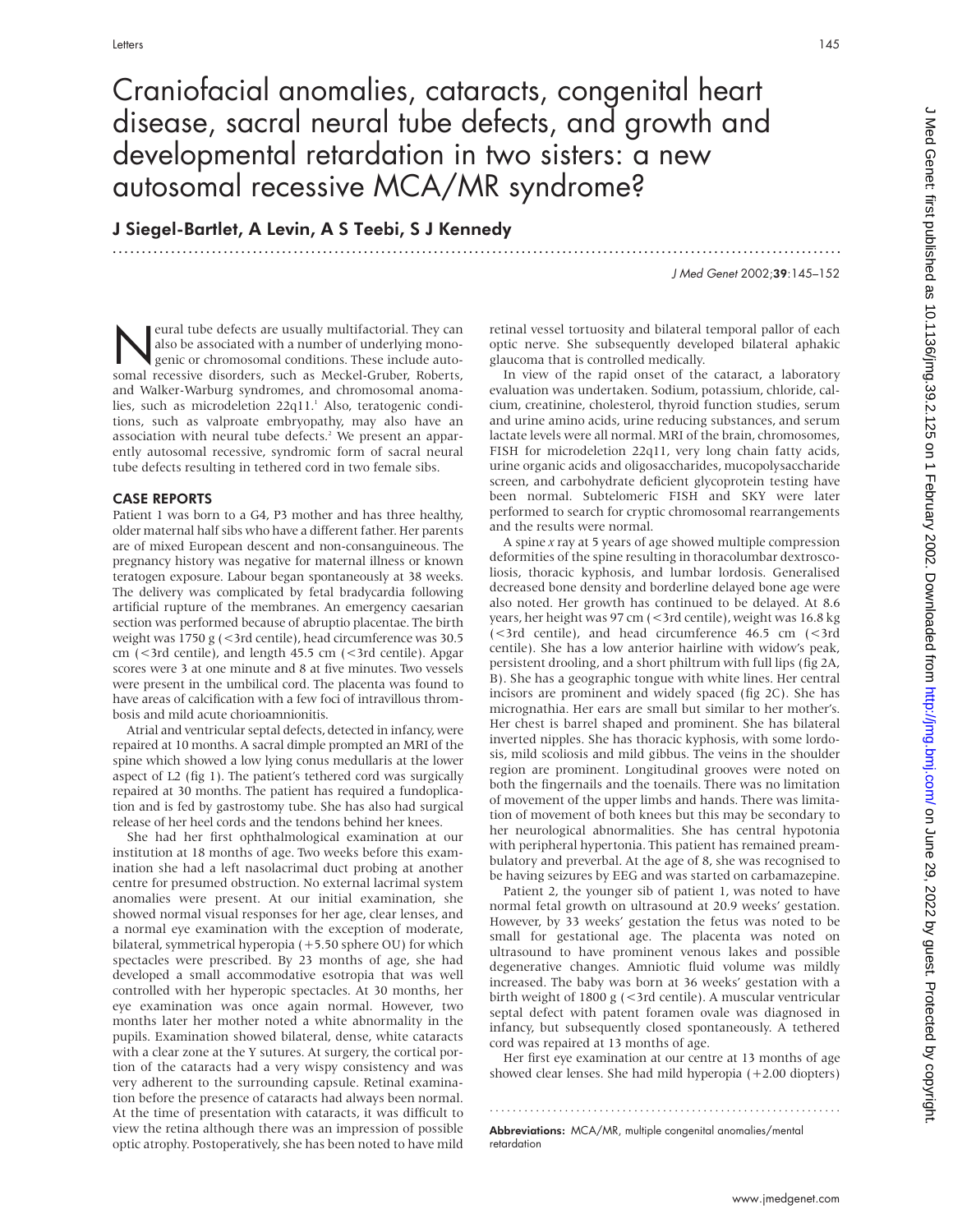# Craniofacial anomalies, cataracts, congenital heart disease, sacral neural tube defects, and growth and developmental retardation in two sisters: a new autosomal recessive MCA/MR syndrome?

**J Siegel-Bartlet, A Levin, A S Teebi, S J Kennedy**

Neural tube defects are usually multifactorial. They can also be associated with a number of underlying monogenic or chromosomal conditions. These include autosomal recessive disorders, such as Meckel-Gruber, Roberts, and Walker-Warburg syndromes, and chromosomal anomalies, such as microdeletion 22q11.[1] Also, teratogenic conditions, such as valproate embryopathy, may also have an association with neural tube defects.[2] We present an apparently autosomal recessive, syndromic form of sacral neural tube defects resulting in tethered cord in two female sibs.

## CASE REPORTS

Patient 1 was born to a G4, P3 mother and has three healthy, older maternal half sibs who have a different father. Her parents are of mixed European descent and non-consanguineous. The pregnancy history was negative for maternal illness or known teratogen exposure. Labour began spontaneously at 38 weeks. The delivery was complicated by fetal bradycardia following artificial rupture of the membranes. An emergency caesarian section was performed because of abruptio placentae. The birth weight was 1750 g (<3rd centile), head circumference was 30.5 cm (<3rd centile), and length 45.5 cm (<3rd centile). Apgar scores were 3 at one minute and 8 at five minutes. Two vessels were present in the umbilical cord. The placenta was found to have areas of calcification with a few foci of intravillous thrombosis and mild acute chorioamnionitis.

Atrial and ventricular septal defects, detected in infancy, were repaired at 10 months. A sacral dimple prompted an MRI of the spine which showed a low lying conus medullaris at the lower aspect of L2 (fig 1). The patient's tethered cord was surgically repaired at 30 months. The patient has required a fundoplication and is fed by gastrostomy tube. She has also had surgical release of her heel cords and the tendons behind her knees.

She had her first ophthalmological examination at our institution at 18 months of age. Two weeks before this examination she had a left nasolacrimal duct probing at another centre for presumed obstruction. No external lacrimal system anomalies were present. At our initial examination, she showed normal visual responses for her age, clear lenses, and a normal eye examination with the exception of moderate, bilateral, symmetrical hyperopia (+5.50 sphere OU) for which spectacles were prescribed. By 23 months of age, she had developed a small accommodative esotropia that was well controlled with her hyperopic spectacles. At 30 months, her eye examination was once again normal. However, two months later her mother noted a white abnormality in the pupils. Examination showed bilateral, dense, white cataracts with a clear zone at the Y sutures. At surgery, the cortical portion of the cataracts had a very wispy consistency and was very adherent to the surrounding capsule. Retinal examination before the presence of cataracts had always been normal. At the time of presentation with cataracts, it was difficult to view the retina although there was an impression of possible optic atrophy. Postoperatively, she has been noted to have mild retinal vessel tortuosity and bilateral temporal pallor of each optic nerve. She subsequently developed bilateral aphakic glaucoma that is controlled medically.

In view of the rapid onset of the cataract, a laboratory evaluation was undertaken. Sodium, potassium, chloride, calcium, creatinine, cholesterol, thyroid function studies, serum and urine amino acids, urine reducing substances, and serum lactate levels were all normal. MRI of the brain, chromosomes, FISH for microdeletion 22q11, very long chain fatty acids, urine organic acids and oligosaccharides, mucopolysaccharide screen, and carbohydrate deficient glycoprotein testing have been normal. Subtelomeric FISH and SKY were later performed to search for cryptic chromosomal rearrangements and the results were normal.

A spine *x* ray at 5 years of age showed multiple compression deformities of the spine resulting in thoracolumbar dextroscoliosis, thoracic kyphosis, and lumbar lordosis. Generalised decreased bone density and borderline delayed bone age were also noted. Her growth has continued to be delayed. At 8.6 years, her height was 97 cm (<3rd centile), weight was 16.8 kg (<3rd centile), and head circumference 46.5 cm (<3rd centile). She has a low anterior hairline with widow's peak, persistent drooling, and a short philtrum with full lips (fig 2A, B). She has a geographic tongue with white lines. Her central incisors are prominent and widely spaced (fig 2C). She has micrognathia. Her ears are small but similar to her mother's. Her chest is barrel shaped and prominent. She has bilateral inverted nipples. She has thoracic kyphosis, with some lordosis, mild scoliosis and mild gibbus. The veins in the shoulder region are prominent. Longitudinal grooves were noted on both the fingernails and the toenails. There was no limitation of movement of the upper limbs and hands. There was limitation of movement of both knees but this may be secondary to her neurological abnormalities. She has central hypotonia with peripheral hypertonia. This patient has remained preambulatory and preverbal. At the age of 8, she was recognised to be having seizures by EEG and was started on carbamazepine.

Patient 2, the younger sib of patient 1, was noted to have normal fetal growth on ultrasound at 20.9 weeks' gestation. However, by 33 weeks' gestation the fetus was noted to be small for gestational age. The placenta was noted on ultrasound to have prominent venous lakes and possible degenerative changes. Amniotic fluid volume was mildly increased. The baby was born at 36 weeks' gestation with a birth weight of 1800 g (<3rd centile). A muscular ventricular septal defect with patent foramen ovale was diagnosed in infancy, but subsequently closed spontaneously. A tethered cord was repaired at 13 months of age.

Her first eye examination at our centre at 13 months of age showed clear lenses. She had mild hyperopia (+2.00 diopters)

**Abbreviations:** MCA/MR, multiple congenital anomalies/mental retardation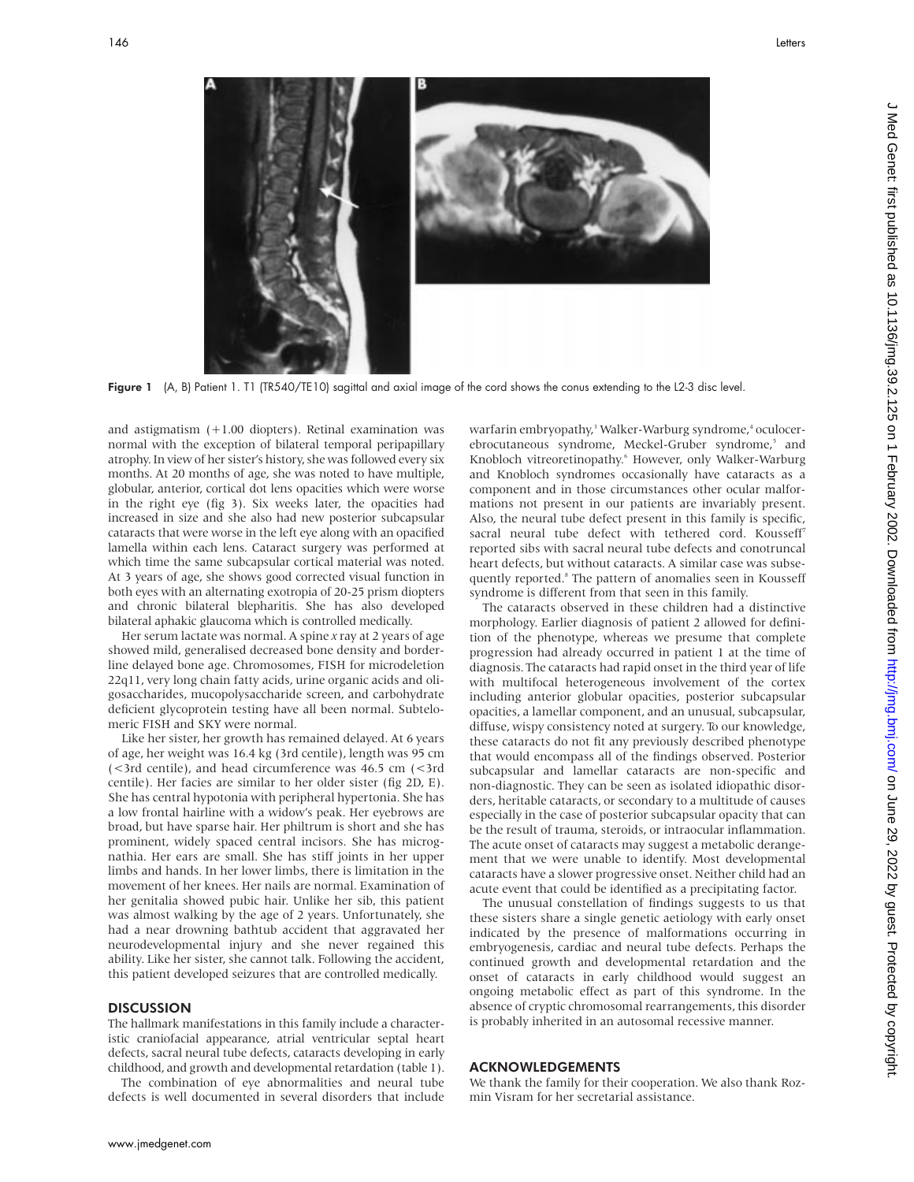Figure 1 (A, B) Patient 1. T1 (TR540/TE10) sagittal and axial image of the cord shows the conus extending to the L2-3 disc level.

and astigmatism (+1.00 diopters). Retinal examination was normal with the exception of bilateral temporal peripapillary atrophy. In view of her sister's history, she was followed every six months. At 20 months of age, she was noted to have multiple, globular, anterior, cortical dot lens opacities which were worse in the right eye (fig 3). Six weeks later, the opacities had increased in size and she also had new posterior subcapsular cataracts that were worse in the left eye along with an opacified lamella within each lens. Cataract surgery was performed at which time the same subcapsular cortical material was noted. At 3 years of age, she shows good corrected visual function in both eyes with an alternating exotropia of 20-25 prism diopters and chronic bilateral blepharitis. She has also developed bilateral aphakic glaucoma which is controlled medically.

Her serum lactate was normal. A spine *x* ray at 2 years of age showed mild, generalised decreased bone density and borderline delayed bone age. Chromosomes, FISH for microdeletion 22q11, very long chain fatty acids, urine organic acids and oligosaccharides, mucopolysaccharide screen, and carbohydrate deficient glycoprotein testing have all been normal. Subtelomeric FISH and SKY were normal.

Like her sister, her growth has remained delayed. At 6 years of age, her weight was 16.4 kg (3rd centile), length was 95 cm (<3rd centile), and head circumference was 46.5 cm (<3rd centile). Her facies are similar to her older sister (fig 2D, E). She has central hypotonia with peripheral hypertonia. She has a low frontal hairline with a widow's peak. Her eyebrows are broad, but have sparse hair. Her philtrum is short and she has prominent, widely spaced central incisors. She has micrognathia. Her ears are small. She has stiff joints in her upper limbs and hands. In her lower limbs, there is limitation in the movement of her knees. Her nails are normal. Examination of her genitalia showed pubic hair. Unlike her sib, this patient was almost walking by the age of 2 years. Unfortunately, she had a near drowning bathtub accident that aggravated her neurodevelopmental injury and she never regained this ability. Like her sister, she cannot talk. Following the accident, this patient developed seizures that are controlled medically.

## DISCUSSION

The hallmark manifestations in this family include a characteristic craniofacial appearance, atrial ventricular septal heart defects, sacral neural tube defects, cataracts developing in early childhood, and growth and developmental retardation (table 1).

The combination of eye abnormalities and neural tube defects is well documented in several disorders that include warfarin embryopathy,[3] Walker-Warburg syndrome,[4] oculocerebrocutaneous syndrome, Meckel-Gruber syndrome,[5] and Knobloch vitreoretinopathy.[6] However, only Walker-Warburg and Knobloch syndromes occasionally have cataracts as a component and in those circumstances other ocular malformations not present in our patients are invariably present. Also, the neural tube defect present in this family is specific, sacral neural tube defect with tethered cord. Kousseff[7] reported sibs with sacral neural tube defects and conotruncal heart defects, but without cataracts. A similar case was subsequently reported.[8] The pattern of anomalies seen in Kousseff syndrome is different from that seen in this family.

The cataracts observed in these children had a distinctive morphology. Earlier diagnosis of patient 2 allowed for definition of the phenotype, whereas we presume that complete progression had already occurred in patient 1 at the time of diagnosis. The cataracts had rapid onset in the third year of life with multifocal heterogeneous involvement of the cortex including anterior globular opacities, posterior subcapsular opacities, a lamellar component, and an unusual, subcapsular, diffuse, wispy consistency noted at surgery. To our knowledge, these cataracts do not fit any previously described phenotype that would encompass all of the findings observed. Posterior subcapsular and lamellar cataracts are non-specific and non-diagnostic. They can be seen as isolated idiopathic disorders, heritable cataracts, or secondary to a multitude of causes especially in the case of posterior subcapsular opacity that can be the result of trauma, steroids, or intraocular inflammation. The acute onset of cataracts may suggest a metabolic derangement that we were unable to identify. Most developmental cataracts have a slower progressive onset. Neither child had an acute event that could be identified as a precipitating factor.

The unusual constellation of findings suggests to us that these sisters share a single genetic aetiology with early onset indicated by the presence of malformations occurring in embryogenesis, cardiac and neural tube defects. Perhaps the continued growth and developmental retardation and the onset of cataracts in early childhood would suggest an ongoing metabolic effect as part of this syndrome. In the absence of cryptic chromosomal rearrangements, this disorder is probably inherited in an autosomal recessive manner.

## ACKNOWLEDGEMENTS

We thank the family for their cooperation. We also thank Rozmin Visram for her secretarial assistance.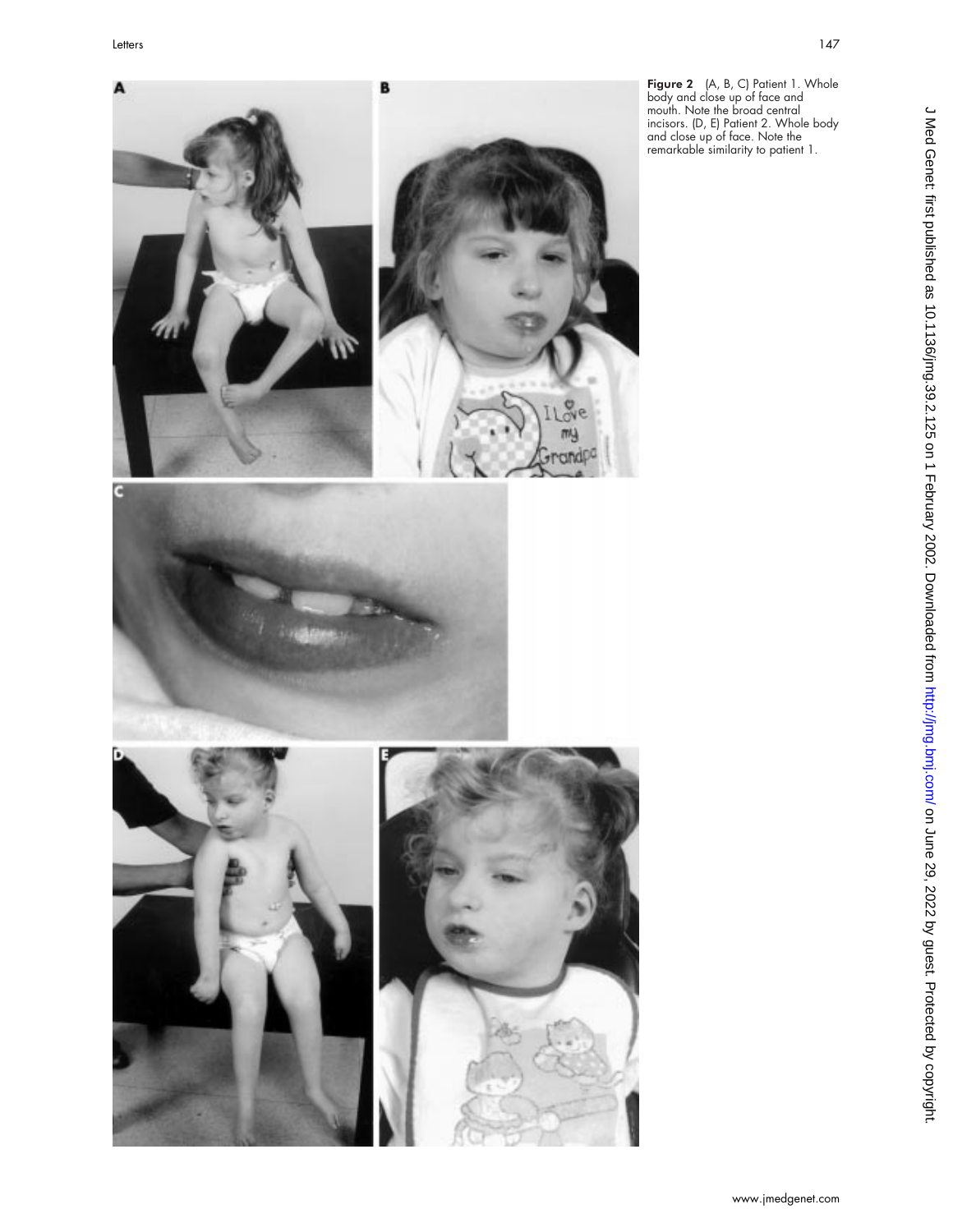**Figure 2** (A, B, C) Patient 1. Whole body and close up of face and mouth. Note the broad central incisors. (D, E) Patient 2. Whole body and close up of face. Note the remarkable similarity to patient 1.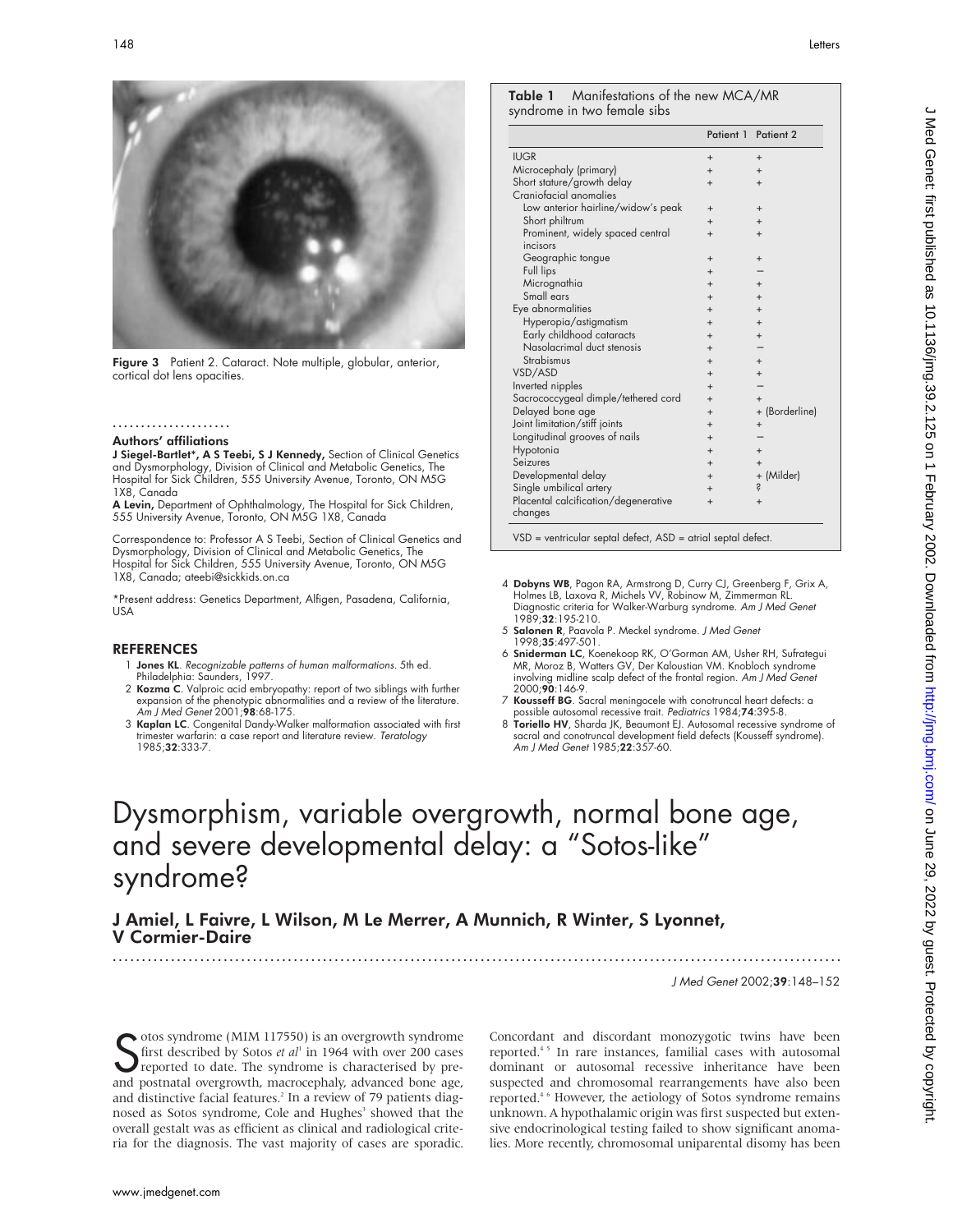Figure 3 Patient 2. Cataract. Note multiple, globular, anterior, cortical dot lens opacities.

**Authors' affiliations**

**J Siegel-Bartlet\*, A S Teebi, S J Kennedy,** Section of Clinical Genetics and Dysmorphology, Division of Clinical and Metabolic Genetics, The Hospital for Sick Children, 555 University Avenue, Toronto, ON M5G 1X8, Canada

**A Levin,** Department of Ophthalmology, The Hospital for Sick Children, 555 University Avenue, Toronto, ON M5G 1X8, Canada

Correspondence to: Professor A S Teebi, Section of Clinical Genetics and Dysmorphology, Division of Clinical and Metabolic Genetics, The Hospital for Sick Children, 555 University Avenue, Toronto, ON M5G 1X8, Canada; ateebi@sickkids.on.ca

\*Present address: Genetics Department, Alfigen, Pasadena, California, USA

## REFERENCES

1. **Jones KL**. *Recognizable patterns of human malformations*. 5th ed. Philadelphia: Saunders, 1997.
2. **Kozma C**. Valproic acid embryopathy: report of two siblings with further expansion of the phenotypic abnormalities and a review of the literature. *Am J Med Genet* 2001;**98**:68-175.
3. **Kaplan LC**. Congenital Dandy-Walker malformation associated with first trimester warfarin: a case report and literature review. *Teratology* 1985;**32**:333-7.
4. **Dobyns WB**, Pagon RA, Armstrong D, Curry CJ, Greenberg F, Grix A, Holmes LB, Laxova R, Michels VV, Robinow M, Zimmerman RL. Diagnostic criteria for Walker-Warburg syndrome. *Am J Med Genet* 1989;**32**:195-210.
5. **Salonen R**, Paavola P. Meckel syndrome. *J Med Genet* 1998;**35**:497-501.
6. **Sniderman LC**, Koenekoop RK, O'Gorman AM, Usher RH, Sufrategui MR, Moroz B, Watters GV, Der Kaloustian VM. Knobloch syndrome involving midline scalp defect of the frontal region. *Am J Med Genet* 2000;**90**:146-9.
7. **Kousseff BG**. Sacral meningocele with conotruncal heart defects: a possible autosomal recessive trait. *Pediatrics* 1984;**74**:395-8.
8. **Toriello HV**, Sharda JK, Beaumont EJ. Autosomal recessive syndrome of sacral and conotruncal development field defects (Kousseff syndrome). *Am J Med Genet* 1985;**22**:357-60.

**Table 1** Manifestations of the new MCA/MR syndrome in two female sibs

| | Patient 1 | Patient 2 |
|---|---|---|
| IUGR | + | + |
| Microcephaly (primary) | + | + |
| Short stature/growth delay | + | + |
| Craniofacial anomalies | | |
| Low anterior hairline/widow's peak | + | + |
| Short philtrum | + | + |
| Prominent, widely spaced central incisors | + | + |
| Geographic tongue | + | + |
| Full lips | + | – |
| Micrognathia | + | + |
| Small ears | + | + |
| Eye abnormalities | + | + |
| Hyperopia/astigmatism | + | + |
| Early childhood cataracts | + | + |
| Nasolacrimal duct stenosis | + | – |
| Strabismus | + | + |
| VSD/ASD | + | + |
| Inverted nipples | + | – |
| Sacrococcygeal dimple/tethered cord | + | + |
| Delayed bone age | + | + (Borderline) |
| Joint limitation/stiff joints | + | + |
| Longitudinal grooves of nails | + | – |
| Hypotonia | + | + |
| Seizures | + | + |
| Developmental delay | + | + (Milder) |
| Single umbilical artery | + | ? |
| Placental calcification/degenerative changes | + | + |

VSD = ventricular septal defect, ASD = atrial septal defect.

# Dysmorphism, variable overgrowth, normal bone age, and severe developmental delay: a "Sotos-like" syndrome?

**J Amiel, L Faivre, L Wilson, M Le Merrer, A Munnich, R Winter, S Lyonnet, V Cormier-Daire**

*J Med Genet* 2002;**39**:148–152

Sotos syndrome (MIM 117550) is an overgrowth syndrome first described by Sotos *et al*[1] in 1964 with over 200 cases reported to date. The syndrome is characterised by pre- and postnatal overgrowth, macrocephaly, advanced bone age, and distinctive facial features.[2] In a review of 79 patients diagnosed as Sotos syndrome, Cole and Hughes[3] showed that the overall gestalt was as efficient as clinical and radiological criteria for the diagnosis. The vast majority of cases are sporadic. Concordant and discordant monozygotic twins have been reported.[4,5] In rare instances, familial cases with autosomal dominant or autosomal recessive inheritance have been suspected and chromosomal rearrangements have also been reported.[4,6] However, the aetiology of Sotos syndrome remains unknown. A hypothalamic origin was first suspected but extensive endocrinological testing failed to show significant anomalies. More recently, chromosomal uniparental disomy has been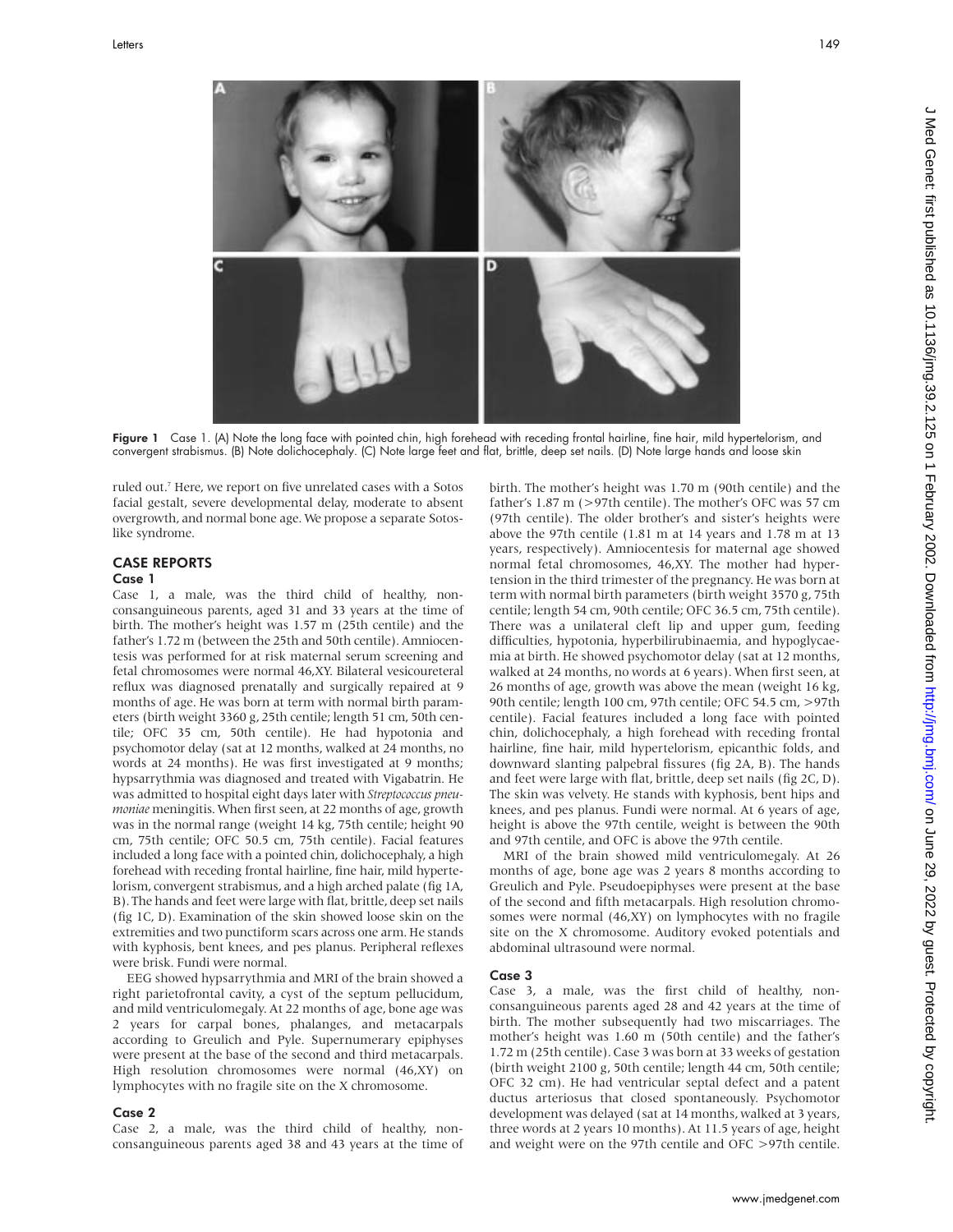Figure 1 Case 1. (A) Note the long face with pointed chin, high forehead with receding frontal hairline, fine hair, mild hypertelorism, and convergent strabismus. (B) Note dolichocephaly. (C) Note large feet and flat, brittle, deep set nails. (D) Note large hands and loose skin

ruled out.[7] Here, we report on five unrelated cases with a Sotos facial gestalt, severe developmental delay, moderate to absent overgrowth, and normal bone age. We propose a separate Sotos-like syndrome.

## CASE REPORTS

### Case 1

Case 1, a male, was the third child of healthy, non-consanguineous parents, aged 31 and 33 years at the time of birth. The mother's height was 1.57 m (25th centile) and the father's 1.72 m (between the 25th and 50th centile). Amniocentesis was performed for at risk maternal serum screening and fetal chromosomes were normal 46,XY. Bilateral vesicoureteral reflux was diagnosed prenatally and surgically repaired at 9 months of age. He was born at term with normal birth parameters (birth weight 3360 g, 25th centile; length 51 cm, 50th centile; OFC 35 cm, 50th centile). He had hypotonia and psychomotor delay (sat at 12 months, walked at 24 months, no words at 24 months). He was first investigated at 9 months; hypsarrythmia was diagnosed and treated with Vigabatrin. He was admitted to hospital eight days later with *Streptococcus pneumoniae* meningitis. When first seen, at 22 months of age, growth was in the normal range (weight 14 kg, 75th centile; height 90 cm, 75th centile; OFC 50.5 cm, 75th centile). Facial features included a long face with a pointed chin, dolichocephaly, a high forehead with receding frontal hairline, fine hair, mild hypertelorism, convergent strabismus, and a high arched palate (fig 1A, B). The hands and feet were large with flat, brittle, deep set nails (fig 1C, D). Examination of the skin showed loose skin on the extremities and two punctiform scars across one arm. He stands with kyphosis, bent knees, and pes planus. Peripheral reflexes were brisk. Fundi were normal.

EEG showed hypsarrythmia and MRI of the brain showed a right parietofrontal cavity, a cyst of the septum pellucidum, and mild ventriculomegaly. At 22 months of age, bone age was 2 years for carpal bones, phalanges, and metacarpals according to Greulich and Pyle. Supernumerary epiphyses were present at the base of the second and third metacarpals. High resolution chromosomes were normal (46,XY) on lymphocytes with no fragile site on the X chromosome.

### Case 2

Case 2, a male, was the third child of healthy, non-consanguineous parents aged 38 and 43 years at the time of birth. The mother's height was 1.70 m (90th centile) and the father's 1.87 m (>97th centile). The mother's OFC was 57 cm (97th centile). The older brother's and sister's heights were above the 97th centile (1.81 m at 14 years and 1.78 m at 13 years, respectively). Amniocentesis for maternal age showed normal fetal chromosomes, 46,XY. The mother had hypertension in the third trimester of the pregnancy. He was born at term with normal birth parameters (birth weight 3570 g, 75th centile; length 54 cm, 90th centile; OFC 36.5 cm, 75th centile). There was a unilateral cleft lip and upper gum, feeding difficulties, hypotonia, hyperbilirubinaemia, and hypoglycaemia at birth. He showed psychomotor delay (sat at 12 months, walked at 24 months, no words at 6 years). When first seen, at 26 months of age, growth was above the mean (weight 16 kg, 90th centile; length 100 cm, 97th centile; OFC 54.5 cm, >97th centile). Facial features included a long face with pointed chin, dolichocephaly, a high forehead with receding frontal hairline, fine hair, mild hypertelorism, epicanthic folds, and downward slanting palpebral fissures (fig 2A, B). The hands and feet were large with flat, brittle, deep set nails (fig 2C, D). The skin was velvety. He stands with kyphosis, bent hips and knees, and pes planus. Fundi were normal. At 6 years of age, height is above the 97th centile, weight is between the 90th and 97th centile, and OFC is above the 97th centile.

MRI of the brain showed mild ventriculomegaly. At 26 months of age, bone age was 2 years 8 months according to Greulich and Pyle. Pseudoepiphyses were present at the base of the second and fifth metacarpals. High resolution chromosomes were normal (46,XY) on lymphocytes with no fragile site on the X chromosome. Auditory evoked potentials and abdominal ultrasound were normal.

### Case 3

Case 3, a male, was the first child of healthy, non-consanguineous parents aged 28 and 42 years at the time of birth. The mother subsequently had two miscarriages. The mother's height was 1.60 m (50th centile) and the father's 1.72 m (25th centile). Case 3 was born at 33 weeks of gestation (birth weight 2100 g, 50th centile; length 44 cm, 50th centile; OFC 32 cm). He had ventricular septal defect and a patent ductus arteriosus that closed spontaneously. Psychomotor development was delayed (sat at 14 months, walked at 3 years, three words at 2 years 10 months). At 11.5 years of age, height and weight were on the 97th centile and OFC >97th centile.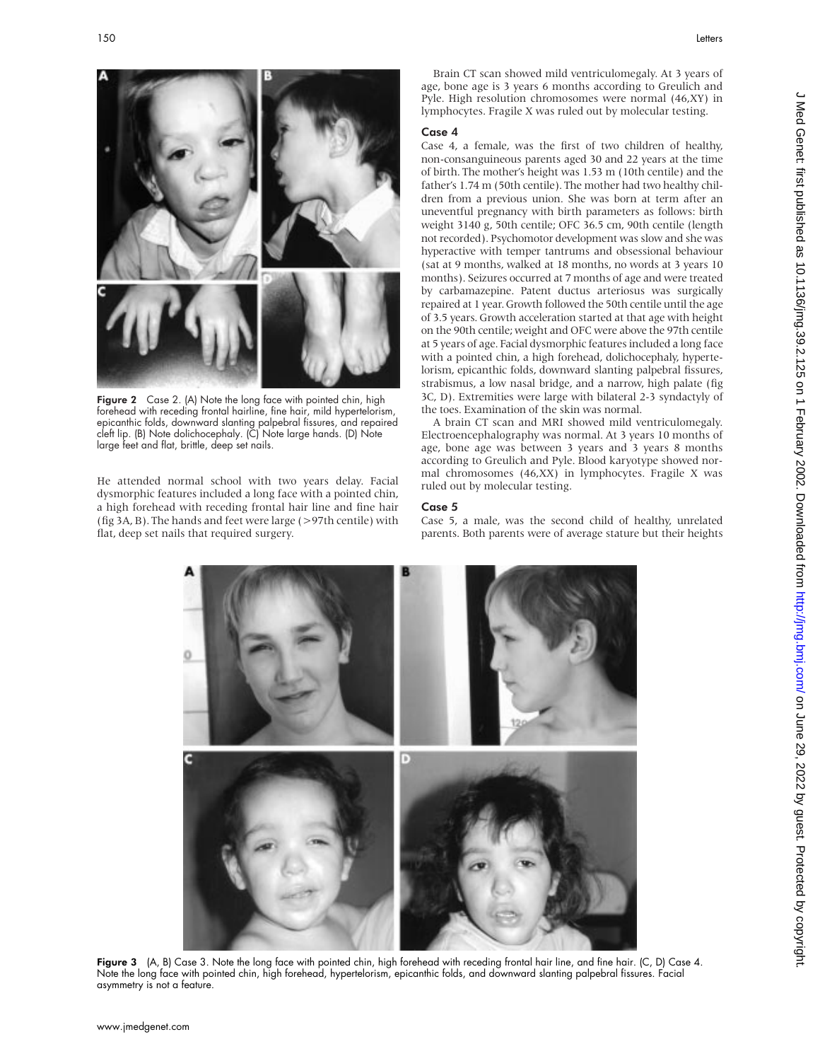Figure 2 Case 2. (A) Note the long face with pointed chin, high forehead with receding frontal hairline, fine hair, mild hypertelorism, epicanthic folds, downward slanting palpebral fissures, and repaired cleft lip. (B) Note dolichocephaly. (C) Note large hands. (D) Note large feet and flat, brittle, deep set nails.

He attended normal school with two years delay. Facial dysmorphic features included a long face with a pointed chin, a high forehead with receding frontal hair line and fine hair (fig 3A, B). The hands and feet were large (>97th centile) with flat, deep set nails that required surgery.

Brain CT scan showed mild ventriculomegaly. At 3 years of age, bone age is 3 years 6 months according to Greulich and Pyle. High resolution chromosomes were normal (46,XY) in lymphocytes. Fragile X was ruled out by molecular testing.

### Case 4

Case 4, a female, was the first of two children of healthy, non-consanguineous parents aged 30 and 22 years at the time of birth. The mother's height was 1.53 m (10th centile) and the father's 1.74 m (50th centile). The mother had two healthy children from a previous union. She was born at term after an uneventful pregnancy with birth parameters as follows: birth weight 3140 g, 50th centile; OFC 36.5 cm, 90th centile (length not recorded). Psychomotor development was slow and she was hyperactive with temper tantrums and obsessional behaviour (sat at 9 months, walked at 18 months, no words at 3 years 10 months). Seizures occurred at 7 months of age and were treated by carbamazepine. Patent ductus arteriosus was surgically repaired at 1 year. Growth followed the 50th centile until the age of 3.5 years. Growth acceleration started at that age with height on the 90th centile; weight and OFC were above the 97th centile at 5 years of age. Facial dysmorphic features included a long face with a pointed chin, a high forehead, dolichocephaly, hypertelorism, epicanthic folds, downward slanting palpebral fissures, strabismus, a low nasal bridge, and a narrow, high palate (fig 3C, D). Extremities were large with bilateral 2-3 syndactyly of the toes. Examination of the skin was normal.

A brain CT scan and MRI showed mild ventriculomegaly. Electroencephalography was normal. At 3 years 10 months of age, bone age was between 3 years and 3 years 8 months according to Greulich and Pyle. Blood karyotype showed normal chromosomes (46,XX) in lymphocytes. Fragile X was ruled out by molecular testing.

### Case 5

Case 5, a male, was the second child of healthy, unrelated parents. Both parents were of average stature but their heights

Figure 3 (A, B) Case 3. Note the long face with pointed chin, high forehead with receding frontal hair line, and fine hair. (C, D) Case 4. Note the long face with pointed chin, high forehead, hypertelorism, epicanthic folds, and downward slanting palpebral fissures. Facial asymmetry is not a feature.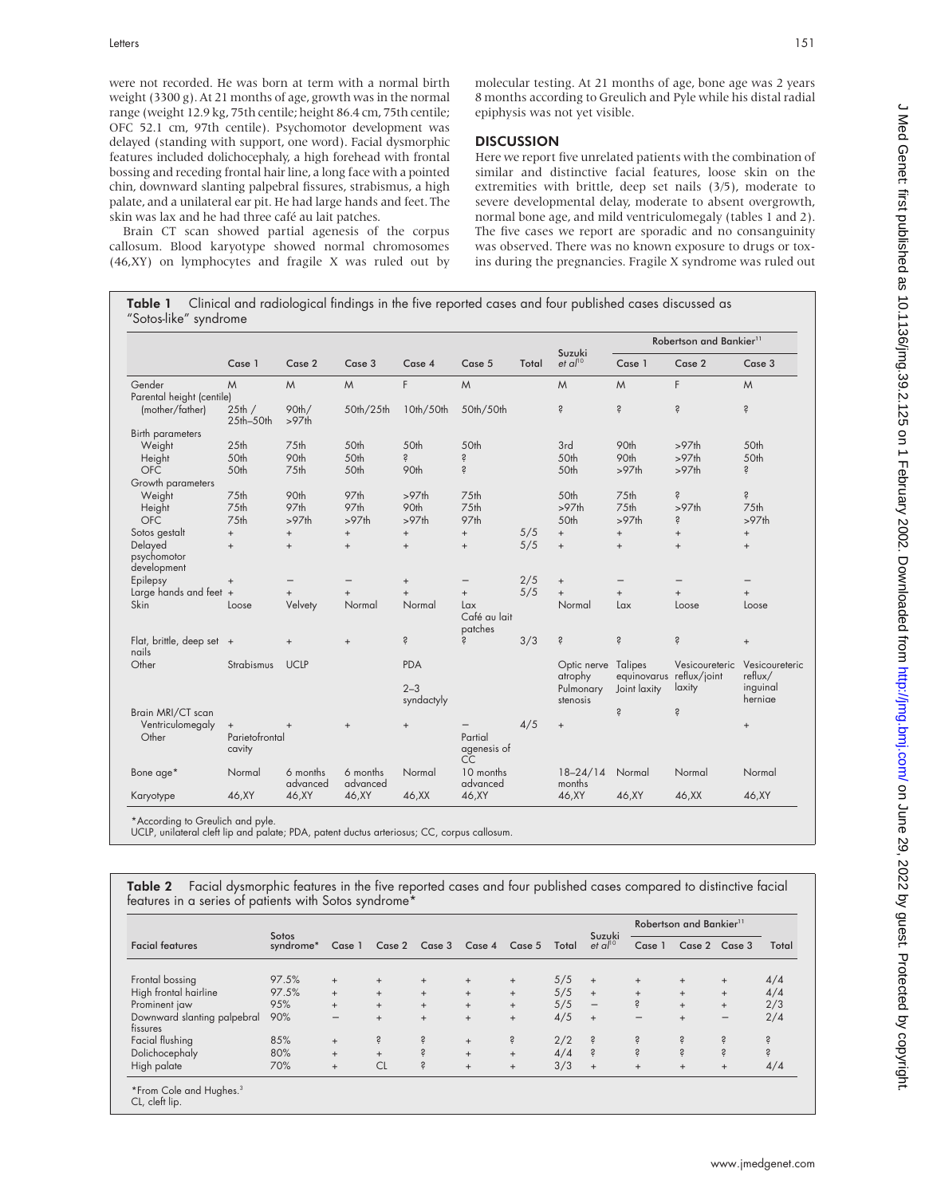were not recorded. He was born at term with a normal birth weight (3300 g). At 21 months of age, growth was in the normal range (weight 12.9 kg, 75th centile; height 86.4 cm, 75th centile; OFC 52.1 cm, 97th centile). Psychomotor development was delayed (standing with support, one word). Facial dysmorphic features included dolichocephaly, a high forehead with frontal bossing and receding frontal hair line, a long face with a pointed chin, downward slanting palpebral fissures, strabismus, a high palate, and a unilateral ear pit. He had large hands and feet. The skin was lax and he had three café au lait patches.

Brain CT scan showed partial agenesis of the corpus callosum. Blood karyotype showed normal chromosomes (46,XY) on lymphocytes and fragile X was ruled out by molecular testing. At 21 months of age, bone age was 2 years 8 months according to Greulich and Pyle while his distal radial epiphysis was not yet visible.

## DISCUSSION

Here we report five unrelated patients with the combination of similar and distinctive facial features, loose skin on the extremities with brittle, deep set nails (3/5), moderate to severe developmental delay, moderate to absent overgrowth, normal bone age, and mild ventriculomegaly (tables 1 and 2). The five cases we report are sporadic and no consanguinity was observed. There was no known exposure to drugs or toxins during the pregnancies. Fragile X syndrome was ruled out

**Table 1** Clinical and radiological findings in the five reported cases and four published cases discussed as "Sotos-like" syndrome

| | Case 1 | Case 2 | Case 3 | Case 4 | Case 5 | Total | Suzuki *et al*[10] | Robertson and Bankier[11] Case 1 | Case 2 | Case 3 |
|---|---|---|---|---|---|---|---|---|---|---|
| Gender | M | M | M | F | M | | M | M | F | M |
| Parental height (centile) (mother/father) | 25th / 25th–50th | 90th/ >97th | 50th/25th | 10th/50th | 50th/50th | | ? | ? | ? | ? |
| Birth parameters | | | | | | | | | | |
| Weight | 25th | 75th | 50th | 50th | 50th | | 3rd | 90th | >97th | 50th |
| Height | 50th | 90th | 50th | ? | ? | | 50th | 90th | >97th | 50th |
| OFC | 50th | 75th | 50th | 90th | ? | | 50th | >97th | >97th | ? |
| Growth parameters | | | | | | | | | | |
| Weight | 75th | 90th | 97th | >97th | 75th | | 50th | 75th | ? | ? |
| Height | 75th | 97th | 97th | 90th | 75th | | >97th | 75th | >97th | 75th |
| OFC | 75th | >97th | >97th | >97th | 97th | | 50th | >97th | ? | >97th |
| Sotos gestalt | + | + | + | + | + | 5/5 | + | + | + | + |
| Delayed psychomotor development | + | + | + | + | + | 5/5 | + | + | + | + |
| Epilepsy | + | – | – | + | – | 2/5 | + | – | – | – |
| Large hands and feet | + | + | + | + | + | 5/5 | + | + | + | + |
| Skin | Loose | Velvety | Normal | Normal | Lax Café au lait patches | | Normal | Lax | Loose | Loose |
| Flat, brittle, deep set nails | + | + | + | ? | ? | 3/3 | ? | ? | ? | + |
| Other | Strabismus | UCLP | | PDA 2–3 syndactyly | | | Optic nerve atrophy Pulmonary stenosis | Talipes equinovarus Joint laxity | Vesicoureteric reflux/joint laxity | Vesicoureteric reflux/ inguinal herniae |
| Brain MRI/CT scan | | | | | | | | ? | ? | |
| Ventriculomegaly | + | + | + | + | – | 4/5 | + | | | + |
| Other | Parietofrontal cavity | | | | Partial agenesis of CC | | | | | |
| Bone age* | Normal | 6 months advanced | 6 months advanced | Normal | 10 months advanced | | 18–24/14 months | Normal | Normal | Normal |
| Karyotype | 46,XY | 46,XY | 46,XY | 46,XX | 46,XY | | 46,XY | 46,XY | 46,XX | 46,XY |

*According to Greulich and Pyle.
UCLP, unilateral cleft lip and palate; PDA, patent ductus arteriosus; CC, corpus callosum.

**Table 2** Facial dysmorphic features in the five reported cases and four published cases compared to distinctive facial features in a series of patients with Sotos syndrome*

| Facial features | Sotos syndrome* | Case 1 | Case 2 | Case 3 | Case 4 | Case 5 | Total | Suzuki *et al*[10] | Robertson and Bankier[11] Case 1 | Case 2 | Case 3 | Total |
|---|---|---|---|---|---|---|---|---|---|---|---|---|
| Frontal bossing | 97.5% | + | + | + | + | + | 5/5 | + | + | + | + | 4/4 |
| High frontal hairline | 97.5% | + | + | + | + | + | 5/5 | + | + | + | + | 4/4 |
| Prominent jaw | 95% | + | + | + | + | + | 5/5 | – | ? | + | + | 2/3 |
| Downward slanting palpebral fissures | 90% | – | + | + | + | + | 4/5 | + | – | + | – | 2/4 |
| Facial flushing | 85% | + | ? | ? | + | ? | 2/2 | ? | ? | ? | ? | ? |
| Dolichocephaly | 80% | + | + | ? | + | + | 4/4 | ? | ? | ? | ? | ? |
| High palate | 70% | + | CL | ? | + | + | 3/3 | + | + | + | + | 4/4 |

*From Cole and Hughes.[3]
CL, cleft lip.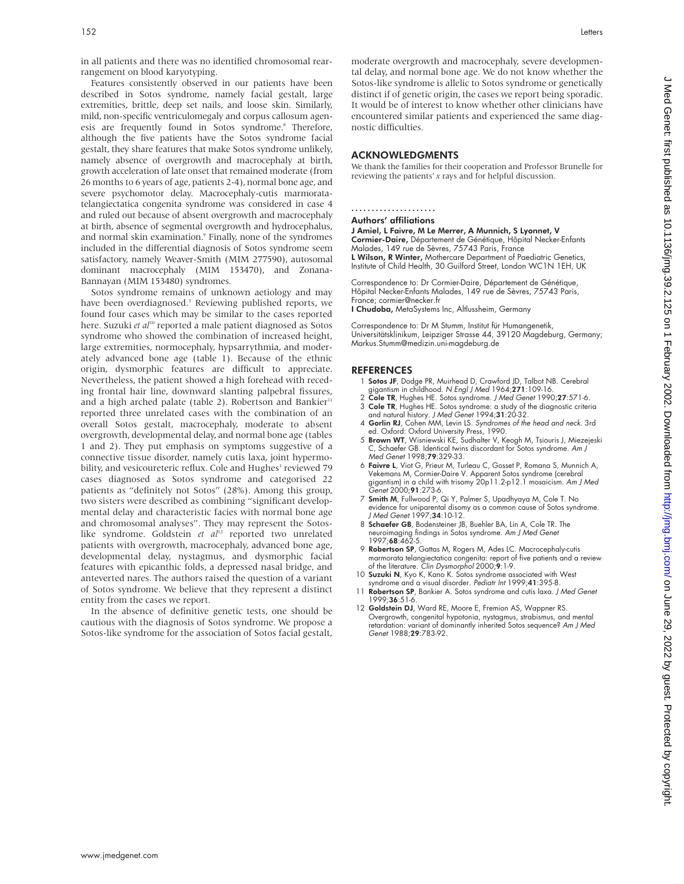in all patients and there was no identified chromosomal rearrangement on blood karyotyping.

Features consistently observed in our patients have been described in Sotos syndrome, namely facial gestalt, large extremities, brittle, deep set nails, and loose skin. Similarly, mild, non-specific ventriculomegaly and corpus callosum agenesis are frequently found in Sotos syndrome.[8] Therefore, although the five patients have the Sotos syndrome facial gestalt, they share features that make Sotos syndrome unlikely, namely absence of overgrowth and macrocephaly at birth, growth acceleration of late onset that remained moderate (from 26 months to 6 years of age, patients 2-4), normal bone age, and severe psychomotor delay. Macrocephaly-cutis marmorata-telangiectatica congenita syndrome was considered in case 4 and ruled out because of absent overgrowth and macrocephaly at birth, absence of segmental overgrowth and hydrocephalus, and normal skin examination.[9] Finally, none of the syndromes included in the differential diagnosis of Sotos syndrome seem satisfactory, namely Weaver-Smith (MIM 277590), autosomal dominant macrocephaly (MIM 153470), and Zonana-Bannayan (MIM 153480) syndromes.

Sotos syndrome remains of unknown aetiology and may have been overdiagnosed.[3] Reviewing published reports, we found four cases which may be similar to the cases reported here. Suzuki *et al*[10] reported a male patient diagnosed as Sotos syndrome who showed the combination of increased height, large extremities, normocephaly, hypsarrythmia, and moderately advanced bone age (table 1). Because of the ethnic origin, dysmorphic features are difficult to appreciate. Nevertheless, the patient showed a high forehead with receding frontal hair line, downward slanting palpebral fissures, and a high arched palate (table 2). Robertson and Bankier[11] reported three unrelated cases with the combination of an overall Sotos gestalt, macrocephaly, moderate to absent overgrowth, developmental delay, and normal bone age (tables 1 and 2). They put emphasis on symptoms suggestive of a connective tissue disorder, namely cutis laxa, joint hypermobility, and vesicoureteric reflux. Cole and Hughes[3] reviewed 79 cases diagnosed as Sotos syndrome and categorised 22 patients as "definitely not Sotos" (28%). Among this group, two sisters were described as combining "significant developmental delay and characteristic facies with normal bone age and chromosomal analyses". They may represent the Sotos-like syndrome. Goldstein *et al*[12] reported two unrelated patients with overgrowth, macrocephaly, advanced bone age, developmental delay, nystagmus, and dysmorphic facial features with epicanthic folds, a depressed nasal bridge, and anteverted nares. The authors raised the question of a variant of Sotos syndrome. We believe that they represent a distinct entity from the cases we report.

In the absence of definitive genetic tests, one should be cautious with the diagnosis of Sotos syndrome. We propose a Sotos-like syndrome for the association of Sotos facial gestalt, moderate overgrowth and macrocephaly, severe developmental delay, and normal bone age. We do not know whether the Sotos-like syndrome is allelic to Sotos syndrome or genetically distinct if of genetic origin, the cases we report being sporadic. It would be of interest to know whether other clinicians have encountered similar patients and experienced the same diagnostic difficulties.

## ACKNOWLEDGMENTS

We thank the families for their cooperation and Professor Brunelle for reviewing the patients' *x* rays and for helpful discussion.

### Authors' affiliations

**J Amiel, L Faivre, M Le Merrer, A Munnich, S Lyonnet, V Cormier-Daire,** Département de Génétique, Hôpital Necker-Enfants Malades, 149 rue de Sèvres, 75743 Paris, France
**L Wilson, R Winter,** Mothercare Department of Paediatric Genetics, Institute of Child Health, 30 Guilford Street, London WC1N 1EH, UK

Correspondence to: Dr Cormier-Daire, Département de Génétique, Hôpital Necker-Enfants Malades, 149 rue de Sèvres, 75743 Paris, France; cormier@necker.fr
**I Chudoba,** MetaSystems Inc, Altlussheim, Germany

Correspondence to: Dr M Stumm, Institut für Humangenetik, Universitätsklinikum, Leipziger Strasse 44, 39120 Magdeburg, Germany; Markus.Stumm@medizin.uni-magdeburg.de

## REFERENCES

1. **Sotos JF**, Dodge PR, Muirhead D, Crawford JD, Talbot NB. Cerebral gigantism in childhood. *N Engl J Med* 1964;**271**:109-16.
2. **Cole TR**, Hughes HE. Sotos syndrome. *J Med Genet* 1990;**27**:571-6.
3. **Cole TR**, Hughes HE. Sotos syndrome: a study of the diagnostic criteria and natural history. *J Med Genet* 1994;**31**:20-32.
4. **Gorlin RJ**, Cohen MM, Levin LS. *Syndromes of the head and neck.* 3rd ed. Oxford: Oxford University Press, 1990.
5. **Brown WT**, Wisniewski KE, Sudhalter V, Keogh M, Tsiouris J, Miezejeski C, Schaefer GB. Identical twins discordant for Sotos syndrome. *Am J Med Genet* 1998;**79**:329-33.
6. **Faivre L**, Viot G, Prieur M, Turleau C, Gosset P, Romana S, Munnich A, Vekemans M, Cormier-Daire V. Apparent Sotos syndrome (cerebral gigantism) in a child with trisomy 20p11.2-p12.1 mosaicism. *Am J Med Genet* 2000;**91**:273-6.
7. **Smith M**, Fullwood P, Qi Y, Palmer S, Upadhyaya M, Cole T. No evidence for uniparental disomy as a common cause of Sotos syndrome. *J Med Genet* 1997;**34**:10-12.
8. **Schaefer GB**, Bodensteiner JB, Buehler BA, Lin A, Cole TR. The neuroimaging findings in Sotos syndrome. *Am J Med Genet* 1997;**68**:462-5.
9. **Robertson SP**, Gattas M, Rogers M, Ades LC. Macrocephaly-cutis marmorata telangiectatica congenita: report of five patients and a review of the literature. *Clin Dysmorphol* 2000;**9**:1-9.
10. **Suzuki N**, Kyo K, Kano K. Sotos syndrome associated with West syndrome and a visual disorder. *Pediatr Int* 1999;**41**:395-8.
11. **Robertson SP**, Bankier A. Sotos syndrome and cutis laxa. *J Med Genet* 1999;**36**:51-6.
12. **Goldstein DJ**, Ward RE, Moore E, Fremion AS, Wappner RS. Overgrowth, congenital hypotonia, nystagmus, strabismus, and mental retardation: variant of dominantly inherited Sotos sequence? *Am J Med Genet* 1988;**29**:783-92.